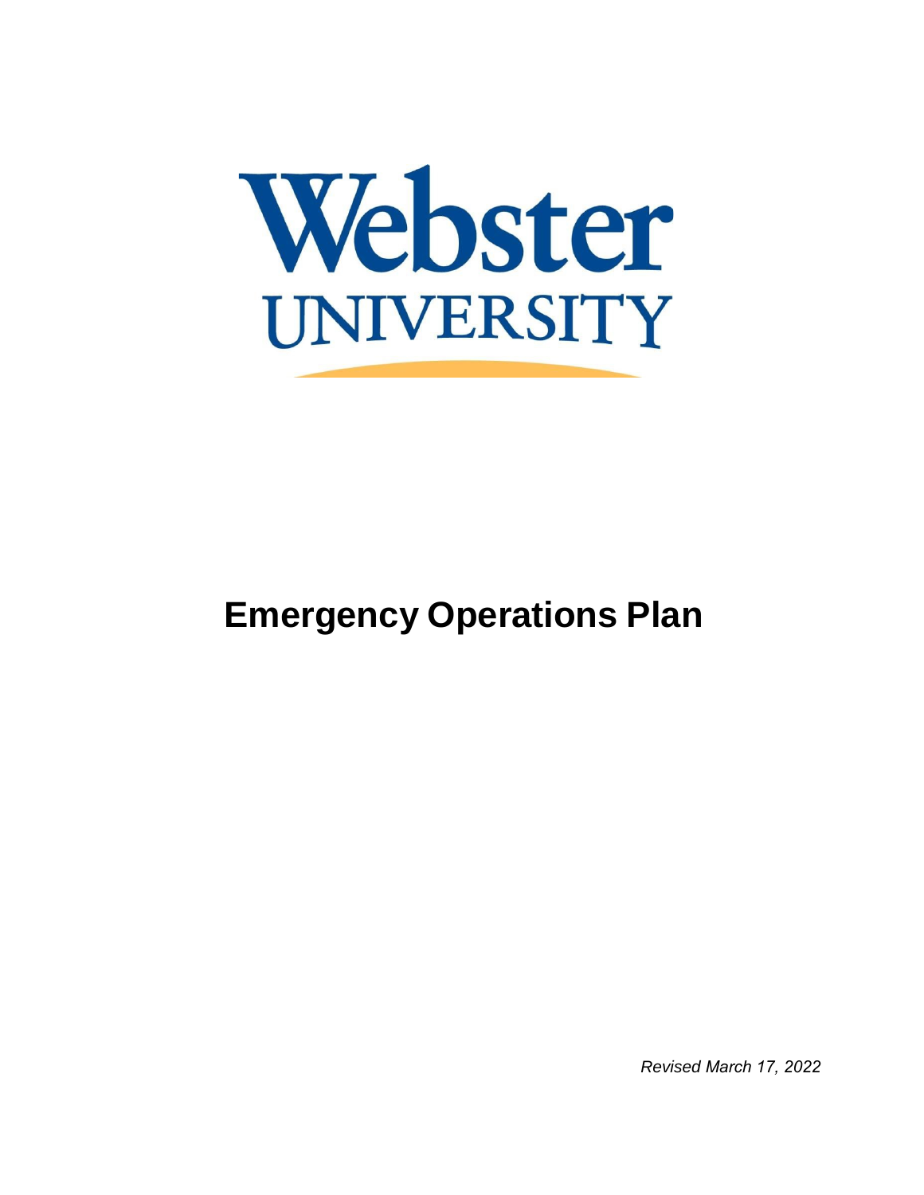Webster UNIVERSITY

# Emergency Operations Plan

*Revised March 17, 2022*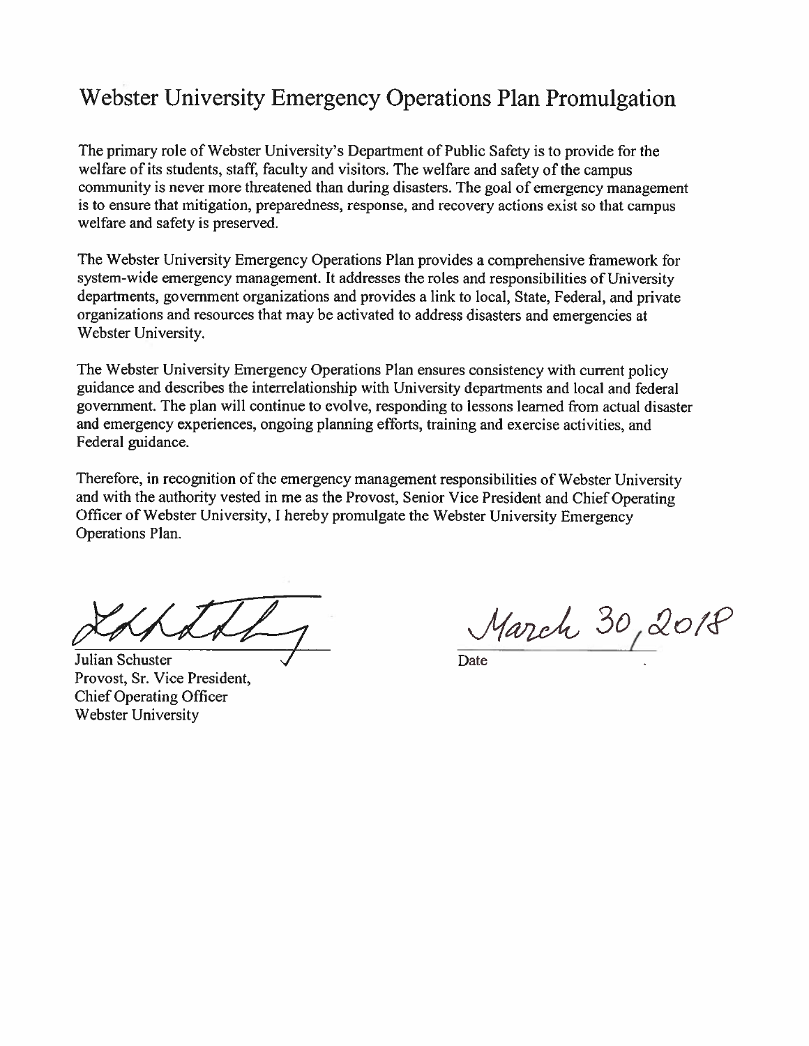# Webster University Emergency Operations Plan Promulgation

The primary role of Webster University's Department of Public Safety is to provide for the welfare of its students, staff, faculty and visitors. The welfare and safety of the campus community is never more threatened than during disasters. The goal of emergency management is to ensure that mitigation, preparedness, response, and recovery actions exist so that campus welfare and safety is preserved.

The Webster University Emergency Operations Plan provides a comprehensive framework for system-wide emergency management. It addresses the roles and responsibilities of University departments, government organizations and provides a link to local, State, Federal, and private organizations and resources that may be activated to address disasters and emergencies at Webster University.

The Webster University Emergency Operations Plan ensures consistency with current policy guidance and describes the interrelationship with University departments and local and federal government. The plan will continue to evolve, responding to lessons learned from actual disaster and emergency experiences, ongoing planning efforts, training and exercise activities, and Federal guidance.

Therefore, in recognition of the emergency management responsibilities of Webster University and with the authority vested in me as the Provost, Senior Vice President and Chief Operating Officer of Webster University, I hereby promulgate the Webster University Emergency Operations Plan.

Julian Schuster
Provost, Sr. Vice President,
Chief Operating Officer
Webster University

March 30, 2018
Date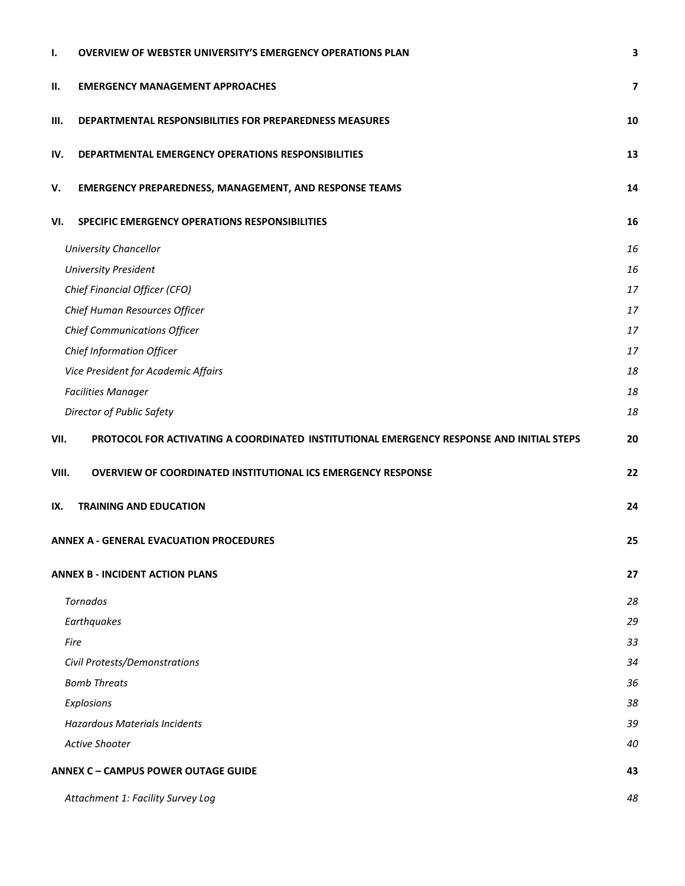| | | |
|---|---|---|
| **I.** | **OVERVIEW OF WEBSTER UNIVERSITY'S EMERGENCY OPERATIONS PLAN** | **3** |
| **II.** | **EMERGENCY MANAGEMENT APPROACHES** | **7** |
| **III.** | **DEPARTMENTAL RESPONSIBILITIES FOR PREPAREDNESS MEASURES** | **10** |
| **IV.** | **DEPARTMENTAL EMERGENCY OPERATIONS RESPONSIBILITIES** | **13** |
| **V.** | **EMERGENCY PREPAREDNESS, MANAGEMENT, AND RESPONSE TEAMS** | **14** |
| **VI.** | **SPECIFIC EMERGENCY OPERATIONS RESPONSIBILITIES** | **16** |
| | *University Chancellor* | *16* |
| | *University President* | *16* |
| | *Chief Financial Officer (CFO)* | *17* |
| | *Chief Human Resources Officer* | *17* |
| | *Chief Communications Officer* | *17* |
| | *Chief Information Officer* | *17* |
| | *Vice President for Academic Affairs* | *18* |
| | *Facilities Manager* | *18* |
| | *Director of Public Safety* | *18* |
| **VII.** | **PROTOCOL FOR ACTIVATING A COORDINATED INSTITUTIONAL EMERGENCY RESPONSE AND INITIAL STEPS** | **20** |
| **VIII.** | **OVERVIEW OF COORDINATED INSTITUTIONAL ICS EMERGENCY RESPONSE** | **22** |
| **IX.** | **TRAINING AND EDUCATION** | **24** |
| **ANNEX A - GENERAL EVACUATION PROCEDURES** | | **25** |
| **ANNEX B - INCIDENT ACTION PLANS** | | **27** |
| | *Tornados* | *28* |
| | *Earthquakes* | *29* |
| | *Fire* | *33* |
| | *Civil Protests/Demonstrations* | *34* |
| | *Bomb Threats* | *36* |
| | *Explosions* | *38* |
| | *Hazardous Materials Incidents* | *39* |
| | *Active Shooter* | *40* |
| **ANNEX C – CAMPUS POWER OUTAGE GUIDE** | | **43** |
| | *Attachment 1: Facility Survey Log* | *48* |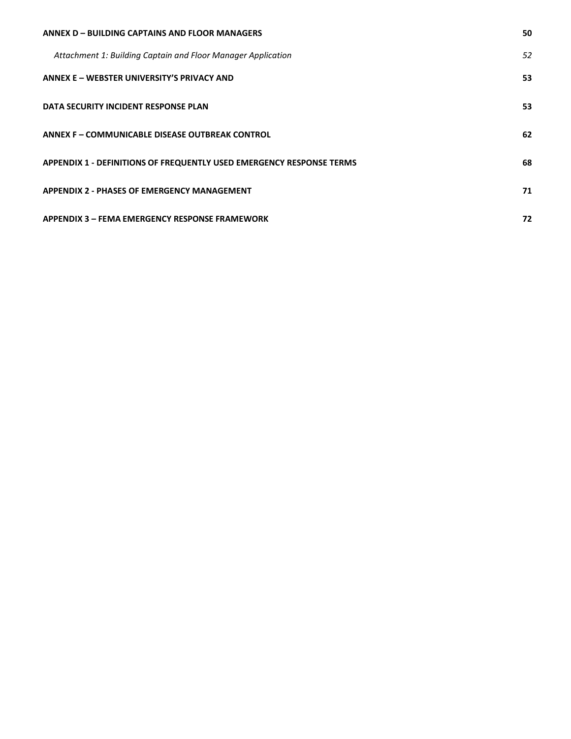**ANNEX D – BUILDING CAPTAINS AND FLOOR MANAGERS** 50

*Attachment 1: Building Captain and Floor Manager Application* 52

**ANNEX E – WEBSTER UNIVERSITY'S PRIVACY AND** 53

**DATA SECURITY INCIDENT RESPONSE PLAN** 53

**ANNEX F – COMMUNICABLE DISEASE OUTBREAK CONTROL** 62

**APPENDIX 1 - DEFINITIONS OF FREQUENTLY USED EMERGENCY RESPONSE TERMS** 68

**APPENDIX 2 - PHASES OF EMERGENCY MANAGEMENT** 71

**APPENDIX 3 – FEMA EMERGENCY RESPONSE FRAMEWORK** 72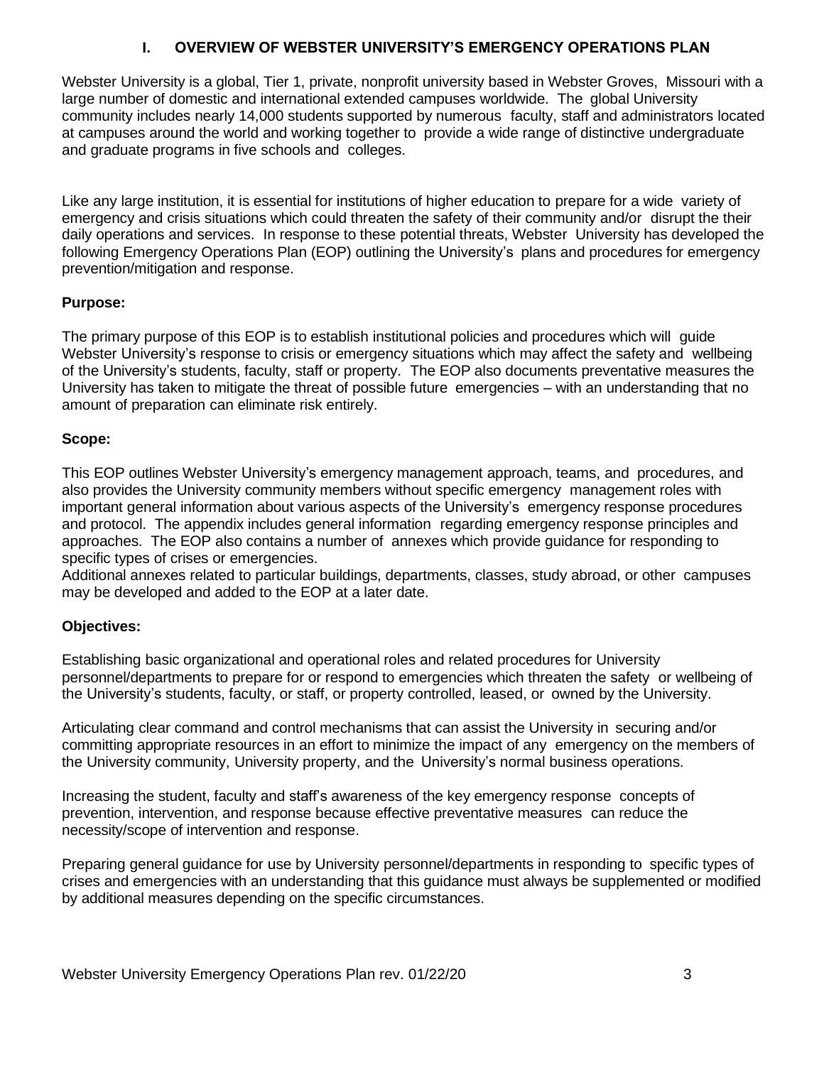## I. OVERVIEW OF WEBSTER UNIVERSITY'S EMERGENCY OPERATIONS PLAN

Webster University is a global, Tier 1, private, nonprofit university based in Webster Groves, Missouri with a large number of domestic and international extended campuses worldwide. The global University community includes nearly 14,000 students supported by numerous faculty, staff and administrators located at campuses around the world and working together to provide a wide range of distinctive undergraduate and graduate programs in five schools and colleges.

Like any large institution, it is essential for institutions of higher education to prepare for a wide variety of emergency and crisis situations which could threaten the safety of their community and/or disrupt the their daily operations and services. In response to these potential threats, Webster University has developed the following Emergency Operations Plan (EOP) outlining the University's plans and procedures for emergency prevention/mitigation and response.

**Purpose:**

The primary purpose of this EOP is to establish institutional policies and procedures which will guide Webster University's response to crisis or emergency situations which may affect the safety and wellbeing of the University's students, faculty, staff or property. The EOP also documents preventative measures the University has taken to mitigate the threat of possible future emergencies – with an understanding that no amount of preparation can eliminate risk entirely.

**Scope:**

This EOP outlines Webster University's emergency management approach, teams, and procedures, and also provides the University community members without specific emergency management roles with important general information about various aspects of the University's emergency response procedures and protocol. The appendix includes general information regarding emergency response principles and approaches. The EOP also contains a number of annexes which provide guidance for responding to specific types of crises or emergencies.
Additional annexes related to particular buildings, departments, classes, study abroad, or other campuses may be developed and added to the EOP at a later date.

**Objectives:**

Establishing basic organizational and operational roles and related procedures for University personnel/departments to prepare for or respond to emergencies which threaten the safety or wellbeing of the University's students, faculty, or staff, or property controlled, leased, or owned by the University.

Articulating clear command and control mechanisms that can assist the University in securing and/or committing appropriate resources in an effort to minimize the impact of any emergency on the members of the University community, University property, and the University's normal business operations.

Increasing the student, faculty and staff's awareness of the key emergency response concepts of prevention, intervention, and response because effective preventative measures can reduce the necessity/scope of intervention and response.

Preparing general guidance for use by University personnel/departments in responding to specific types of crises and emergencies with an understanding that this guidance must always be supplemented or modified by additional measures depending on the specific circumstances.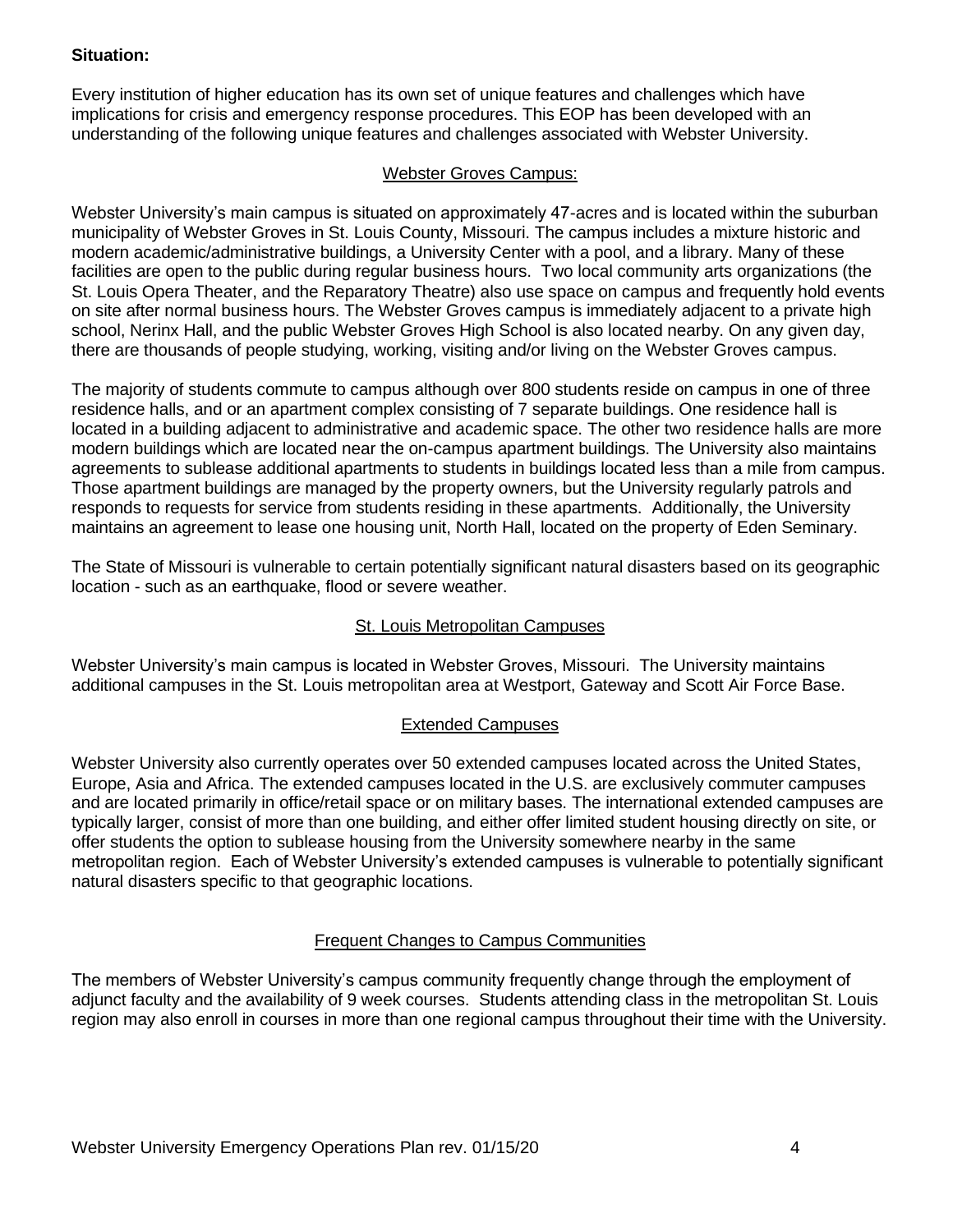**Situation:**

Every institution of higher education has its own set of unique features and challenges which have implications for crisis and emergency response procedures. This EOP has been developed with an understanding of the following unique features and challenges associated with Webster University.

Webster Groves Campus:

Webster University's main campus is situated on approximately 47-acres and is located within the suburban municipality of Webster Groves in St. Louis County, Missouri. The campus includes a mixture historic and modern academic/administrative buildings, a University Center with a pool, and a library. Many of these facilities are open to the public during regular business hours. Two local community arts organizations (the St. Louis Opera Theater, and the Reparatory Theatre) also use space on campus and frequently hold events on site after normal business hours. The Webster Groves campus is immediately adjacent to a private high school, Nerinx Hall, and the public Webster Groves High School is also located nearby. On any given day, there are thousands of people studying, working, visiting and/or living on the Webster Groves campus.

The majority of students commute to campus although over 800 students reside on campus in one of three residence halls, and or an apartment complex consisting of 7 separate buildings. One residence hall is located in a building adjacent to administrative and academic space. The other two residence halls are more modern buildings which are located near the on-campus apartment buildings. The University also maintains agreements to sublease additional apartments to students in buildings located less than a mile from campus. Those apartment buildings are managed by the property owners, but the University regularly patrols and responds to requests for service from students residing in these apartments. Additionally, the University maintains an agreement to lease one housing unit, North Hall, located on the property of Eden Seminary.

The State of Missouri is vulnerable to certain potentially significant natural disasters based on its geographic location - such as an earthquake, flood or severe weather.

St. Louis Metropolitan Campuses

Webster University's main campus is located in Webster Groves, Missouri. The University maintains additional campuses in the St. Louis metropolitan area at Westport, Gateway and Scott Air Force Base.

Extended Campuses

Webster University also currently operates over 50 extended campuses located across the United States, Europe, Asia and Africa. The extended campuses located in the U.S. are exclusively commuter campuses and are located primarily in office/retail space or on military bases. The international extended campuses are typically larger, consist of more than one building, and either offer limited student housing directly on site, or offer students the option to sublease housing from the University somewhere nearby in the same metropolitan region. Each of Webster University's extended campuses is vulnerable to potentially significant natural disasters specific to that geographic locations.

Frequent Changes to Campus Communities

The members of Webster University's campus community frequently change through the employment of adjunct faculty and the availability of 9 week courses. Students attending class in the metropolitan St. Louis region may also enroll in courses in more than one regional campus throughout their time with the University.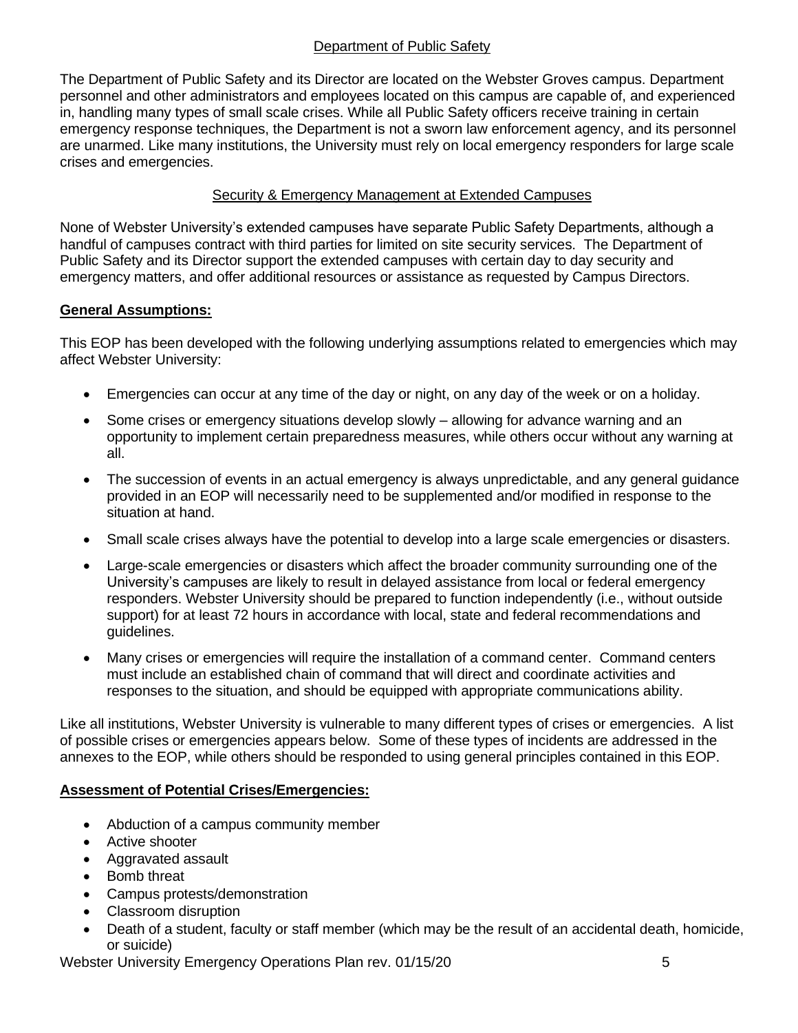### Department of Public Safety

The Department of Public Safety and its Director are located on the Webster Groves campus. Department personnel and other administrators and employees located on this campus are capable of, and experienced in, handling many types of small scale crises. While all Public Safety officers receive training in certain emergency response techniques, the Department is not a sworn law enforcement agency, and its personnel are unarmed. Like many institutions, the University must rely on local emergency responders for large scale crises and emergencies.

### Security & Emergency Management at Extended Campuses

None of Webster University's extended campuses have separate Public Safety Departments, although a handful of campuses contract with third parties for limited on site security services. The Department of Public Safety and its Director support the extended campuses with certain day to day security and emergency matters, and offer additional resources or assistance as requested by Campus Directors.

## General Assumptions:

This EOP has been developed with the following underlying assumptions related to emergencies which may affect Webster University:

- Emergencies can occur at any time of the day or night, on any day of the week or on a holiday.
- Some crises or emergency situations develop slowly – allowing for advance warning and an opportunity to implement certain preparedness measures, while others occur without any warning at all.
- The succession of events in an actual emergency is always unpredictable, and any general guidance provided in an EOP will necessarily need to be supplemented and/or modified in response to the situation at hand.
- Small scale crises always have the potential to develop into a large scale emergencies or disasters.
- Large-scale emergencies or disasters which affect the broader community surrounding one of the University's campuses are likely to result in delayed assistance from local or federal emergency responders. Webster University should be prepared to function independently (i.e., without outside support) for at least 72 hours in accordance with local, state and federal recommendations and guidelines.
- Many crises or emergencies will require the installation of a command center. Command centers must include an established chain of command that will direct and coordinate activities and responses to the situation, and should be equipped with appropriate communications ability.

Like all institutions, Webster University is vulnerable to many different types of crises or emergencies. A list of possible crises or emergencies appears below. Some of these types of incidents are addressed in the annexes to the EOP, while others should be responded to using general principles contained in this EOP.

## Assessment of Potential Crises/Emergencies:

- Abduction of a campus community member
- Active shooter
- Aggravated assault
- Bomb threat
- Campus protests/demonstration
- Classroom disruption
- Death of a student, faculty or staff member (which may be the result of an accidental death, homicide, or suicide)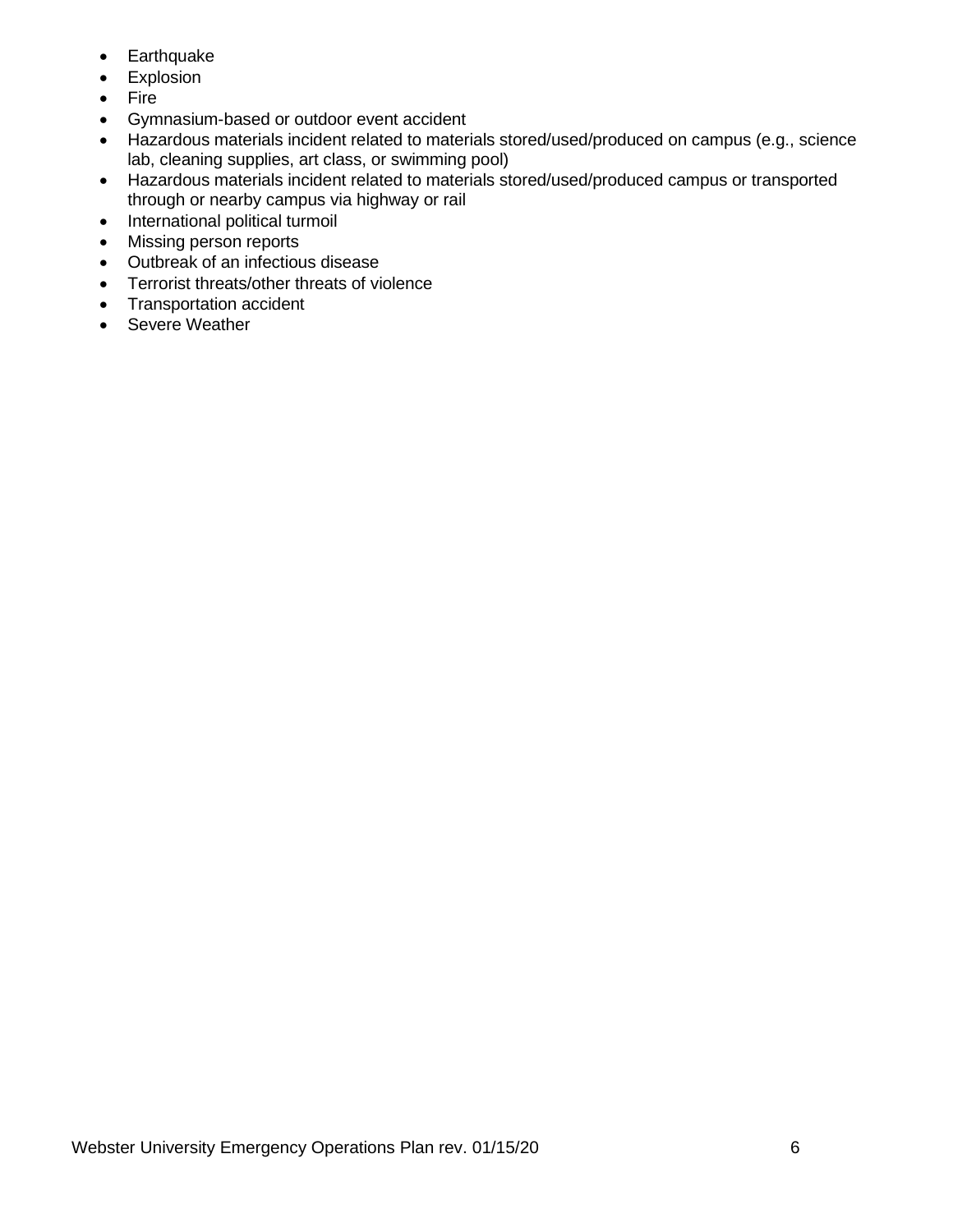- Earthquake
- Explosion
- Fire
- Gymnasium-based or outdoor event accident
- Hazardous materials incident related to materials stored/used/produced on campus (e.g., science lab, cleaning supplies, art class, or swimming pool)
- Hazardous materials incident related to materials stored/used/produced campus or transported through or nearby campus via highway or rail
- International political turmoil
- Missing person reports
- Outbreak of an infectious disease
- Terrorist threats/other threats of violence
- Transportation accident
- Severe Weather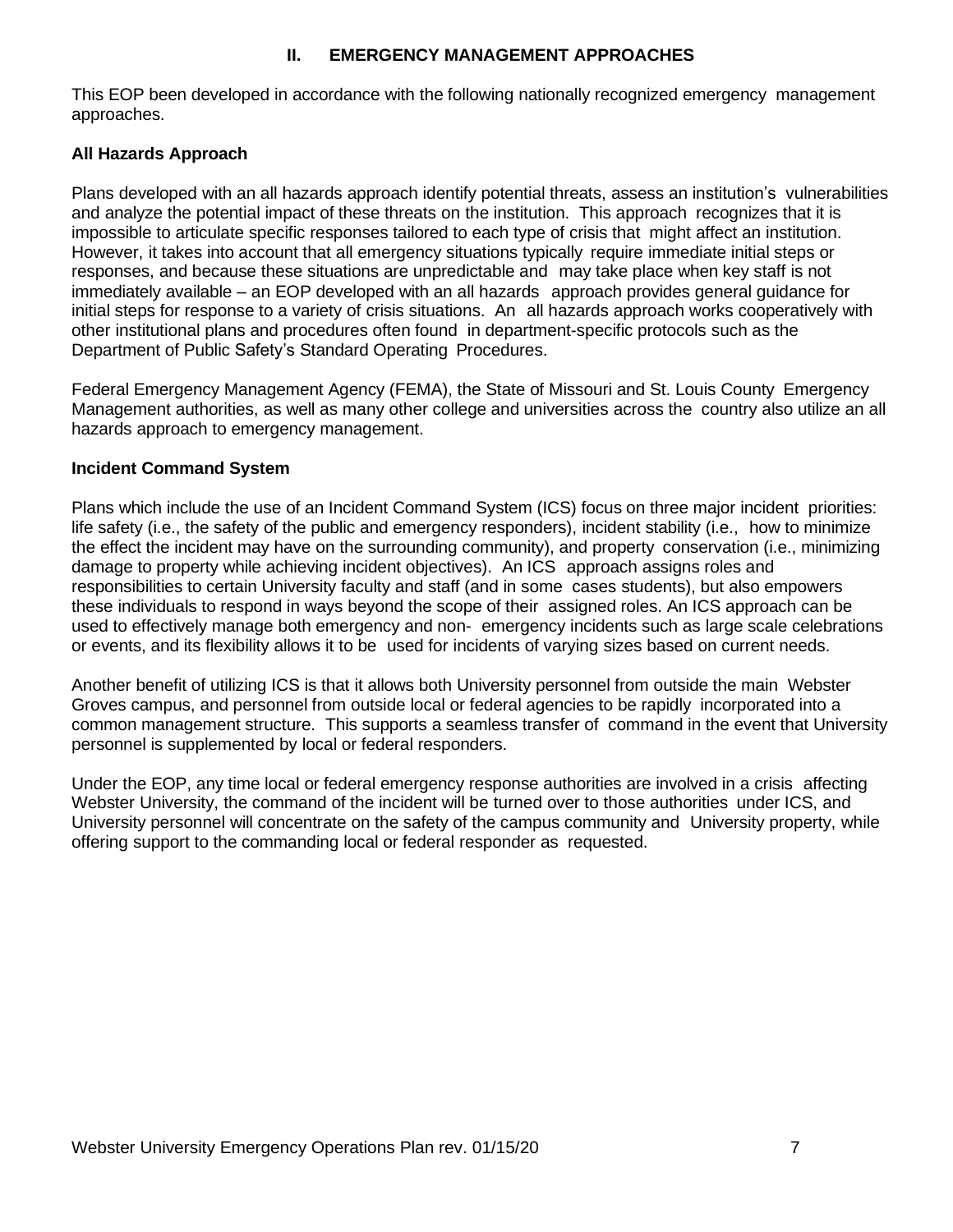## II. EMERGENCY MANAGEMENT APPROACHES

This EOP been developed in accordance with the following nationally recognized emergency management approaches.

### All Hazards Approach

Plans developed with an all hazards approach identify potential threats, assess an institution's vulnerabilities and analyze the potential impact of these threats on the institution. This approach recognizes that it is impossible to articulate specific responses tailored to each type of crisis that might affect an institution. However, it takes into account that all emergency situations typically require immediate initial steps or responses, and because these situations are unpredictable and may take place when key staff is not immediately available – an EOP developed with an all hazards approach provides general guidance for initial steps for response to a variety of crisis situations. An all hazards approach works cooperatively with other institutional plans and procedures often found in department-specific protocols such as the Department of Public Safety's Standard Operating Procedures.

Federal Emergency Management Agency (FEMA), the State of Missouri and St. Louis County Emergency Management authorities, as well as many other college and universities across the country also utilize an all hazards approach to emergency management.

### Incident Command System

Plans which include the use of an Incident Command System (ICS) focus on three major incident priorities: life safety (i.e., the safety of the public and emergency responders), incident stability (i.e., how to minimize the effect the incident may have on the surrounding community), and property conservation (i.e., minimizing damage to property while achieving incident objectives). An ICS approach assigns roles and responsibilities to certain University faculty and staff (and in some cases students), but also empowers these individuals to respond in ways beyond the scope of their assigned roles. An ICS approach can be used to effectively manage both emergency and non- emergency incidents such as large scale celebrations or events, and its flexibility allows it to be used for incidents of varying sizes based on current needs.

Another benefit of utilizing ICS is that it allows both University personnel from outside the main Webster Groves campus, and personnel from outside local or federal agencies to be rapidly incorporated into a common management structure. This supports a seamless transfer of command in the event that University personnel is supplemented by local or federal responders.

Under the EOP, any time local or federal emergency response authorities are involved in a crisis affecting Webster University, the command of the incident will be turned over to those authorities under ICS, and University personnel will concentrate on the safety of the campus community and University property, while offering support to the commanding local or federal responder as requested.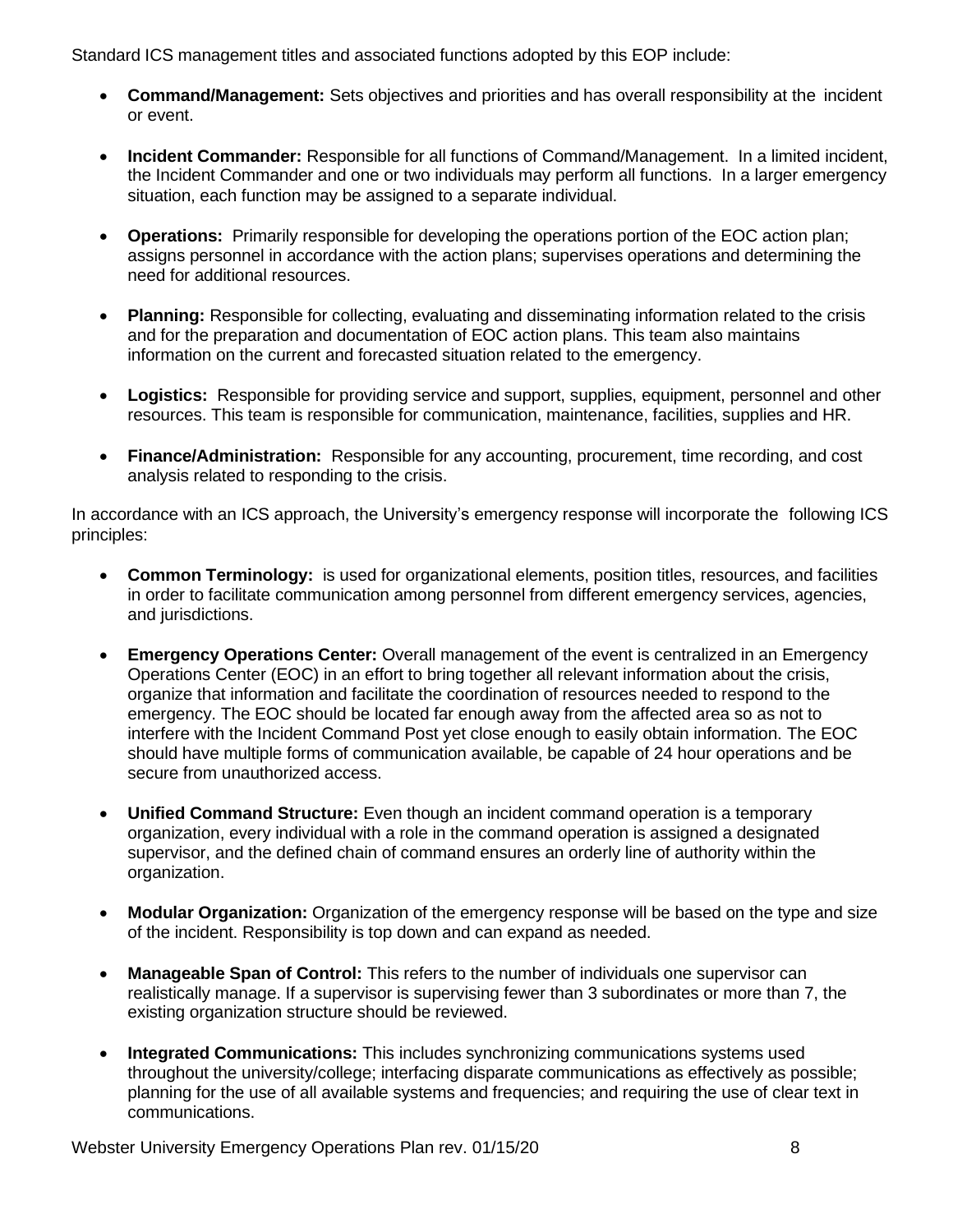Standard ICS management titles and associated functions adopted by this EOP include:

- **Command/Management:** Sets objectives and priorities and has overall responsibility at the incident or event.
- **Incident Commander:** Responsible for all functions of Command/Management. In a limited incident, the Incident Commander and one or two individuals may perform all functions. In a larger emergency situation, each function may be assigned to a separate individual.
- **Operations:** Primarily responsible for developing the operations portion of the EOC action plan; assigns personnel in accordance with the action plans; supervises operations and determining the need for additional resources.
- **Planning:** Responsible for collecting, evaluating and disseminating information related to the crisis and for the preparation and documentation of EOC action plans. This team also maintains information on the current and forecasted situation related to the emergency.
- **Logistics:** Responsible for providing service and support, supplies, equipment, personnel and other resources. This team is responsible for communication, maintenance, facilities, supplies and HR.
- **Finance/Administration:** Responsible for any accounting, procurement, time recording, and cost analysis related to responding to the crisis.

In accordance with an ICS approach, the University's emergency response will incorporate the following ICS principles:

- **Common Terminology:** is used for organizational elements, position titles, resources, and facilities in order to facilitate communication among personnel from different emergency services, agencies, and jurisdictions.
- **Emergency Operations Center:** Overall management of the event is centralized in an Emergency Operations Center (EOC) in an effort to bring together all relevant information about the crisis, organize that information and facilitate the coordination of resources needed to respond to the emergency. The EOC should be located far enough away from the affected area so as not to interfere with the Incident Command Post yet close enough to easily obtain information. The EOC should have multiple forms of communication available, be capable of 24 hour operations and be secure from unauthorized access.
- **Unified Command Structure:** Even though an incident command operation is a temporary organization, every individual with a role in the command operation is assigned a designated supervisor, and the defined chain of command ensures an orderly line of authority within the organization.
- **Modular Organization:** Organization of the emergency response will be based on the type and size of the incident. Responsibility is top down and can expand as needed.
- **Manageable Span of Control:** This refers to the number of individuals one supervisor can realistically manage. If a supervisor is supervising fewer than 3 subordinates or more than 7, the existing organization structure should be reviewed.
- **Integrated Communications:** This includes synchronizing communications systems used throughout the university/college; interfacing disparate communications as effectively as possible; planning for the use of all available systems and frequencies; and requiring the use of clear text in communications.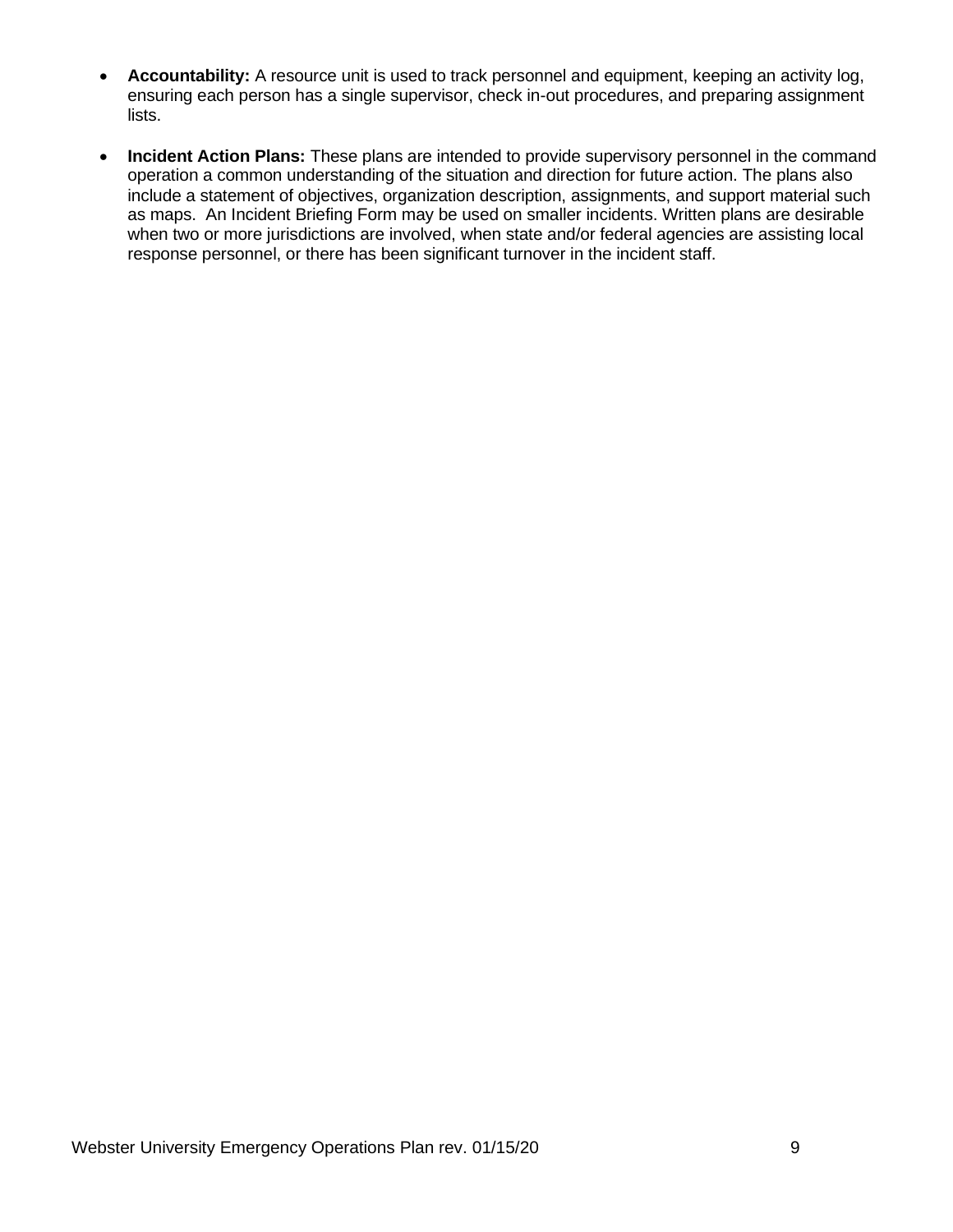- **Accountability:** A resource unit is used to track personnel and equipment, keeping an activity log, ensuring each person has a single supervisor, check in-out procedures, and preparing assignment lists.

- **Incident Action Plans:** These plans are intended to provide supervisory personnel in the command operation a common understanding of the situation and direction for future action. The plans also include a statement of objectives, organization description, assignments, and support material such as maps. An Incident Briefing Form may be used on smaller incidents. Written plans are desirable when two or more jurisdictions are involved, when state and/or federal agencies are assisting local response personnel, or there has been significant turnover in the incident staff.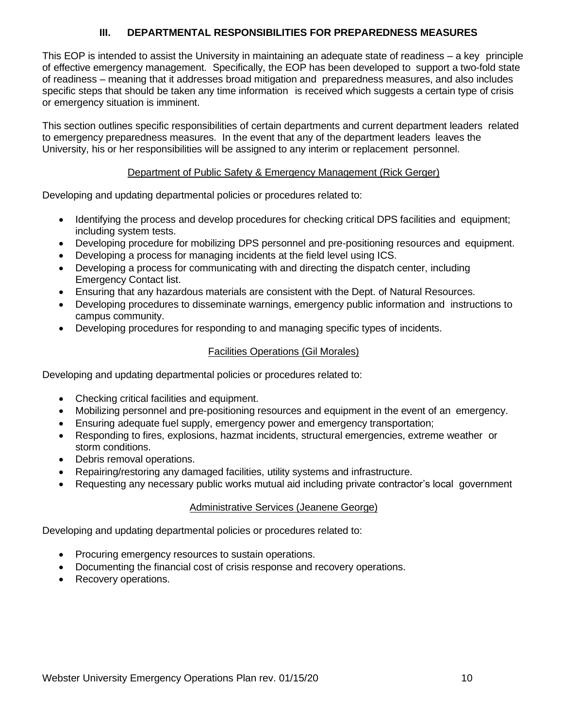## III. DEPARTMENTAL RESPONSIBILITIES FOR PREPAREDNESS MEASURES

This EOP is intended to assist the University in maintaining an adequate state of readiness – a key principle of effective emergency management. Specifically, the EOP has been developed to support a two-fold state of readiness – meaning that it addresses broad mitigation and preparedness measures, and also includes specific steps that should be taken any time information is received which suggests a certain type of crisis or emergency situation is imminent.

This section outlines specific responsibilities of certain departments and current department leaders related to emergency preparedness measures. In the event that any of the department leaders leaves the University, his or her responsibilities will be assigned to any interim or replacement personnel.

### Department of Public Safety & Emergency Management (Rick Gerger)

Developing and updating departmental policies or procedures related to:

- Identifying the process and develop procedures for checking critical DPS facilities and equipment; including system tests.
- Developing procedure for mobilizing DPS personnel and pre-positioning resources and equipment.
- Developing a process for managing incidents at the field level using ICS.
- Developing a process for communicating with and directing the dispatch center, including Emergency Contact list.
- Ensuring that any hazardous materials are consistent with the Dept. of Natural Resources.
- Developing procedures to disseminate warnings, emergency public information and instructions to campus community.
- Developing procedures for responding to and managing specific types of incidents.

### Facilities Operations (Gil Morales)

Developing and updating departmental policies or procedures related to:

- Checking critical facilities and equipment.
- Mobilizing personnel and pre-positioning resources and equipment in the event of an emergency.
- Ensuring adequate fuel supply, emergency power and emergency transportation;
- Responding to fires, explosions, hazmat incidents, structural emergencies, extreme weather or storm conditions.
- Debris removal operations.
- Repairing/restoring any damaged facilities, utility systems and infrastructure.
- Requesting any necessary public works mutual aid including private contractor's local government

### Administrative Services (Jeanene George)

Developing and updating departmental policies or procedures related to:

- Procuring emergency resources to sustain operations.
- Documenting the financial cost of crisis response and recovery operations.
- Recovery operations.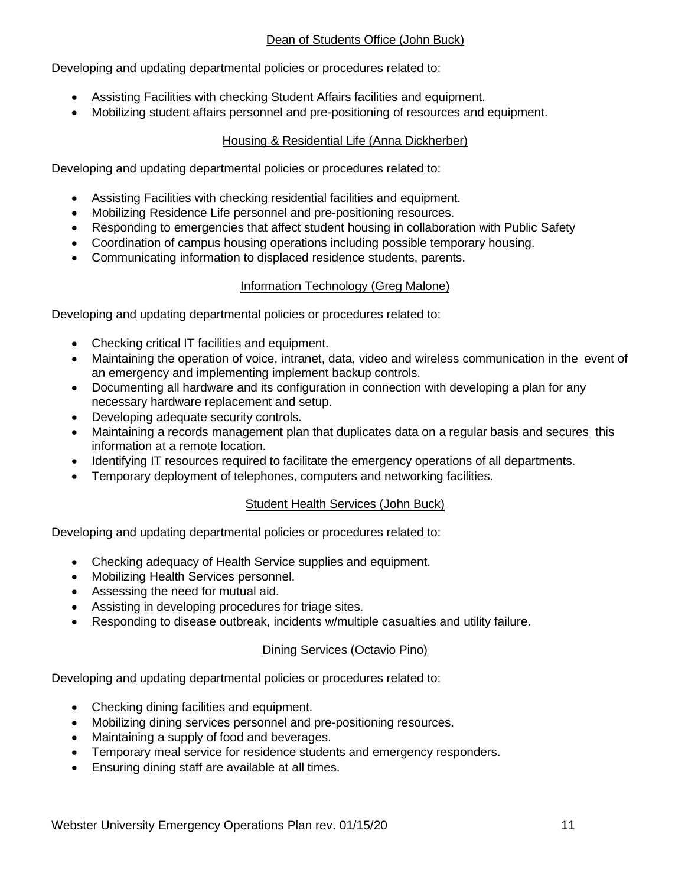<u>Dean of Students Office (John Buck)</u>

Developing and updating departmental policies or procedures related to:

- Assisting Facilities with checking Student Affairs facilities and equipment.
- Mobilizing student affairs personnel and pre-positioning of resources and equipment.

<u>Housing & Residential Life (Anna Dickherber)</u>

Developing and updating departmental policies or procedures related to:

- Assisting Facilities with checking residential facilities and equipment.
- Mobilizing Residence Life personnel and pre-positioning resources.
- Responding to emergencies that affect student housing in collaboration with Public Safety
- Coordination of campus housing operations including possible temporary housing.
- Communicating information to displaced residence students, parents.

<u>Information Technology (Greg Malone)</u>

Developing and updating departmental policies or procedures related to:

- Checking critical IT facilities and equipment.
- Maintaining the operation of voice, intranet, data, video and wireless communication in the event of an emergency and implementing implement backup controls.
- Documenting all hardware and its configuration in connection with developing a plan for any necessary hardware replacement and setup.
- Developing adequate security controls.
- Maintaining a records management plan that duplicates data on a regular basis and secures this information at a remote location.
- Identifying IT resources required to facilitate the emergency operations of all departments.
- Temporary deployment of telephones, computers and networking facilities.

<u>Student Health Services (John Buck)</u>

Developing and updating departmental policies or procedures related to:

- Checking adequacy of Health Service supplies and equipment.
- Mobilizing Health Services personnel.
- Assessing the need for mutual aid.
- Assisting in developing procedures for triage sites.
- Responding to disease outbreak, incidents w/multiple casualties and utility failure.

<u>Dining Services (Octavio Pino)</u>

Developing and updating departmental policies or procedures related to:

- Checking dining facilities and equipment.
- Mobilizing dining services personnel and pre-positioning resources.
- Maintaining a supply of food and beverages.
- Temporary meal service for residence students and emergency responders.
- Ensuring dining staff are available at all times.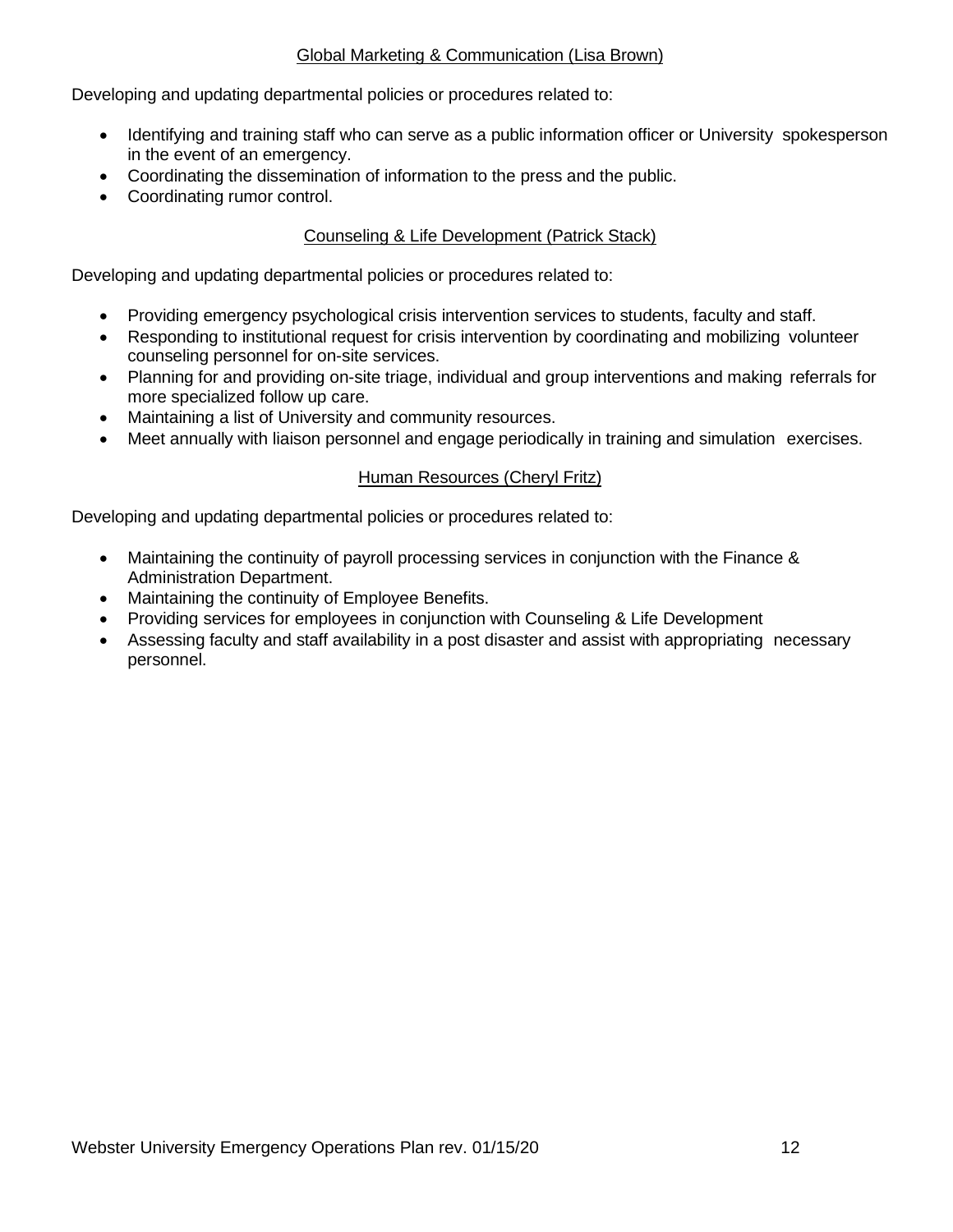### Global Marketing & Communication (Lisa Brown)

Developing and updating departmental policies or procedures related to:

- Identifying and training staff who can serve as a public information officer or University spokesperson in the event of an emergency.
- Coordinating the dissemination of information to the press and the public.
- Coordinating rumor control.

### Counseling & Life Development (Patrick Stack)

Developing and updating departmental policies or procedures related to:

- Providing emergency psychological crisis intervention services to students, faculty and staff.
- Responding to institutional request for crisis intervention by coordinating and mobilizing volunteer counseling personnel for on-site services.
- Planning for and providing on-site triage, individual and group interventions and making referrals for more specialized follow up care.
- Maintaining a list of University and community resources.
- Meet annually with liaison personnel and engage periodically in training and simulation exercises.

### Human Resources (Cheryl Fritz)

Developing and updating departmental policies or procedures related to:

- Maintaining the continuity of payroll processing services in conjunction with the Finance & Administration Department.
- Maintaining the continuity of Employee Benefits.
- Providing services for employees in conjunction with Counseling & Life Development
- Assessing faculty and staff availability in a post disaster and assist with appropriating necessary personnel.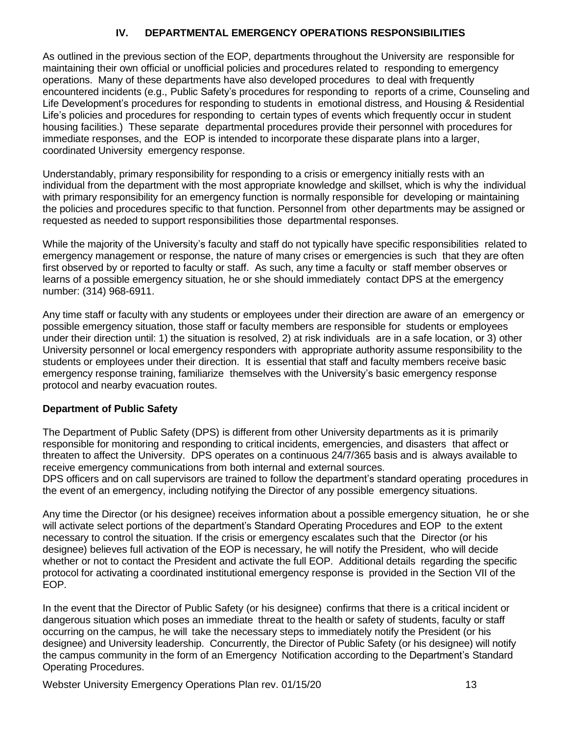## IV. DEPARTMENTAL EMERGENCY OPERATIONS RESPONSIBILITIES

As outlined in the previous section of the EOP, departments throughout the University are responsible for maintaining their own official or unofficial policies and procedures related to responding to emergency operations. Many of these departments have also developed procedures to deal with frequently encountered incidents (e.g., Public Safety's procedures for responding to reports of a crime, Counseling and Life Development's procedures for responding to students in emotional distress, and Housing & Residential Life's policies and procedures for responding to certain types of events which frequently occur in student housing facilities.) These separate departmental procedures provide their personnel with procedures for immediate responses, and the EOP is intended to incorporate these disparate plans into a larger, coordinated University emergency response.

Understandably, primary responsibility for responding to a crisis or emergency initially rests with an individual from the department with the most appropriate knowledge and skillset, which is why the individual with primary responsibility for an emergency function is normally responsible for developing or maintaining the policies and procedures specific to that function. Personnel from other departments may be assigned or requested as needed to support responsibilities those departmental responses.

While the majority of the University's faculty and staff do not typically have specific responsibilities related to emergency management or response, the nature of many crises or emergencies is such that they are often first observed by or reported to faculty or staff. As such, any time a faculty or staff member observes or learns of a possible emergency situation, he or she should immediately contact DPS at the emergency number: (314) 968-6911.

Any time staff or faculty with any students or employees under their direction are aware of an emergency or possible emergency situation, those staff or faculty members are responsible for students or employees under their direction until: 1) the situation is resolved, 2) at risk individuals are in a safe location, or 3) other University personnel or local emergency responders with appropriate authority assume responsibility to the students or employees under their direction. It is essential that staff and faculty members receive basic emergency response training, familiarize themselves with the University's basic emergency response protocol and nearby evacuation routes.

### Department of Public Safety

The Department of Public Safety (DPS) is different from other University departments as it is primarily responsible for monitoring and responding to critical incidents, emergencies, and disasters that affect or threaten to affect the University. DPS operates on a continuous 24/7/365 basis and is always available to receive emergency communications from both internal and external sources.
DPS officers and on call supervisors are trained to follow the department's standard operating procedures in the event of an emergency, including notifying the Director of any possible emergency situations.

Any time the Director (or his designee) receives information about a possible emergency situation, he or she will activate select portions of the department's Standard Operating Procedures and EOP to the extent necessary to control the situation. If the crisis or emergency escalates such that the Director (or his designee) believes full activation of the EOP is necessary, he will notify the President, who will decide whether or not to contact the President and activate the full EOP. Additional details regarding the specific protocol for activating a coordinated institutional emergency response is provided in the Section VII of the EOP.

In the event that the Director of Public Safety (or his designee) confirms that there is a critical incident or dangerous situation which poses an immediate threat to the health or safety of students, faculty or staff occurring on the campus, he will take the necessary steps to immediately notify the President (or his designee) and University leadership. Concurrently, the Director of Public Safety (or his designee) will notify the campus community in the form of an Emergency Notification according to the Department's Standard Operating Procedures.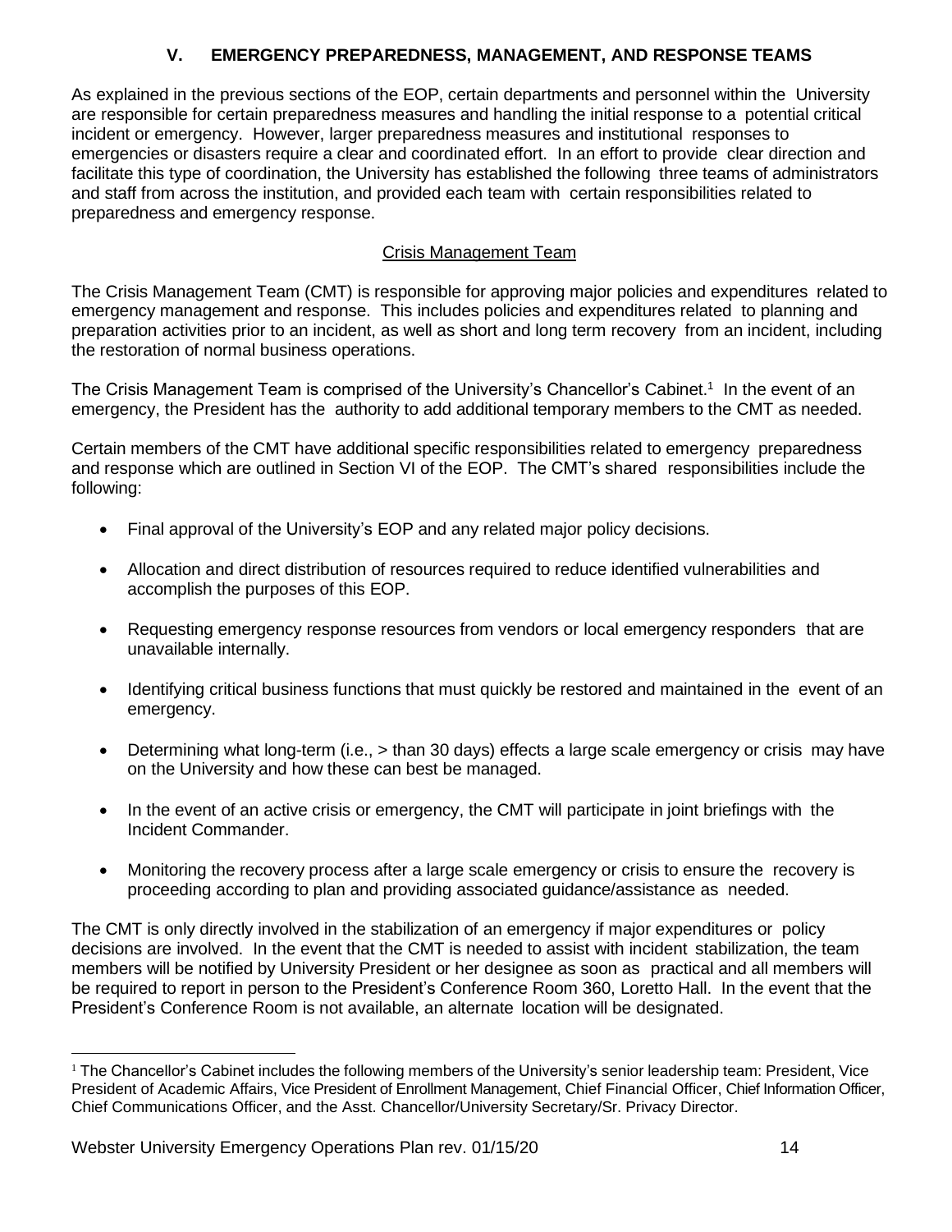## V. EMERGENCY PREPAREDNESS, MANAGEMENT, AND RESPONSE TEAMS

As explained in the previous sections of the EOP, certain departments and personnel within the University are responsible for certain preparedness measures and handling the initial response to a potential critical incident or emergency. However, larger preparedness measures and institutional responses to emergencies or disasters require a clear and coordinated effort. In an effort to provide clear direction and facilitate this type of coordination, the University has established the following three teams of administrators and staff from across the institution, and provided each team with certain responsibilities related to preparedness and emergency response.

### Crisis Management Team

The Crisis Management Team (CMT) is responsible for approving major policies and expenditures related to emergency management and response. This includes policies and expenditures related to planning and preparation activities prior to an incident, as well as short and long term recovery from an incident, including the restoration of normal business operations.

The Crisis Management Team is comprised of the University's Chancellor's Cabinet.[1] In the event of an emergency, the President has the authority to add additional temporary members to the CMT as needed.

Certain members of the CMT have additional specific responsibilities related to emergency preparedness and response which are outlined in Section VI of the EOP. The CMT's shared responsibilities include the following:

- Final approval of the University's EOP and any related major policy decisions.
- Allocation and direct distribution of resources required to reduce identified vulnerabilities and accomplish the purposes of this EOP.
- Requesting emergency response resources from vendors or local emergency responders that are unavailable internally.
- Identifying critical business functions that must quickly be restored and maintained in the event of an emergency.
- Determining what long-term (i.e., > than 30 days) effects a large scale emergency or crisis may have on the University and how these can best be managed.
- In the event of an active crisis or emergency, the CMT will participate in joint briefings with the Incident Commander.
- Monitoring the recovery process after a large scale emergency or crisis to ensure the recovery is proceeding according to plan and providing associated guidance/assistance as needed.

The CMT is only directly involved in the stabilization of an emergency if major expenditures or policy decisions are involved. In the event that the CMT is needed to assist with incident stabilization, the team members will be notified by University President or her designee as soon as practical and all members will be required to report in person to the President's Conference Room 360, Loretto Hall. In the event that the President's Conference Room is not available, an alternate location will be designated.

[1] The Chancellor's Cabinet includes the following members of the University's senior leadership team: President, Vice President of Academic Affairs, Vice President of Enrollment Management, Chief Financial Officer, Chief Information Officer, Chief Communications Officer, and the Asst. Chancellor/University Secretary/Sr. Privacy Director.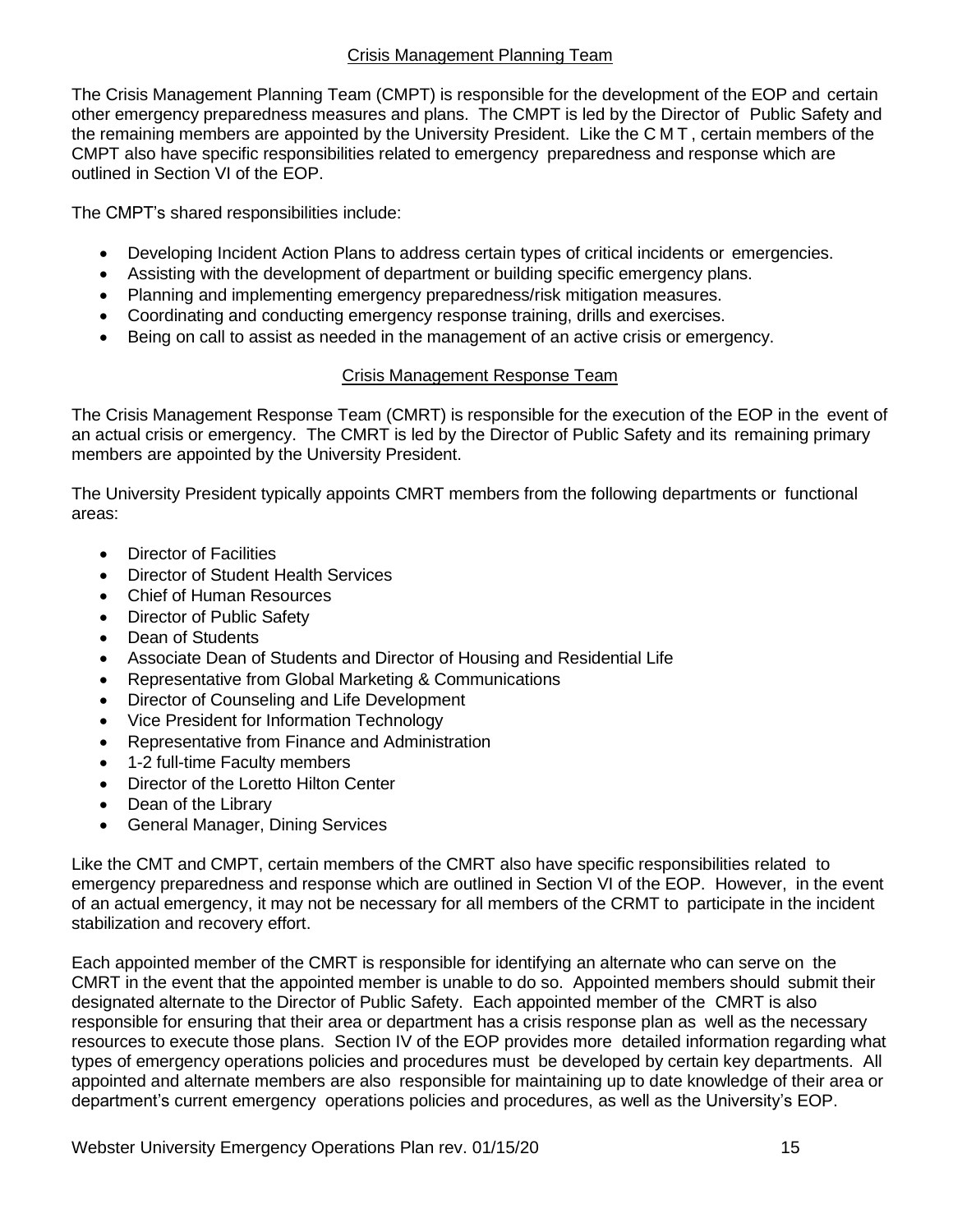## Crisis Management Planning Team

The Crisis Management Planning Team (CMPT) is responsible for the development of the EOP and certain other emergency preparedness measures and plans. The CMPT is led by the Director of Public Safety and the remaining members are appointed by the University President. Like the C M T , certain members of the CMPT also have specific responsibilities related to emergency preparedness and response which are outlined in Section VI of the EOP.

The CMPT's shared responsibilities include:

- Developing Incident Action Plans to address certain types of critical incidents or emergencies.
- Assisting with the development of department or building specific emergency plans.
- Planning and implementing emergency preparedness/risk mitigation measures.
- Coordinating and conducting emergency response training, drills and exercises.
- Being on call to assist as needed in the management of an active crisis or emergency.

## Crisis Management Response Team

The Crisis Management Response Team (CMRT) is responsible for the execution of the EOP in the event of an actual crisis or emergency. The CMRT is led by the Director of Public Safety and its remaining primary members are appointed by the University President.

The University President typically appoints CMRT members from the following departments or functional areas:

- Director of Facilities
- Director of Student Health Services
- Chief of Human Resources
- Director of Public Safety
- Dean of Students
- Associate Dean of Students and Director of Housing and Residential Life
- Representative from Global Marketing & Communications
- Director of Counseling and Life Development
- Vice President for Information Technology
- Representative from Finance and Administration
- 1-2 full-time Faculty members
- Director of the Loretto Hilton Center
- Dean of the Library
- General Manager, Dining Services

Like the CMT and CMPT, certain members of the CMRT also have specific responsibilities related to emergency preparedness and response which are outlined in Section VI of the EOP. However, in the event of an actual emergency, it may not be necessary for all members of the CRMT to participate in the incident stabilization and recovery effort.

Each appointed member of the CMRT is responsible for identifying an alternate who can serve on the CMRT in the event that the appointed member is unable to do so. Appointed members should submit their designated alternate to the Director of Public Safety. Each appointed member of the CMRT is also responsible for ensuring that their area or department has a crisis response plan as well as the necessary resources to execute those plans. Section IV of the EOP provides more detailed information regarding what types of emergency operations policies and procedures must be developed by certain key departments. All appointed and alternate members are also responsible for maintaining up to date knowledge of their area or department's current emergency operations policies and procedures, as well as the University's EOP.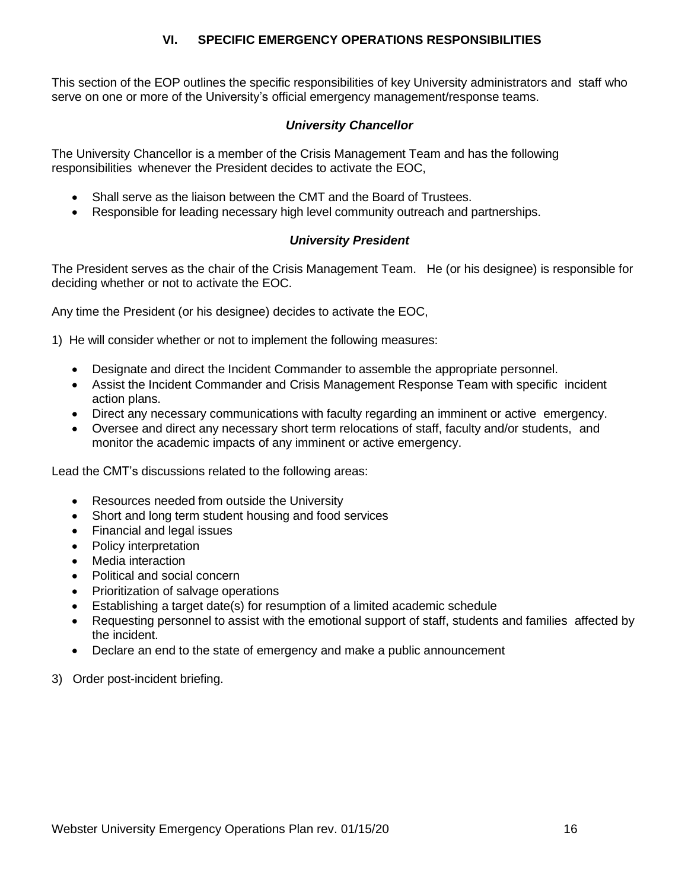## VI. SPECIFIC EMERGENCY OPERATIONS RESPONSIBILITIES

This section of the EOP outlines the specific responsibilities of key University administrators and staff who serve on one or more of the University's official emergency management/response teams.

### *University Chancellor*

The University Chancellor is a member of the Crisis Management Team and has the following responsibilities whenever the President decides to activate the EOC,

- Shall serve as the liaison between the CMT and the Board of Trustees.
- Responsible for leading necessary high level community outreach and partnerships.

### *University President*

The President serves as the chair of the Crisis Management Team. He (or his designee) is responsible for deciding whether or not to activate the EOC.

Any time the President (or his designee) decides to activate the EOC,

1) He will consider whether or not to implement the following measures:

- Designate and direct the Incident Commander to assemble the appropriate personnel.
- Assist the Incident Commander and Crisis Management Response Team with specific incident action plans.
- Direct any necessary communications with faculty regarding an imminent or active emergency.
- Oversee and direct any necessary short term relocations of staff, faculty and/or students, and monitor the academic impacts of any imminent or active emergency.

Lead the CMT's discussions related to the following areas:

- Resources needed from outside the University
- Short and long term student housing and food services
- Financial and legal issues
- Policy interpretation
- Media interaction
- Political and social concern
- Prioritization of salvage operations
- Establishing a target date(s) for resumption of a limited academic schedule
- Requesting personnel to assist with the emotional support of staff, students and families affected by the incident.
- Declare an end to the state of emergency and make a public announcement

3) Order post-incident briefing.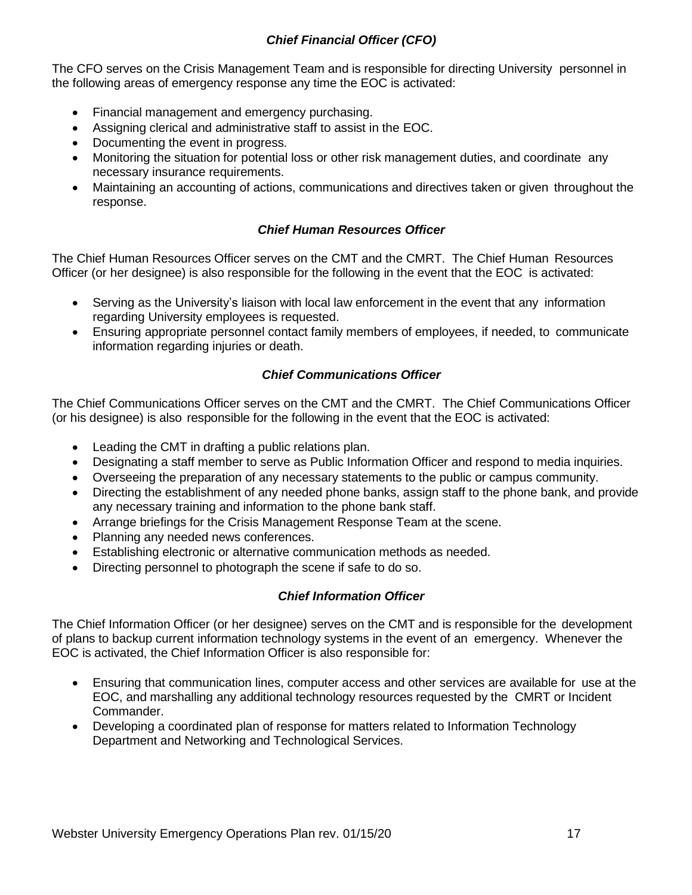### *Chief Financial Officer (CFO)*

The CFO serves on the Crisis Management Team and is responsible for directing University personnel in the following areas of emergency response any time the EOC is activated:

- Financial management and emergency purchasing.
- Assigning clerical and administrative staff to assist in the EOC.
- Documenting the event in progress.
- Monitoring the situation for potential loss or other risk management duties, and coordinate any necessary insurance requirements.
- Maintaining an accounting of actions, communications and directives taken or given throughout the response.

### *Chief Human Resources Officer*

The Chief Human Resources Officer serves on the CMT and the CMRT. The Chief Human Resources Officer (or her designee) is also responsible for the following in the event that the EOC is activated:

- Serving as the University's liaison with local law enforcement in the event that any information regarding University employees is requested.
- Ensuring appropriate personnel contact family members of employees, if needed, to communicate information regarding injuries or death.

### *Chief Communications Officer*

The Chief Communications Officer serves on the CMT and the CMRT. The Chief Communications Officer (or his designee) is also responsible for the following in the event that the EOC is activated:

- Leading the CMT in drafting a public relations plan.
- Designating a staff member to serve as Public Information Officer and respond to media inquiries.
- Overseeing the preparation of any necessary statements to the public or campus community.
- Directing the establishment of any needed phone banks, assign staff to the phone bank, and provide any necessary training and information to the phone bank staff.
- Arrange briefings for the Crisis Management Response Team at the scene.
- Planning any needed news conferences.
- Establishing electronic or alternative communication methods as needed.
- Directing personnel to photograph the scene if safe to do so.

### *Chief Information Officer*

The Chief Information Officer (or her designee) serves on the CMT and is responsible for the development of plans to backup current information technology systems in the event of an emergency. Whenever the EOC is activated, the Chief Information Officer is also responsible for:

- Ensuring that communication lines, computer access and other services are available for use at the EOC, and marshalling any additional technology resources requested by the CMRT or Incident Commander.
- Developing a coordinated plan of response for matters related to Information Technology Department and Networking and Technological Services.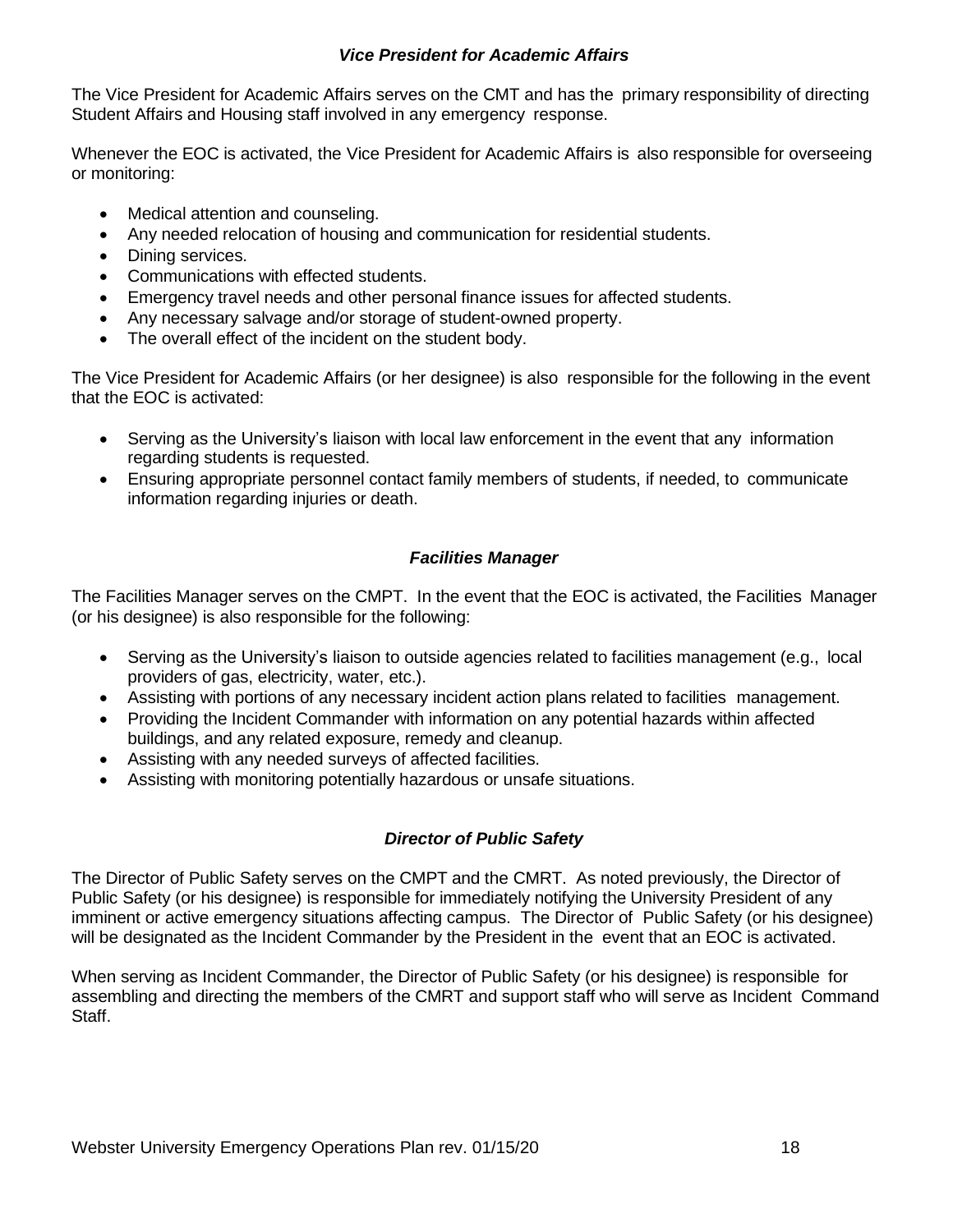### *Vice President for Academic Affairs*

The Vice President for Academic Affairs serves on the CMT and has the primary responsibility of directing Student Affairs and Housing staff involved in any emergency response.

Whenever the EOC is activated, the Vice President for Academic Affairs is also responsible for overseeing or monitoring:

- Medical attention and counseling.
- Any needed relocation of housing and communication for residential students.
- Dining services.
- Communications with effected students.
- Emergency travel needs and other personal finance issues for affected students.
- Any necessary salvage and/or storage of student-owned property.
- The overall effect of the incident on the student body.

The Vice President for Academic Affairs (or her designee) is also responsible for the following in the event that the EOC is activated:

- Serving as the University's liaison with local law enforcement in the event that any information regarding students is requested.
- Ensuring appropriate personnel contact family members of students, if needed, to communicate information regarding injuries or death.

### *Facilities Manager*

The Facilities Manager serves on the CMPT. In the event that the EOC is activated, the Facilities Manager (or his designee) is also responsible for the following:

- Serving as the University's liaison to outside agencies related to facilities management (e.g., local providers of gas, electricity, water, etc.).
- Assisting with portions of any necessary incident action plans related to facilities management.
- Providing the Incident Commander with information on any potential hazards within affected buildings, and any related exposure, remedy and cleanup.
- Assisting with any needed surveys of affected facilities.
- Assisting with monitoring potentially hazardous or unsafe situations.

### *Director of Public Safety*

The Director of Public Safety serves on the CMPT and the CMRT. As noted previously, the Director of Public Safety (or his designee) is responsible for immediately notifying the University President of any imminent or active emergency situations affecting campus. The Director of Public Safety (or his designee) will be designated as the Incident Commander by the President in the event that an EOC is activated.

When serving as Incident Commander, the Director of Public Safety (or his designee) is responsible for assembling and directing the members of the CMRT and support staff who will serve as Incident Command Staff.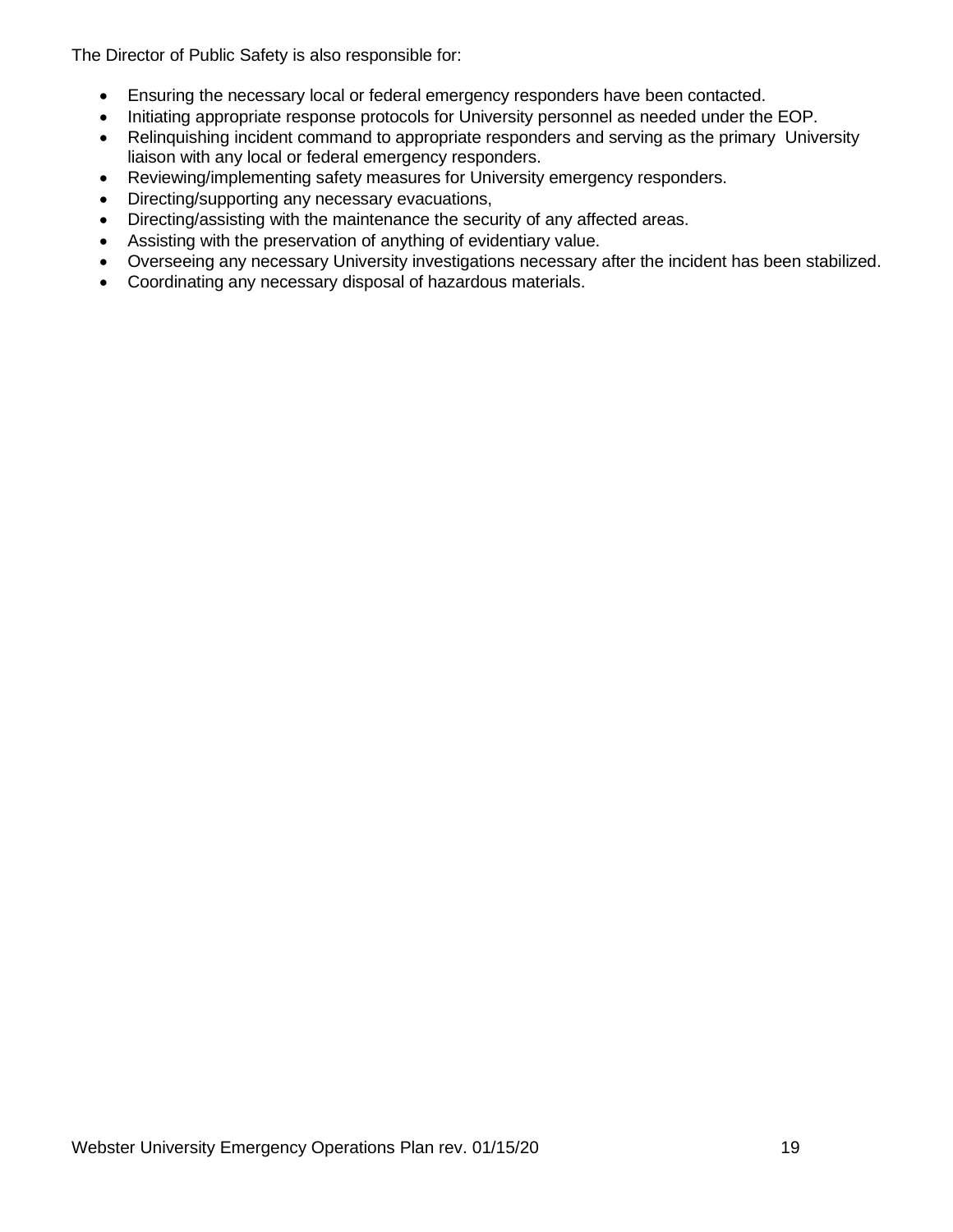The Director of Public Safety is also responsible for:

- Ensuring the necessary local or federal emergency responders have been contacted.
- Initiating appropriate response protocols for University personnel as needed under the EOP.
- Relinquishing incident command to appropriate responders and serving as the primary University liaison with any local or federal emergency responders.
- Reviewing/implementing safety measures for University emergency responders.
- Directing/supporting any necessary evacuations,
- Directing/assisting with the maintenance the security of any affected areas.
- Assisting with the preservation of anything of evidentiary value.
- Overseeing any necessary University investigations necessary after the incident has been stabilized.
- Coordinating any necessary disposal of hazardous materials.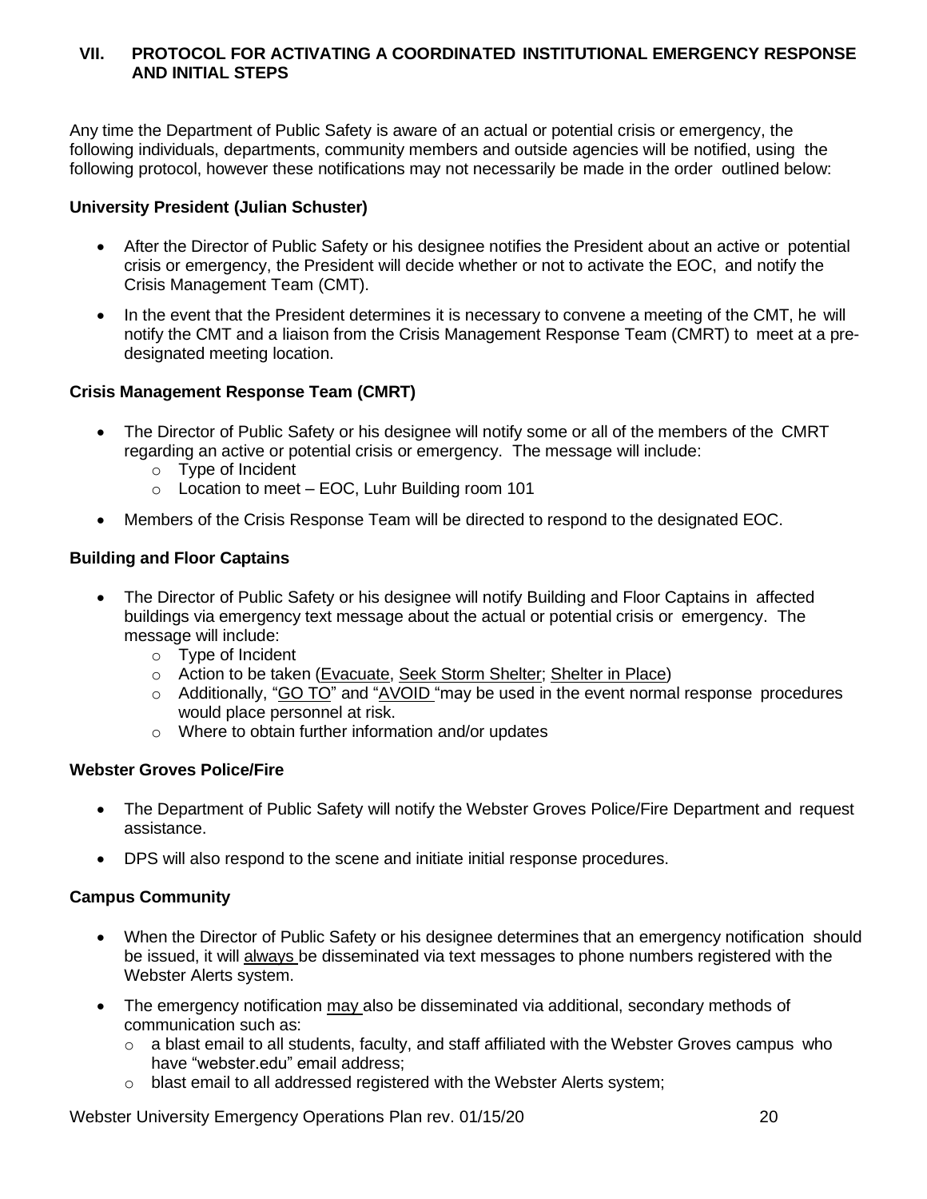## VII. PROTOCOL FOR ACTIVATING A COORDINATED INSTITUTIONAL EMERGENCY RESPONSE AND INITIAL STEPS

Any time the Department of Public Safety is aware of an actual or potential crisis or emergency, the following individuals, departments, community members and outside agencies will be notified, using the following protocol, however these notifications may not necessarily be made in the order outlined below:

### University President (Julian Schuster)

- After the Director of Public Safety or his designee notifies the President about an active or potential crisis or emergency, the President will decide whether or not to activate the EOC, and notify the Crisis Management Team (CMT).
- In the event that the President determines it is necessary to convene a meeting of the CMT, he will notify the CMT and a liaison from the Crisis Management Response Team (CMRT) to meet at a pre-designated meeting location.

### Crisis Management Response Team (CMRT)

- The Director of Public Safety or his designee will notify some or all of the members of the CMRT regarding an active or potential crisis or emergency. The message will include:
  - Type of Incident
  - Location to meet – EOC, Luhr Building room 101
- Members of the Crisis Response Team will be directed to respond to the designated EOC.

### Building and Floor Captains

- The Director of Public Safety or his designee will notify Building and Floor Captains in affected buildings via emergency text message about the actual or potential crisis or emergency. The message will include:
  - Type of Incident
  - Action to be taken (Evacuate, Seek Storm Shelter; Shelter in Place)
  - Additionally, "GO TO" and "AVOID "may be used in the event normal response procedures would place personnel at risk.
  - Where to obtain further information and/or updates

### Webster Groves Police/Fire

- The Department of Public Safety will notify the Webster Groves Police/Fire Department and request assistance.
- DPS will also respond to the scene and initiate initial response procedures.

### Campus Community

- When the Director of Public Safety or his designee determines that an emergency notification should be issued, it will always be disseminated via text messages to phone numbers registered with the Webster Alerts system.
- The emergency notification may also be disseminated via additional, secondary methods of communication such as:
  - a blast email to all students, faculty, and staff affiliated with the Webster Groves campus who have "webster.edu" email address;
  - blast email to all addressed registered with the Webster Alerts system;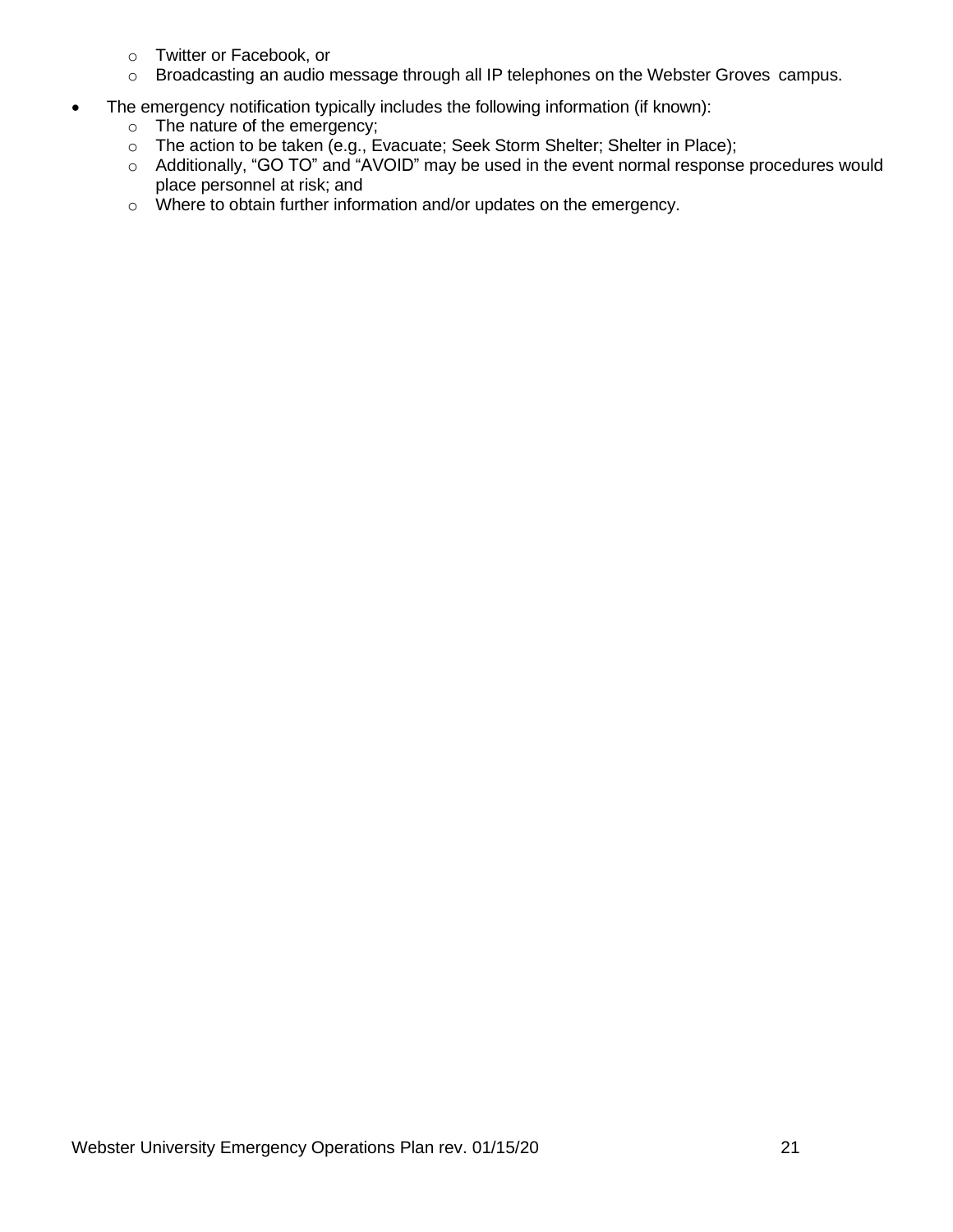- Twitter or Facebook, or
    - Broadcasting an audio message through all IP telephones on the Webster Groves campus.

- The emergency notification typically includes the following information (if known):
    - The nature of the emergency;
    - The action to be taken (e.g., Evacuate; Seek Storm Shelter; Shelter in Place);
    - Additionally, "GO TO" and "AVOID" may be used in the event normal response procedures would place personnel at risk; and
    - Where to obtain further information and/or updates on the emergency.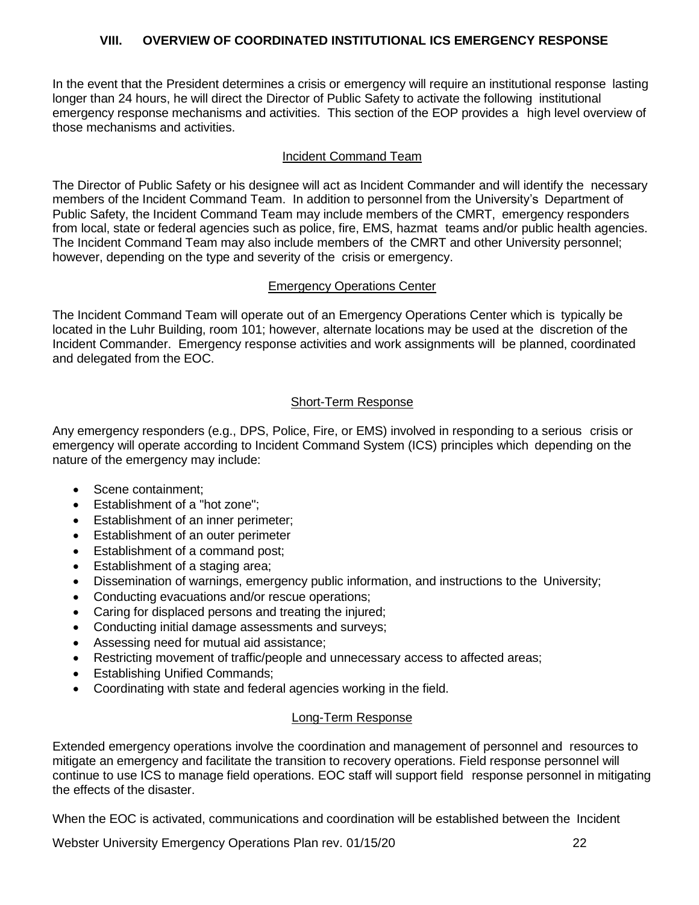## VIII. OVERVIEW OF COORDINATED INSTITUTIONAL ICS EMERGENCY RESPONSE

In the event that the President determines a crisis or emergency will require an institutional response lasting longer than 24 hours, he will direct the Director of Public Safety to activate the following institutional emergency response mechanisms and activities. This section of the EOP provides a high level overview of those mechanisms and activities.

### Incident Command Team

The Director of Public Safety or his designee will act as Incident Commander and will identify the necessary members of the Incident Command Team. In addition to personnel from the University's Department of Public Safety, the Incident Command Team may include members of the CMRT, emergency responders from local, state or federal agencies such as police, fire, EMS, hazmat teams and/or public health agencies. The Incident Command Team may also include members of the CMRT and other University personnel; however, depending on the type and severity of the crisis or emergency.

### Emergency Operations Center

The Incident Command Team will operate out of an Emergency Operations Center which is typically be located in the Luhr Building, room 101; however, alternate locations may be used at the discretion of the Incident Commander. Emergency response activities and work assignments will be planned, coordinated and delegated from the EOC.

### Short-Term Response

Any emergency responders (e.g., DPS, Police, Fire, or EMS) involved in responding to a serious crisis or emergency will operate according to Incident Command System (ICS) principles which depending on the nature of the emergency may include:

- Scene containment;
- Establishment of a "hot zone";
- Establishment of an inner perimeter;
- Establishment of an outer perimeter
- Establishment of a command post;
- Establishment of a staging area;
- Dissemination of warnings, emergency public information, and instructions to the University;
- Conducting evacuations and/or rescue operations;
- Caring for displaced persons and treating the injured;
- Conducting initial damage assessments and surveys;
- Assessing need for mutual aid assistance;
- Restricting movement of traffic/people and unnecessary access to affected areas;
- Establishing Unified Commands;
- Coordinating with state and federal agencies working in the field.

### Long-Term Response

Extended emergency operations involve the coordination and management of personnel and resources to mitigate an emergency and facilitate the transition to recovery operations. Field response personnel will continue to use ICS to manage field operations. EOC staff will support field response personnel in mitigating the effects of the disaster.

When the EOC is activated, communications and coordination will be established between the Incident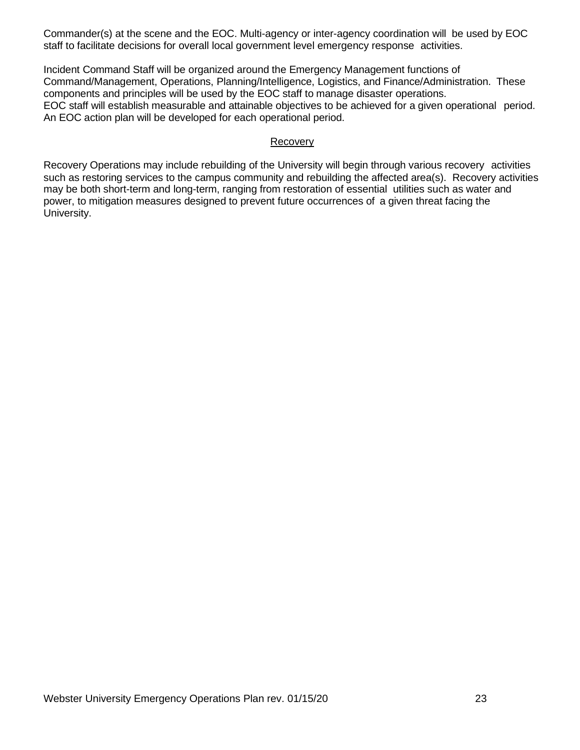Commander(s) at the scene and the EOC. Multi-agency or inter-agency coordination will be used by EOC staff to facilitate decisions for overall local government level emergency response activities.

Incident Command Staff will be organized around the Emergency Management functions of Command/Management, Operations, Planning/Intelligence, Logistics, and Finance/Administration. These components and principles will be used by the EOC staff to manage disaster operations.
EOC staff will establish measurable and attainable objectives to be achieved for a given operational period. An EOC action plan will be developed for each operational period.

<u>Recovery</u>

Recovery Operations may include rebuilding of the University will begin through various recovery activities such as restoring services to the campus community and rebuilding the affected area(s). Recovery activities may be both short-term and long-term, ranging from restoration of essential utilities such as water and power, to mitigation measures designed to prevent future occurrences of a given threat facing the University.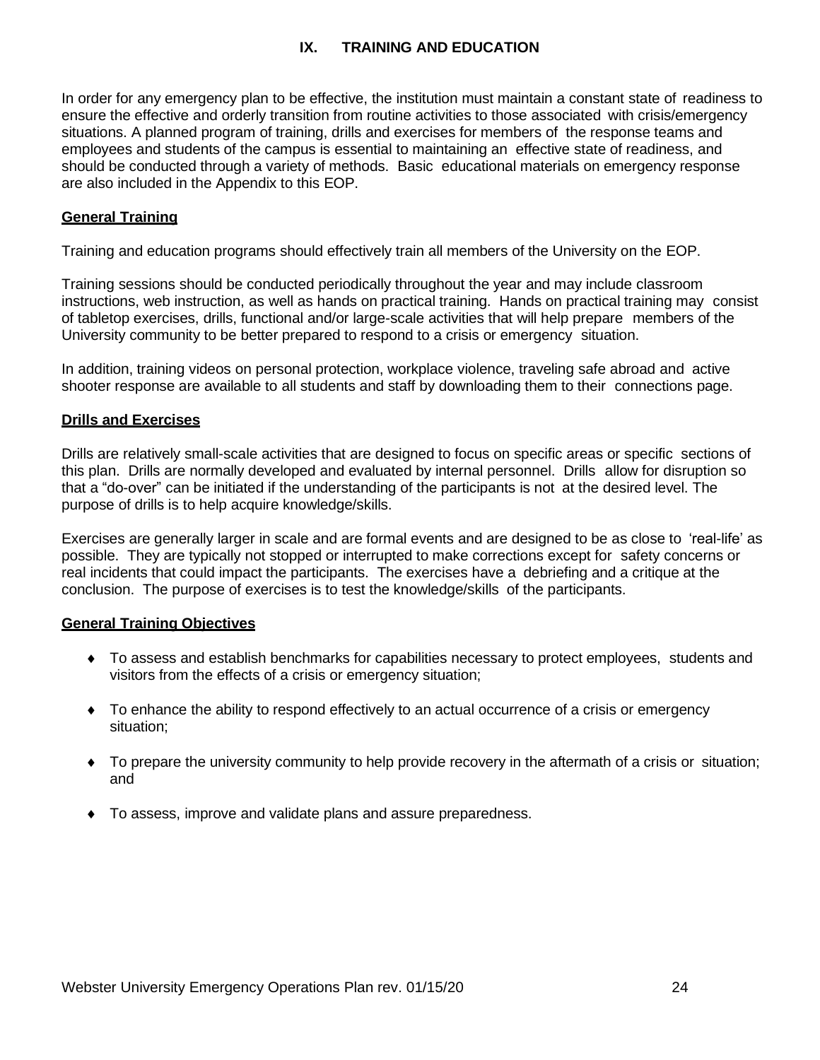## IX. TRAINING AND EDUCATION

In order for any emergency plan to be effective, the institution must maintain a constant state of readiness to ensure the effective and orderly transition from routine activities to those associated with crisis/emergency situations. A planned program of training, drills and exercises for members of the response teams and employees and students of the campus is essential to maintaining an effective state of readiness, and should be conducted through a variety of methods. Basic educational materials on emergency response are also included in the Appendix to this EOP.

### General Training

Training and education programs should effectively train all members of the University on the EOP.

Training sessions should be conducted periodically throughout the year and may include classroom instructions, web instruction, as well as hands on practical training. Hands on practical training may consist of tabletop exercises, drills, functional and/or large-scale activities that will help prepare members of the University community to be better prepared to respond to a crisis or emergency situation.

In addition, training videos on personal protection, workplace violence, traveling safe abroad and active shooter response are available to all students and staff by downloading them to their connections page.

### Drills and Exercises

Drills are relatively small-scale activities that are designed to focus on specific areas or specific sections of this plan. Drills are normally developed and evaluated by internal personnel. Drills allow for disruption so that a "do-over" can be initiated if the understanding of the participants is not at the desired level. The purpose of drills is to help acquire knowledge/skills.

Exercises are generally larger in scale and are formal events and are designed to be as close to 'real-life' as possible. They are typically not stopped or interrupted to make corrections except for safety concerns or real incidents that could impact the participants. The exercises have a debriefing and a critique at the conclusion. The purpose of exercises is to test the knowledge/skills of the participants.

### General Training Objectives

- To assess and establish benchmarks for capabilities necessary to protect employees, students and visitors from the effects of a crisis or emergency situation;
- To enhance the ability to respond effectively to an actual occurrence of a crisis or emergency situation;
- To prepare the university community to help provide recovery in the aftermath of a crisis or situation; and
- To assess, improve and validate plans and assure preparedness.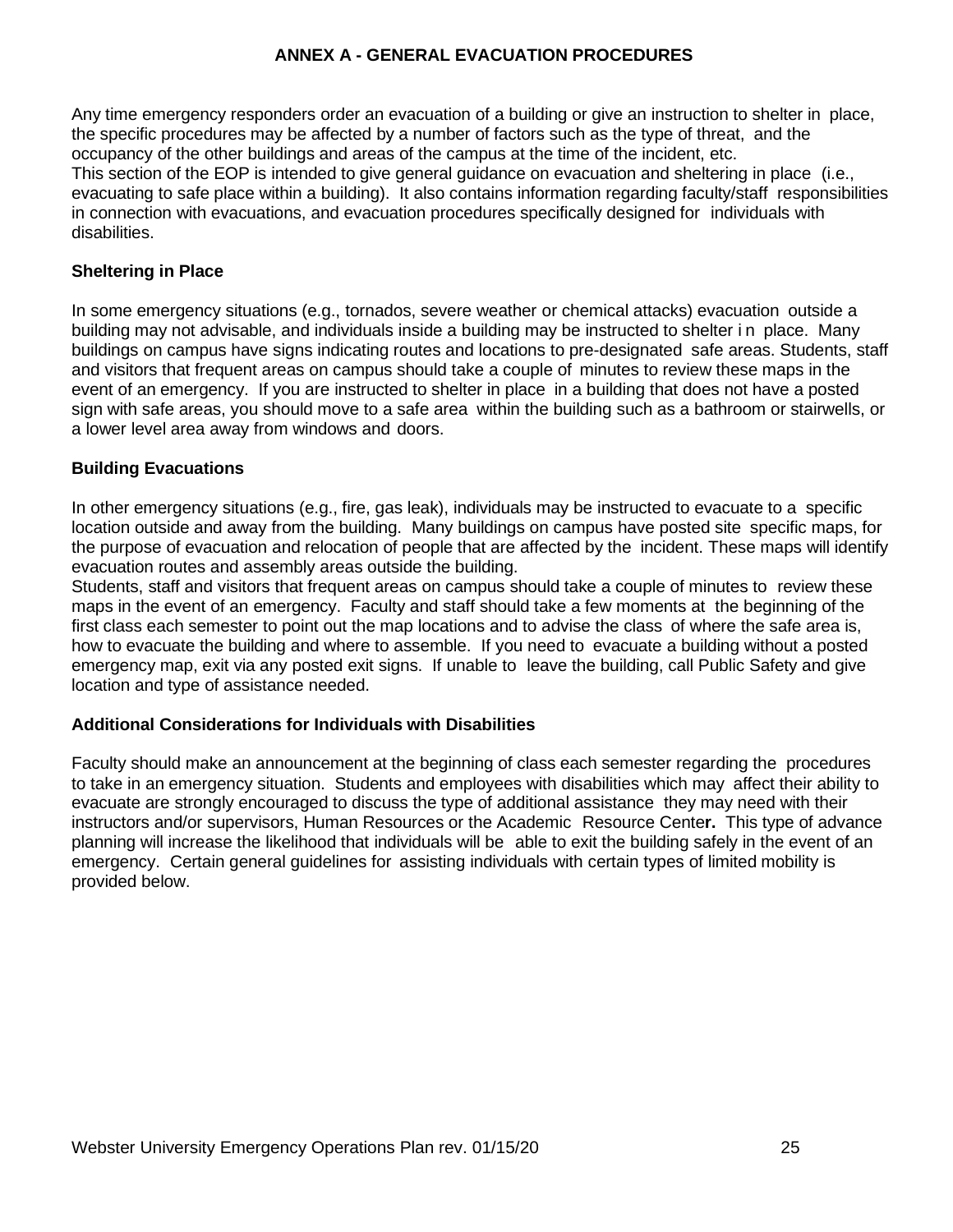# ANNEX A - GENERAL EVACUATION PROCEDURES

Any time emergency responders order an evacuation of a building or give an instruction to shelter in place, the specific procedures may be affected by a number of factors such as the type of threat, and the occupancy of the other buildings and areas of the campus at the time of the incident, etc.
This section of the EOP is intended to give general guidance on evacuation and sheltering in place (i.e., evacuating to safe place within a building). It also contains information regarding faculty/staff responsibilities in connection with evacuations, and evacuation procedures specifically designed for individuals with disabilities.

## Sheltering in Place

In some emergency situations (e.g., tornados, severe weather or chemical attacks) evacuation outside a building may not advisable, and individuals inside a building may be instructed to shelter in place. Many buildings on campus have signs indicating routes and locations to pre-designated safe areas. Students, staff and visitors that frequent areas on campus should take a couple of minutes to review these maps in the event of an emergency. If you are instructed to shelter in place in a building that does not have a posted sign with safe areas, you should move to a safe area within the building such as a bathroom or stairwells, or a lower level area away from windows and doors.

## Building Evacuations

In other emergency situations (e.g., fire, gas leak), individuals may be instructed to evacuate to a specific location outside and away from the building. Many buildings on campus have posted site specific maps, for the purpose of evacuation and relocation of people that are affected by the incident. These maps will identify evacuation routes and assembly areas outside the building.
Students, staff and visitors that frequent areas on campus should take a couple of minutes to review these maps in the event of an emergency. Faculty and staff should take a few moments at the beginning of the first class each semester to point out the map locations and to advise the class of where the safe area is, how to evacuate the building and where to assemble. If you need to evacuate a building without a posted emergency map, exit via any posted exit signs. If unable to leave the building, call Public Safety and give location and type of assistance needed.

## Additional Considerations for Individuals with Disabilities

Faculty should make an announcement at the beginning of class each semester regarding the procedures to take in an emergency situation. Students and employees with disabilities which may affect their ability to evacuate are strongly encouraged to discuss the type of additional assistance they may need with their instructors and/or supervisors, Human Resources or the Academic Resource Center. This type of advance planning will increase the likelihood that individuals will be able to exit the building safely in the event of an emergency. Certain general guidelines for assisting individuals with certain types of limited mobility is provided below.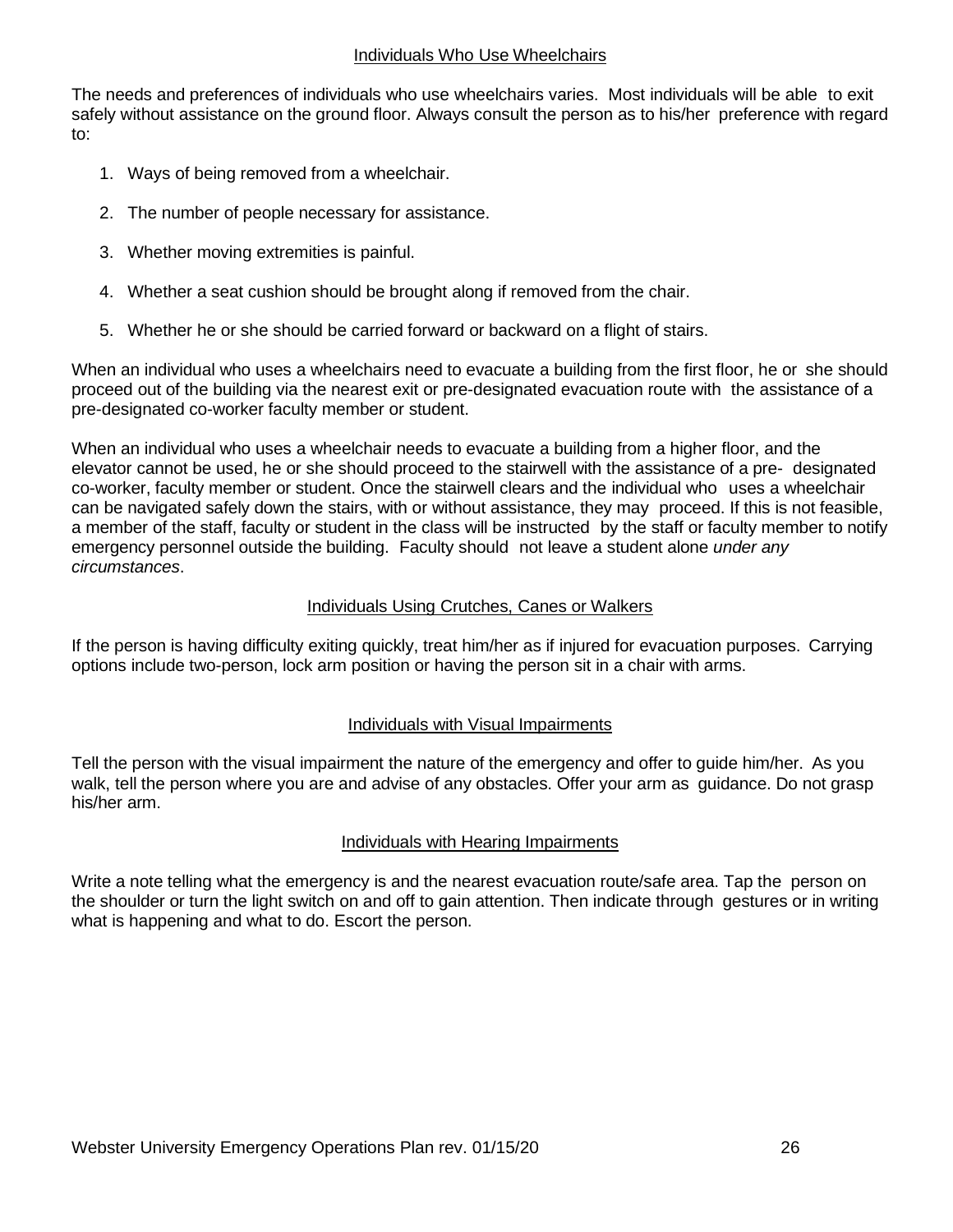### Individuals Who Use Wheelchairs

The needs and preferences of individuals who use wheelchairs varies. Most individuals will be able to exit safely without assistance on the ground floor. Always consult the person as to his/her preference with regard to:

1. Ways of being removed from a wheelchair.
2. The number of people necessary for assistance.
3. Whether moving extremities is painful.
4. Whether a seat cushion should be brought along if removed from the chair.
5. Whether he or she should be carried forward or backward on a flight of stairs.

When an individual who uses a wheelchairs need to evacuate a building from the first floor, he or she should proceed out of the building via the nearest exit or pre-designated evacuation route with the assistance of a pre-designated co-worker faculty member or student.

When an individual who uses a wheelchair needs to evacuate a building from a higher floor, and the elevator cannot be used, he or she should proceed to the stairwell with the assistance of a pre- designated co-worker, faculty member or student. Once the stairwell clears and the individual who uses a wheelchair can be navigated safely down the stairs, with or without assistance, they may proceed. If this is not feasible, a member of the staff, faculty or student in the class will be instructed by the staff or faculty member to notify emergency personnel outside the building. Faculty should not leave a student alone *under any circumstances*.

### Individuals Using Crutches, Canes or Walkers

If the person is having difficulty exiting quickly, treat him/her as if injured for evacuation purposes. Carrying options include two-person, lock arm position or having the person sit in a chair with arms.

### Individuals with Visual Impairments

Tell the person with the visual impairment the nature of the emergency and offer to guide him/her. As you walk, tell the person where you are and advise of any obstacles. Offer your arm as guidance. Do not grasp his/her arm.

### Individuals with Hearing Impairments

Write a note telling what the emergency is and the nearest evacuation route/safe area. Tap the person on the shoulder or turn the light switch on and off to gain attention. Then indicate through gestures or in writing what is happening and what to do. Escort the person.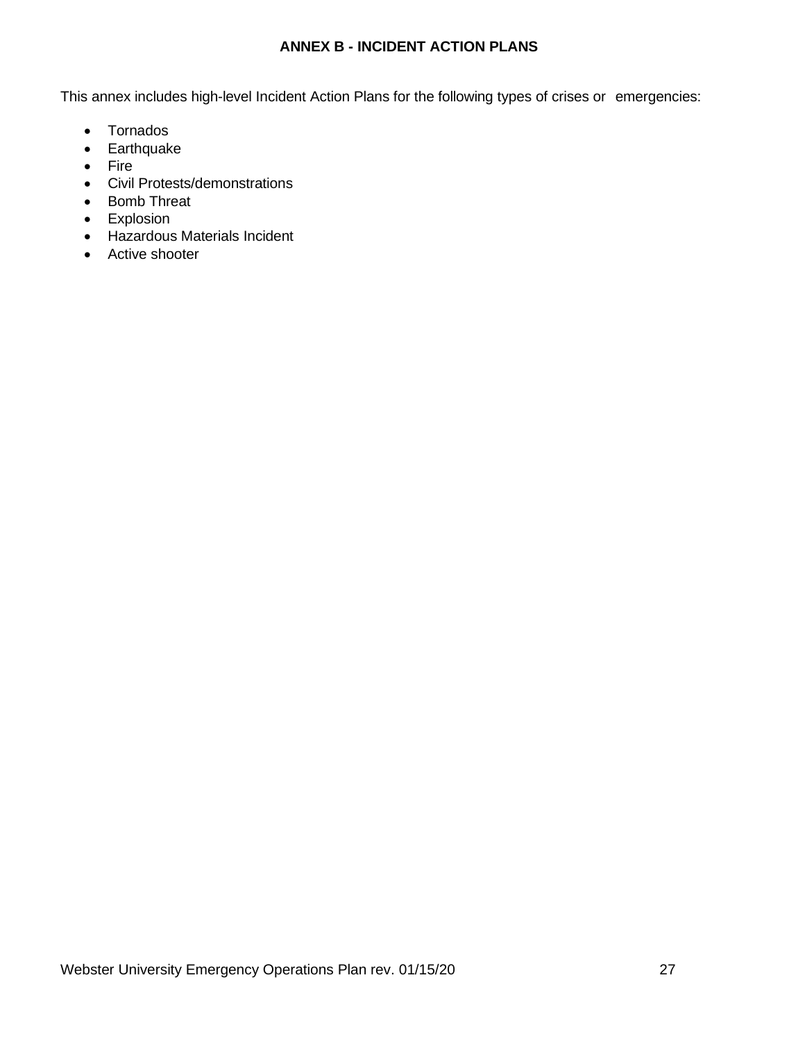# ANNEX B - INCIDENT ACTION PLANS

This annex includes high-level Incident Action Plans for the following types of crises or emergencies:

- Tornados
- Earthquake
- Fire
- Civil Protests/demonstrations
- Bomb Threat
- Explosion
- Hazardous Materials Incident
- Active shooter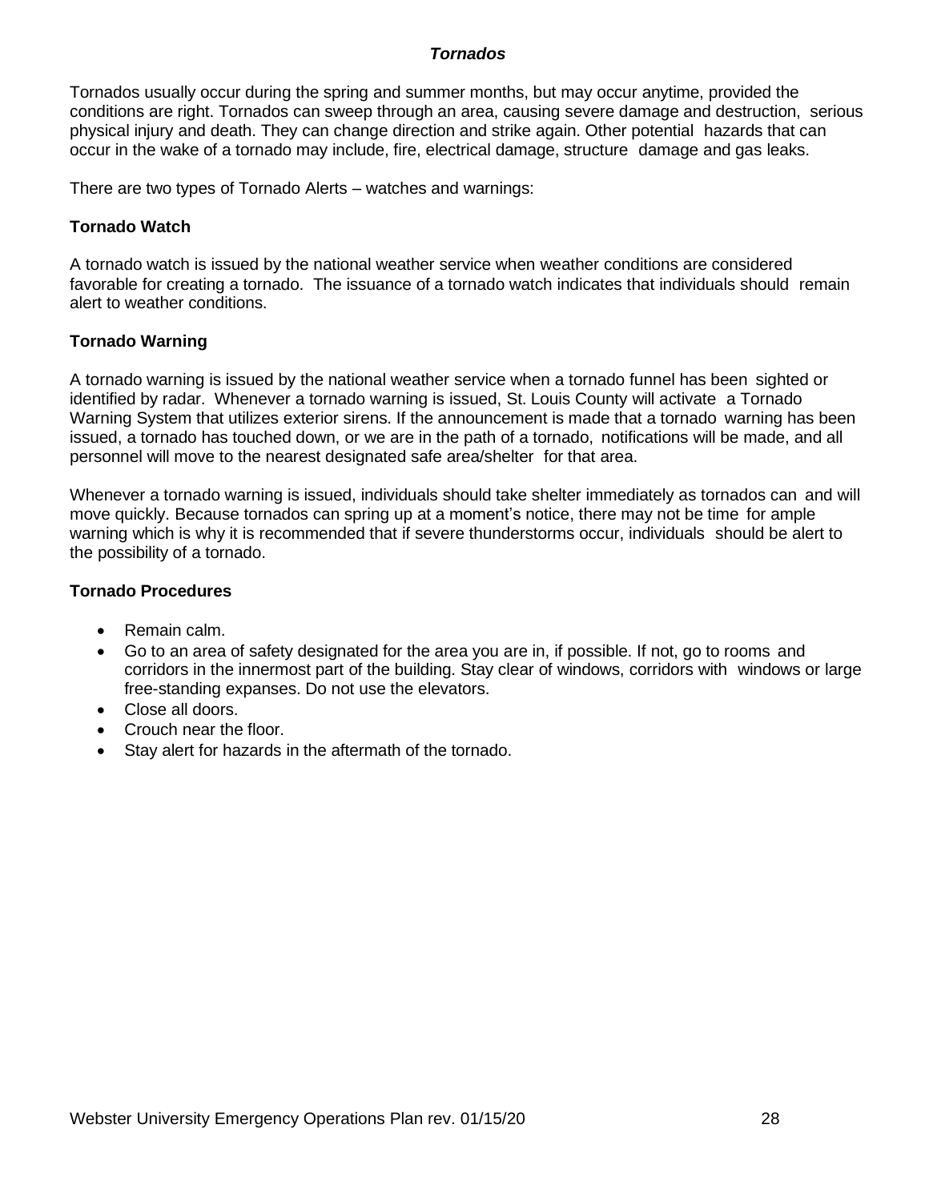### *Tornados*

Tornados usually occur during the spring and summer months, but may occur anytime, provided the conditions are right. Tornados can sweep through an area, causing severe damage and destruction, serious physical injury and death. They can change direction and strike again. Other potential hazards that can occur in the wake of a tornado may include, fire, electrical damage, structure damage and gas leaks.

There are two types of Tornado Alerts – watches and warnings:

#### Tornado Watch

A tornado watch is issued by the national weather service when weather conditions are considered favorable for creating a tornado. The issuance of a tornado watch indicates that individuals should remain alert to weather conditions.

#### Tornado Warning

A tornado warning is issued by the national weather service when a tornado funnel has been sighted or identified by radar. Whenever a tornado warning is issued, St. Louis County will activate a Tornado Warning System that utilizes exterior sirens. If the announcement is made that a tornado warning has been issued, a tornado has touched down, or we are in the path of a tornado, notifications will be made, and all personnel will move to the nearest designated safe area/shelter for that area.

Whenever a tornado warning is issued, individuals should take shelter immediately as tornados can and will move quickly. Because tornados can spring up at a moment's notice, there may not be time for ample warning which is why it is recommended that if severe thunderstorms occur, individuals should be alert to the possibility of a tornado.

#### Tornado Procedures

- Remain calm.
- Go to an area of safety designated for the area you are in, if possible. If not, go to rooms and corridors in the innermost part of the building. Stay clear of windows, corridors with windows or large free-standing expanses. Do not use the elevators.
- Close all doors.
- Crouch near the floor.
- Stay alert for hazards in the aftermath of the tornado.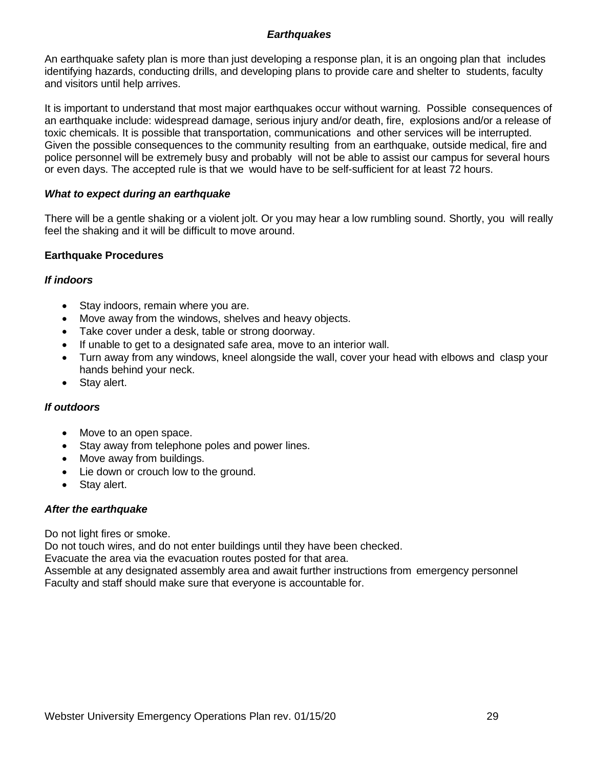### *Earthquakes*

An earthquake safety plan is more than just developing a response plan, it is an ongoing plan that includes identifying hazards, conducting drills, and developing plans to provide care and shelter to students, faculty and visitors until help arrives.

It is important to understand that most major earthquakes occur without warning. Possible consequences of an earthquake include: widespread damage, serious injury and/or death, fire, explosions and/or a release of toxic chemicals. It is possible that transportation, communications and other services will be interrupted. Given the possible consequences to the community resulting from an earthquake, outside medical, fire and police personnel will be extremely busy and probably will not be able to assist our campus for several hours or even days. The accepted rule is that we would have to be self-sufficient for at least 72 hours.

#### *What to expect during an earthquake*

There will be a gentle shaking or a violent jolt. Or you may hear a low rumbling sound. Shortly, you will really feel the shaking and it will be difficult to move around.

#### Earthquake Procedures

#### *If indoors*

- Stay indoors, remain where you are.
- Move away from the windows, shelves and heavy objects.
- Take cover under a desk, table or strong doorway.
- If unable to get to a designated safe area, move to an interior wall.
- Turn away from any windows, kneel alongside the wall, cover your head with elbows and clasp your hands behind your neck.
- Stay alert.

#### *If outdoors*

- Move to an open space.
- Stay away from telephone poles and power lines.
- Move away from buildings.
- Lie down or crouch low to the ground.
- Stay alert.

#### *After the earthquake*

Do not light fires or smoke.
Do not touch wires, and do not enter buildings until they have been checked.
Evacuate the area via the evacuation routes posted for that area.
Assemble at any designated assembly area and await further instructions from emergency personnel
Faculty and staff should make sure that everyone is accountable for.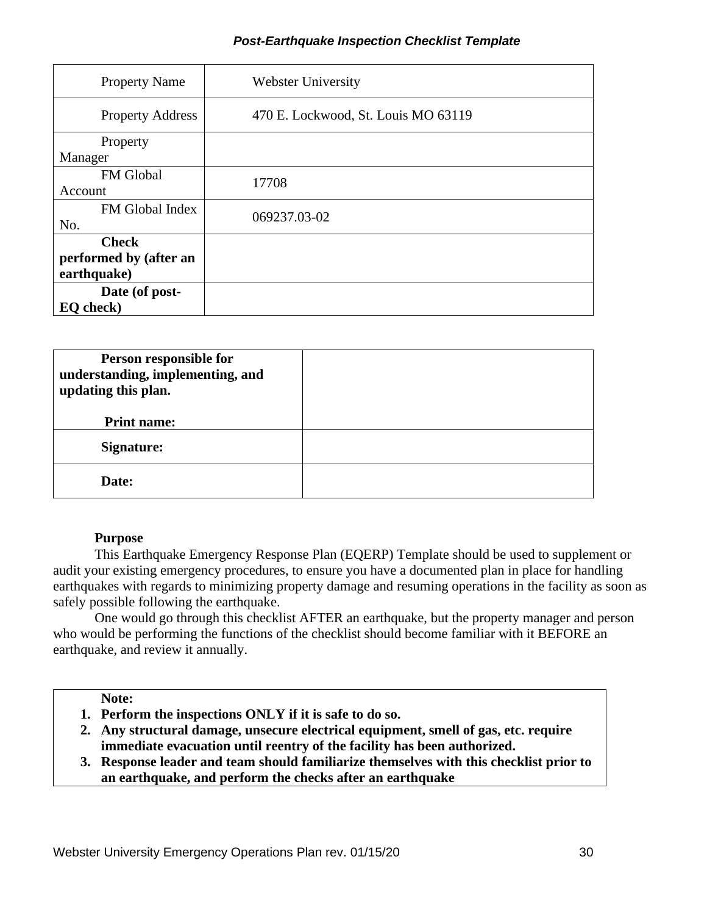### *Post-Earthquake Inspection Checklist Template*

| Property Name | Webster University |
|---|---|
| Property Address | 470 E. Lockwood, St. Louis MO 63119 |
| Property Manager | |
| FM Global Account | 17708 |
| FM Global Index No. | 069237.03-02 |
| **Check performed by (after an earthquake)** | |
| **Date (of post-EQ check)** | |

| **Person responsible for understanding, implementing, and updating this plan.** **Print name:** | |
|---|---|
| **Signature:** | |
| **Date:** | |

**Purpose**

This Earthquake Emergency Response Plan (EQERP) Template should be used to supplement or audit your existing emergency procedures, to ensure you have a documented plan in place for handling earthquakes with regards to minimizing property damage and resuming operations in the facility as soon as safely possible following the earthquake.

One would go through this checklist AFTER an earthquake, but the property manager and person who would be performing the functions of the checklist should become familiar with it BEFORE an earthquake, and review it annually.

**Note:**

1. **Perform the inspections ONLY if it is safe to do so.**
2. **Any structural damage, unsecure electrical equipment, smell of gas, etc. require immediate evacuation until reentry of the facility has been authorized.**
3. **Response leader and team should familiarize themselves with this checklist prior to an earthquake, and perform the checks after an earthquake**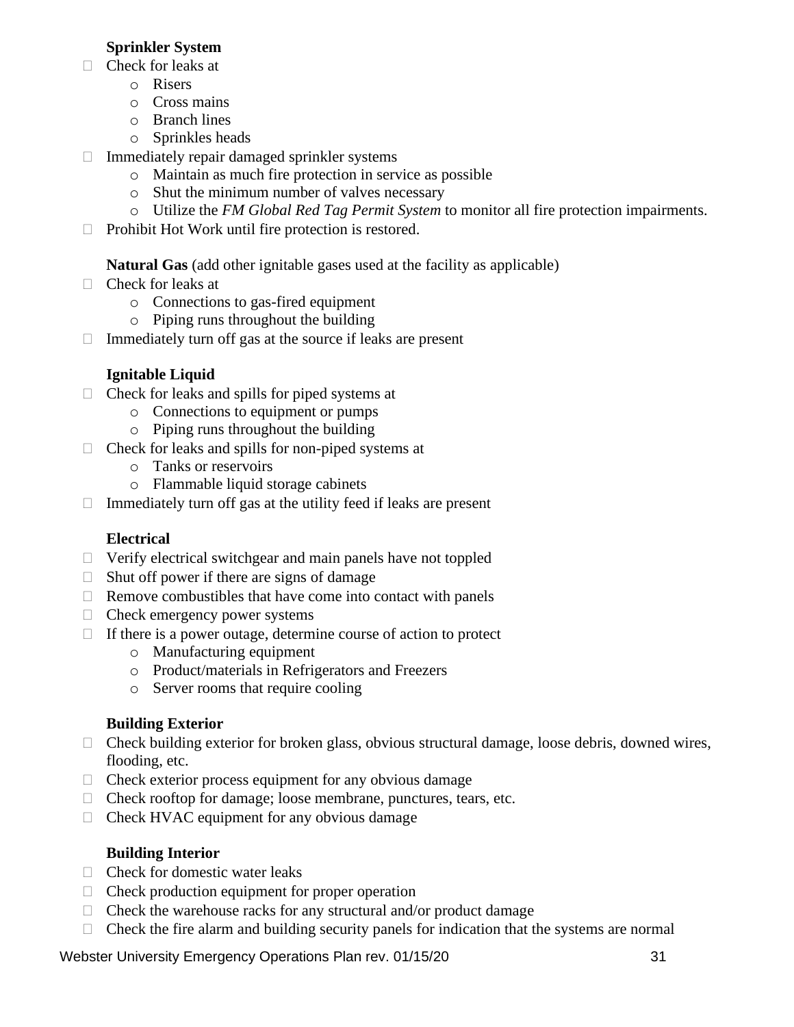**Sprinkler System**

- Check for leaks at
  - Risers
  - Cross mains
  - Branch lines
  - Sprinkles heads
- Immediately repair damaged sprinkler systems
  - Maintain as much fire protection in service as possible
  - Shut the minimum number of valves necessary
  - Utilize the *FM Global Red Tag Permit System* to monitor all fire protection impairments.
- Prohibit Hot Work until fire protection is restored.

**Natural Gas** (add other ignitable gases used at the facility as applicable)

- Check for leaks at
  - Connections to gas-fired equipment
  - Piping runs throughout the building
- Immediately turn off gas at the source if leaks are present

**Ignitable Liquid**

- Check for leaks and spills for piped systems at
  - Connections to equipment or pumps
  - Piping runs throughout the building
- Check for leaks and spills for non-piped systems at
  - Tanks or reservoirs
  - Flammable liquid storage cabinets
- Immediately turn off gas at the utility feed if leaks are present

**Electrical**

- Verify electrical switchgear and main panels have not toppled
- Shut off power if there are signs of damage
- Remove combustibles that have come into contact with panels
- Check emergency power systems
- If there is a power outage, determine course of action to protect
  - Manufacturing equipment
  - Product/materials in Refrigerators and Freezers
  - Server rooms that require cooling

**Building Exterior**

- Check building exterior for broken glass, obvious structural damage, loose debris, downed wires, flooding, etc.
- Check exterior process equipment for any obvious damage
- Check rooftop for damage; loose membrane, punctures, tears, etc.
- Check HVAC equipment for any obvious damage

**Building Interior**

- Check for domestic water leaks
- Check production equipment for proper operation
- Check the warehouse racks for any structural and/or product damage
- Check the fire alarm and building security panels for indication that the systems are normal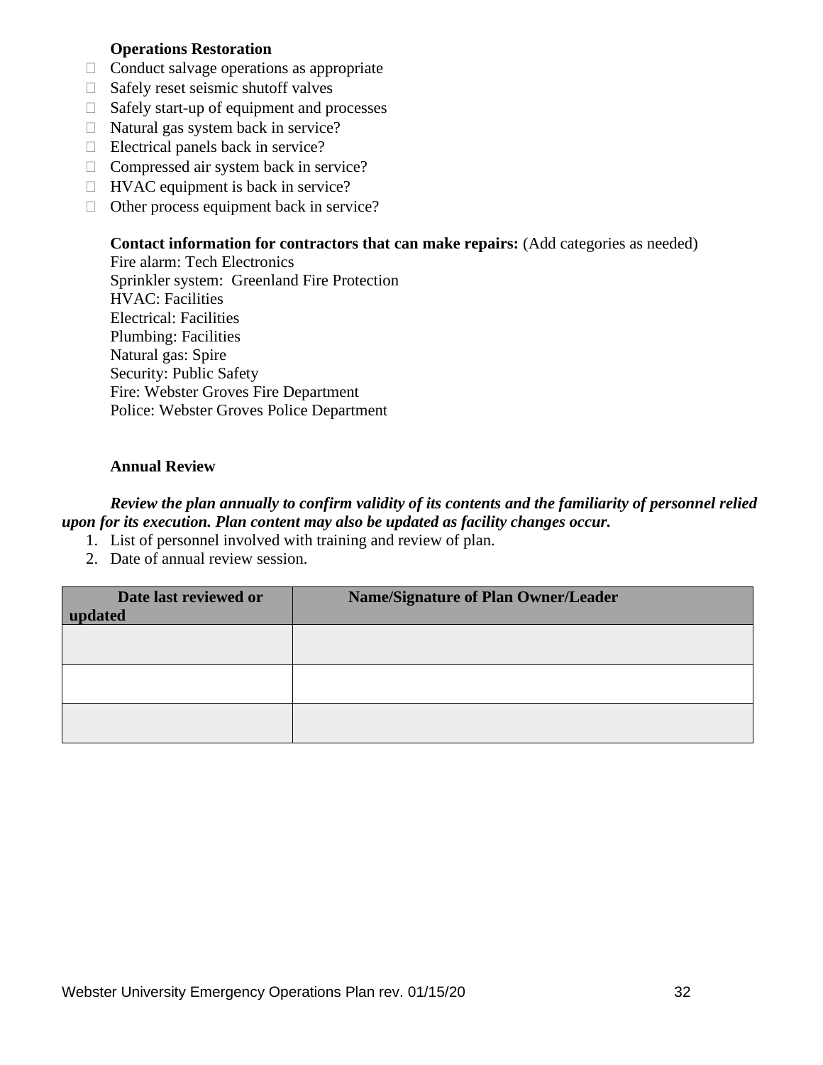**Operations Restoration**

- ☐ Conduct salvage operations as appropriate
- ☐ Safely reset seismic shutoff valves
- ☐ Safely start-up of equipment and processes
- ☐ Natural gas system back in service?
- ☐ Electrical panels back in service?
- ☐ Compressed air system back in service?
- ☐ HVAC equipment is back in service?
- ☐ Other process equipment back in service?

**Contact information for contractors that can make repairs:** (Add categories as needed)
Fire alarm: Tech Electronics
Sprinkler system: Greenland Fire Protection
HVAC: Facilities
Electrical: Facilities
Plumbing: Facilities
Natural gas: Spire
Security: Public Safety
Fire: Webster Groves Fire Department
Police: Webster Groves Police Department

**Annual Review**

***Review the plan annually to confirm validity of its contents and the familiarity of personnel relied upon for its execution. Plan content may also be updated as facility changes occur.***

1. List of personnel involved with training and review of plan.
2. Date of annual review session.

| Date last reviewed or updated | Name/Signature of Plan Owner/Leader |
|---|---|
| | |
| | |
| | |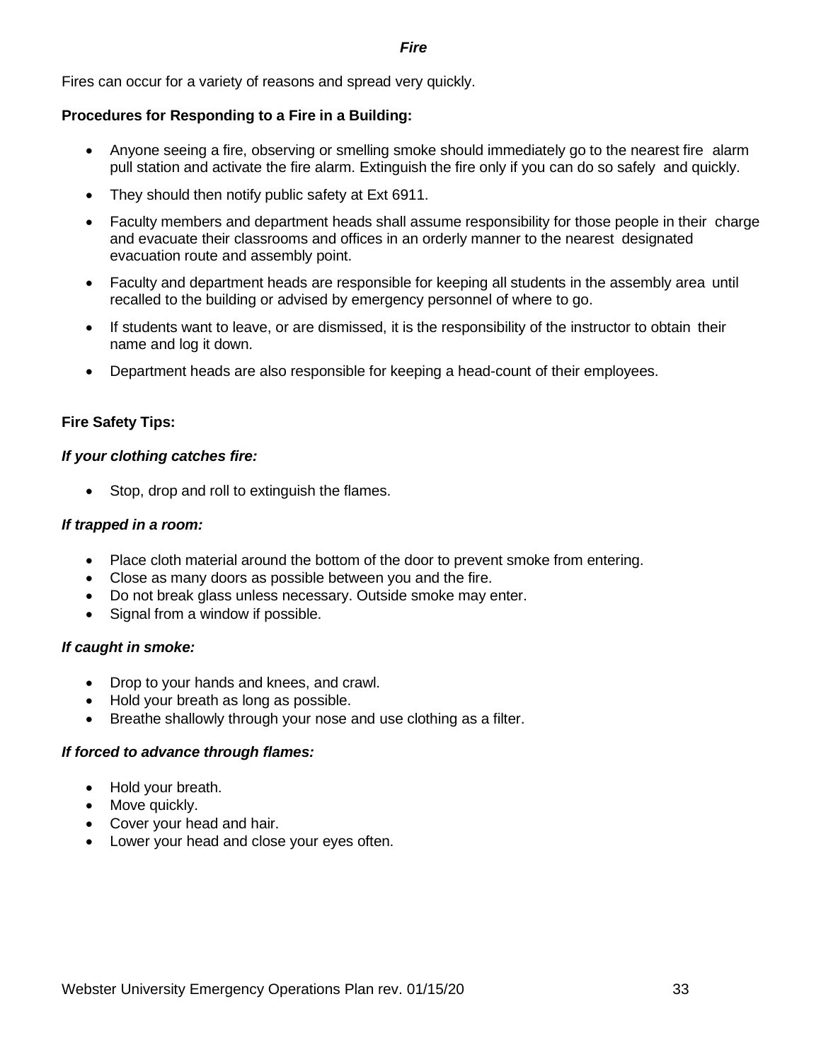### *Fire*

Fires can occur for a variety of reasons and spread very quickly.

**Procedures for Responding to a Fire in a Building:**

- Anyone seeing a fire, observing or smelling smoke should immediately go to the nearest fire alarm pull station and activate the fire alarm. Extinguish the fire only if you can do so safely and quickly.
- They should then notify public safety at Ext 6911.
- Faculty members and department heads shall assume responsibility for those people in their charge and evacuate their classrooms and offices in an orderly manner to the nearest designated evacuation route and assembly point.
- Faculty and department heads are responsible for keeping all students in the assembly area until recalled to the building or advised by emergency personnel of where to go.
- If students want to leave, or are dismissed, it is the responsibility of the instructor to obtain their name and log it down.
- Department heads are also responsible for keeping a head-count of their employees.

**Fire Safety Tips:**

***If your clothing catches fire:***

- Stop, drop and roll to extinguish the flames.

***If trapped in a room:***

- Place cloth material around the bottom of the door to prevent smoke from entering.
- Close as many doors as possible between you and the fire.
- Do not break glass unless necessary. Outside smoke may enter.
- Signal from a window if possible.

***If caught in smoke:***

- Drop to your hands and knees, and crawl.
- Hold your breath as long as possible.
- Breathe shallowly through your nose and use clothing as a filter.

***If forced to advance through flames:***

- Hold your breath.
- Move quickly.
- Cover your head and hair.
- Lower your head and close your eyes often.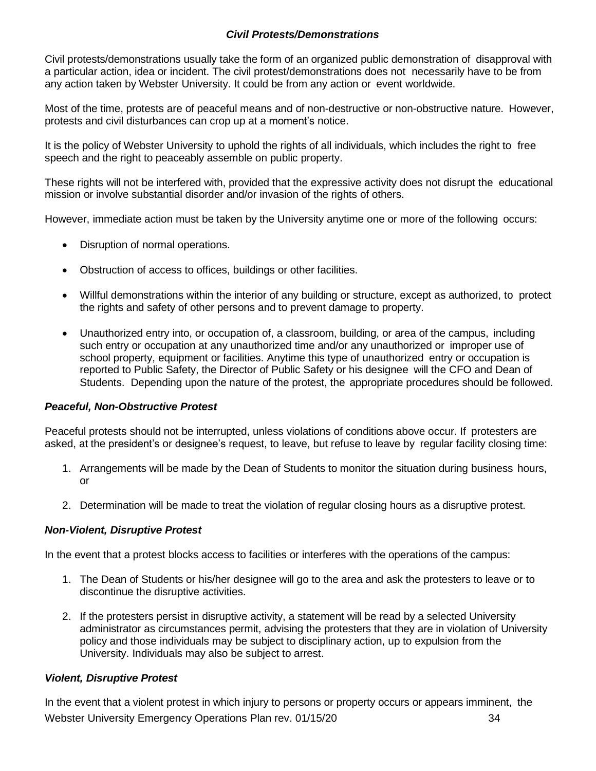### *Civil Protests/Demonstrations*

Civil protests/demonstrations usually take the form of an organized public demonstration of disapproval with a particular action, idea or incident. The civil protest/demonstrations does not necessarily have to be from any action taken by Webster University. It could be from any action or event worldwide.

Most of the time, protests are of peaceful means and of non-destructive or non-obstructive nature. However, protests and civil disturbances can crop up at a moment's notice.

It is the policy of Webster University to uphold the rights of all individuals, which includes the right to free speech and the right to peaceably assemble on public property.

These rights will not be interfered with, provided that the expressive activity does not disrupt the educational mission or involve substantial disorder and/or invasion of the rights of others.

However, immediate action must be taken by the University anytime one or more of the following occurs:

- Disruption of normal operations.
- Obstruction of access to offices, buildings or other facilities.
- Willful demonstrations within the interior of any building or structure, except as authorized, to protect the rights and safety of other persons and to prevent damage to property.
- Unauthorized entry into, or occupation of, a classroom, building, or area of the campus, including such entry or occupation at any unauthorized time and/or any unauthorized or improper use of school property, equipment or facilities. Anytime this type of unauthorized entry or occupation is reported to Public Safety, the Director of Public Safety or his designee will the CFO and Dean of Students. Depending upon the nature of the protest, the appropriate procedures should be followed.

#### *Peaceful, Non-Obstructive Protest*

Peaceful protests should not be interrupted, unless violations of conditions above occur. If protesters are asked, at the president's or designee's request, to leave, but refuse to leave by regular facility closing time:

1. Arrangements will be made by the Dean of Students to monitor the situation during business hours, or
2. Determination will be made to treat the violation of regular closing hours as a disruptive protest.

#### *Non-Violent, Disruptive Protest*

In the event that a protest blocks access to facilities or interferes with the operations of the campus:

1. The Dean of Students or his/her designee will go to the area and ask the protesters to leave or to discontinue the disruptive activities.
2. If the protesters persist in disruptive activity, a statement will be read by a selected University administrator as circumstances permit, advising the protesters that they are in violation of University policy and those individuals may be subject to disciplinary action, up to expulsion from the University. Individuals may also be subject to arrest.

#### *Violent, Disruptive Protest*

In the event that a violent protest in which injury to persons or property occurs or appears imminent, the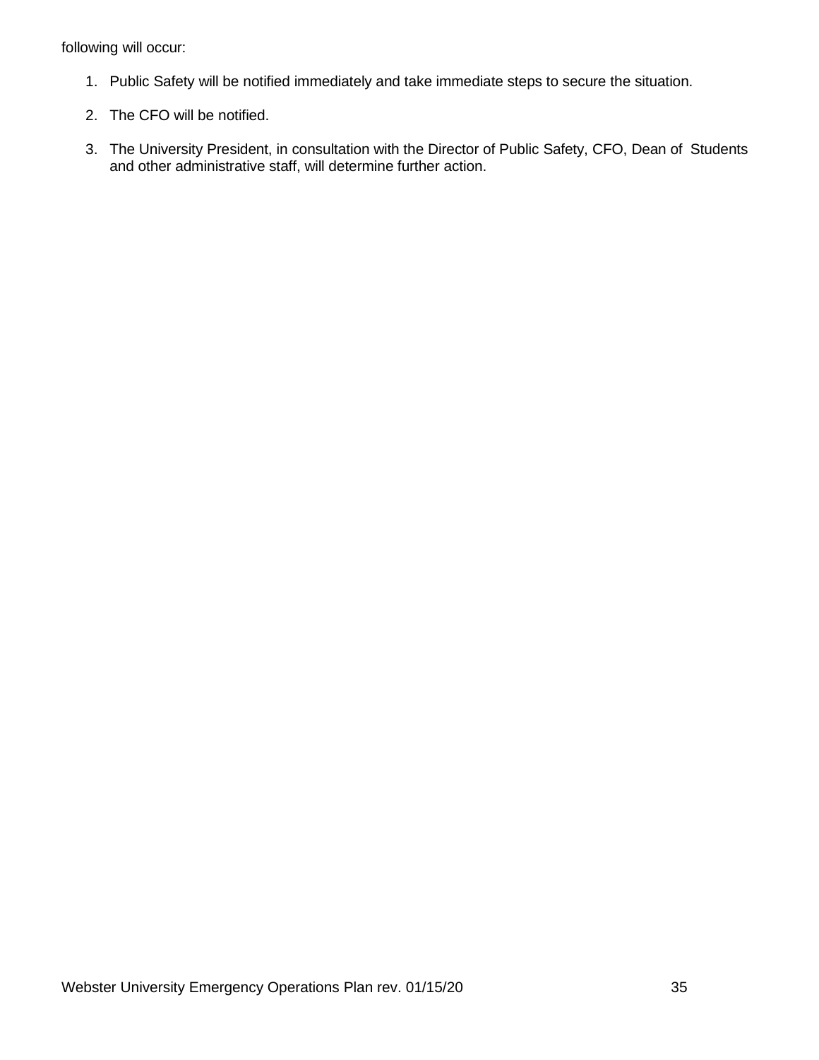following will occur:

1. Public Safety will be notified immediately and take immediate steps to secure the situation.
2. The CFO will be notified.
3. The University President, in consultation with the Director of Public Safety, CFO, Dean of Students and other administrative staff, will determine further action.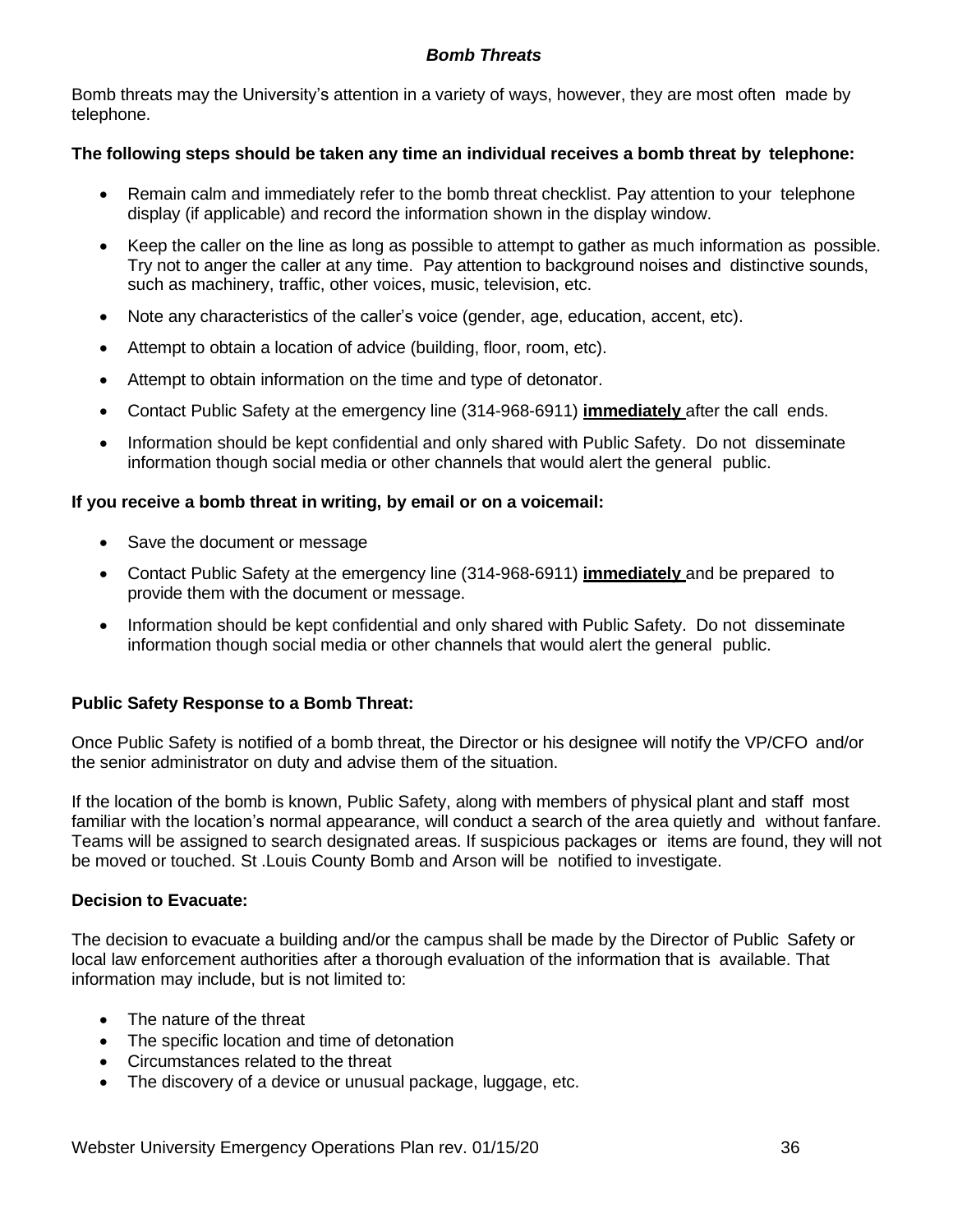### *Bomb Threats*

Bomb threats may the University's attention in a variety of ways, however, they are most often made by telephone.

**The following steps should be taken any time an individual receives a bomb threat by telephone:**

- Remain calm and immediately refer to the bomb threat checklist. Pay attention to your telephone display (if applicable) and record the information shown in the display window.
- Keep the caller on the line as long as possible to attempt to gather as much information as possible. Try not to anger the caller at any time. Pay attention to background noises and distinctive sounds, such as machinery, traffic, other voices, music, television, etc.
- Note any characteristics of the caller's voice (gender, age, education, accent, etc).
- Attempt to obtain a location of advice (building, floor, room, etc).
- Attempt to obtain information on the time and type of detonator.
- Contact Public Safety at the emergency line (314-968-6911) **immediately** after the call ends.
- Information should be kept confidential and only shared with Public Safety. Do not disseminate information though social media or other channels that would alert the general public.

**If you receive a bomb threat in writing, by email or on a voicemail:**

- Save the document or message
- Contact Public Safety at the emergency line (314-968-6911) **immediately** and be prepared to provide them with the document or message.
- Information should be kept confidential and only shared with Public Safety. Do not disseminate information though social media or other channels that would alert the general public.

**Public Safety Response to a Bomb Threat:**

Once Public Safety is notified of a bomb threat, the Director or his designee will notify the VP/CFO and/or the senior administrator on duty and advise them of the situation.

If the location of the bomb is known, Public Safety, along with members of physical plant and staff most familiar with the location's normal appearance, will conduct a search of the area quietly and without fanfare. Teams will be assigned to search designated areas. If suspicious packages or items are found, they will not be moved or touched. St .Louis County Bomb and Arson will be notified to investigate.

**Decision to Evacuate:**

The decision to evacuate a building and/or the campus shall be made by the Director of Public Safety or local law enforcement authorities after a thorough evaluation of the information that is available. That information may include, but is not limited to:

- The nature of the threat
- The specific location and time of detonation
- Circumstances related to the threat
- The discovery of a device or unusual package, luggage, etc.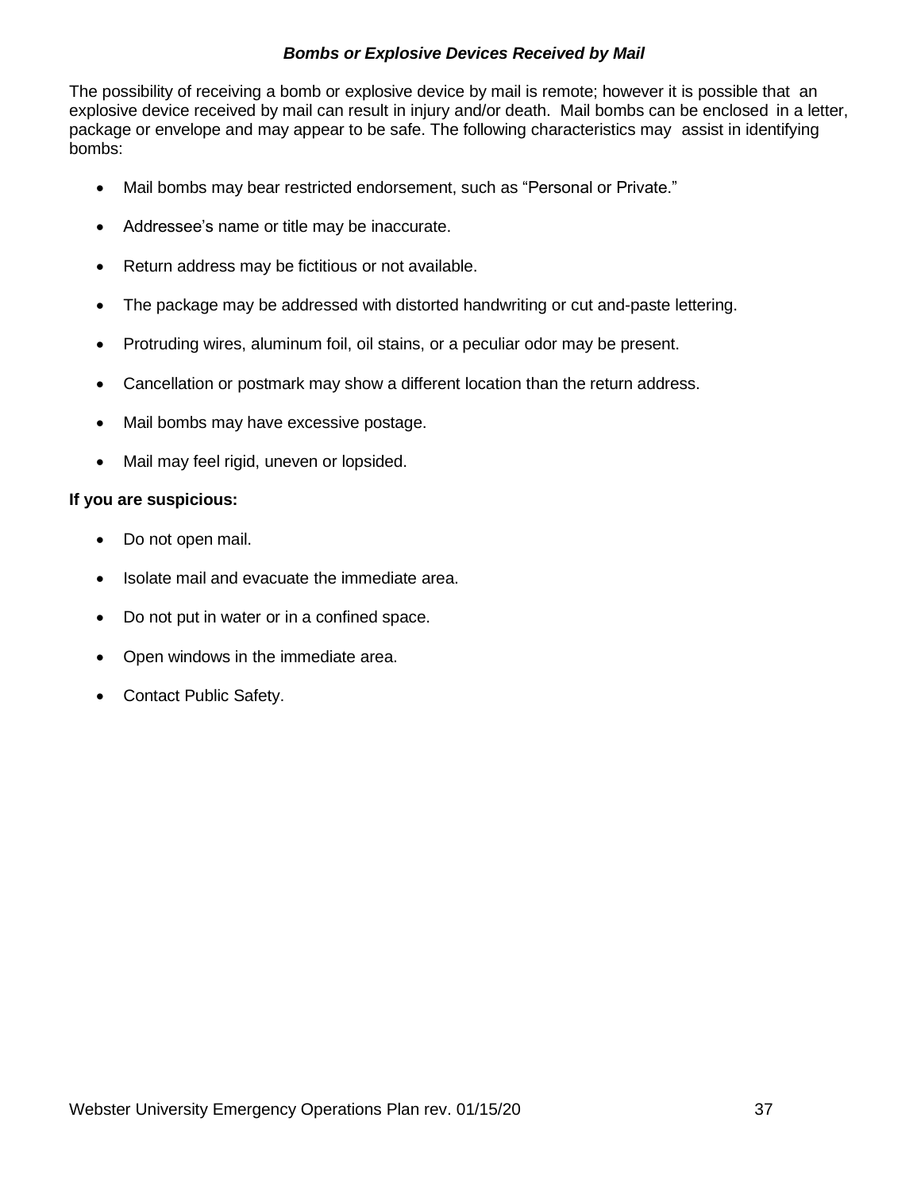### ***Bombs or Explosive Devices Received by Mail***

The possibility of receiving a bomb or explosive device by mail is remote; however it is possible that an explosive device received by mail can result in injury and/or death. Mail bombs can be enclosed in a letter, package or envelope and may appear to be safe. The following characteristics may assist in identifying bombs:

- Mail bombs may bear restricted endorsement, such as "Personal or Private."
- Addressee's name or title may be inaccurate.
- Return address may be fictitious or not available.
- The package may be addressed with distorted handwriting or cut and-paste lettering.
- Protruding wires, aluminum foil, oil stains, or a peculiar odor may be present.
- Cancellation or postmark may show a different location than the return address.
- Mail bombs may have excessive postage.
- Mail may feel rigid, uneven or lopsided.

**If you are suspicious:**

- Do not open mail.
- Isolate mail and evacuate the immediate area.
- Do not put in water or in a confined space.
- Open windows in the immediate area.
- Contact Public Safety.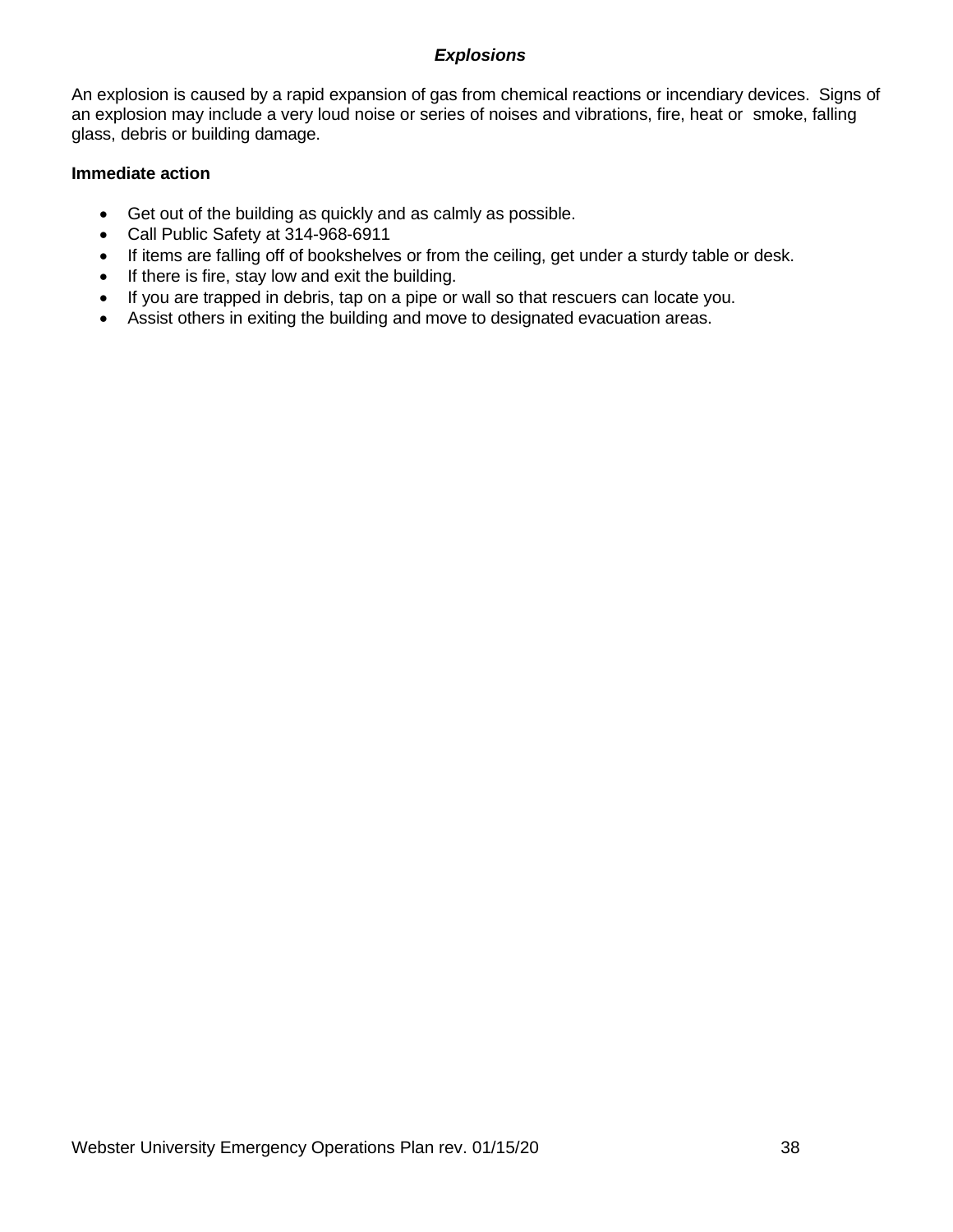### *Explosions*

An explosion is caused by a rapid expansion of gas from chemical reactions or incendiary devices. Signs of an explosion may include a very loud noise or series of noises and vibrations, fire, heat or smoke, falling glass, debris or building damage.

**Immediate action**

- Get out of the building as quickly and as calmly as possible.
- Call Public Safety at 314-968-6911
- If items are falling off of bookshelves or from the ceiling, get under a sturdy table or desk.
- If there is fire, stay low and exit the building.
- If you are trapped in debris, tap on a pipe or wall so that rescuers can locate you.
- Assist others in exiting the building and move to designated evacuation areas.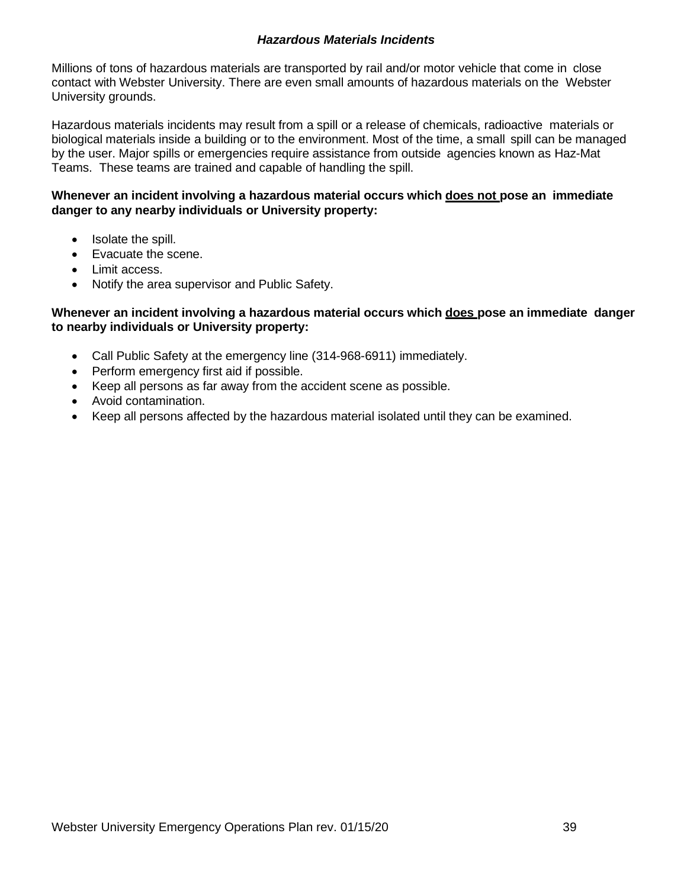### ***Hazardous Materials Incidents***

Millions of tons of hazardous materials are transported by rail and/or motor vehicle that come in close contact with Webster University. There are even small amounts of hazardous materials on the Webster University grounds.

Hazardous materials incidents may result from a spill or a release of chemicals, radioactive materials or biological materials inside a building or to the environment. Most of the time, a small spill can be managed by the user. Major spills or emergencies require assistance from outside agencies known as Haz-Mat Teams. These teams are trained and capable of handling the spill.

**Whenever an incident involving a hazardous material occurs which <u>does not</u> pose an immediate danger to any nearby individuals or University property:**

- Isolate the spill.
- Evacuate the scene.
- Limit access.
- Notify the area supervisor and Public Safety.

**Whenever an incident involving a hazardous material occurs which <u>does</u> pose an immediate danger to nearby individuals or University property:**

- Call Public Safety at the emergency line (314-968-6911) immediately.
- Perform emergency first aid if possible.
- Keep all persons as far away from the accident scene as possible.
- Avoid contamination.
- Keep all persons affected by the hazardous material isolated until they can be examined.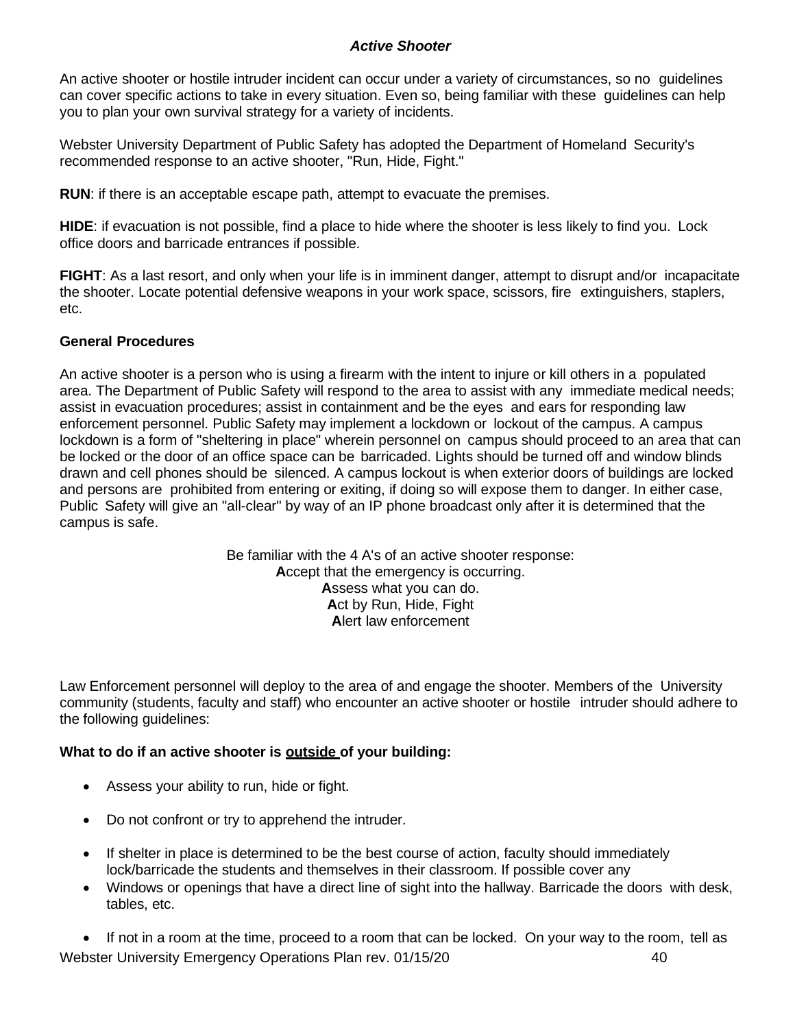### *Active Shooter*

An active shooter or hostile intruder incident can occur under a variety of circumstances, so no guidelines can cover specific actions to take in every situation. Even so, being familiar with these guidelines can help you to plan your own survival strategy for a variety of incidents.

Webster University Department of Public Safety has adopted the Department of Homeland Security's recommended response to an active shooter, "Run, Hide, Fight."

**RUN**: if there is an acceptable escape path, attempt to evacuate the premises.

**HIDE**: if evacuation is not possible, find a place to hide where the shooter is less likely to find you. Lock office doors and barricade entrances if possible.

**FIGHT**: As a last resort, and only when your life is in imminent danger, attempt to disrupt and/or incapacitate the shooter. Locate potential defensive weapons in your work space, scissors, fire extinguishers, staplers, etc.

#### General Procedures

An active shooter is a person who is using a firearm with the intent to injure or kill others in a populated area. The Department of Public Safety will respond to the area to assist with any immediate medical needs; assist in evacuation procedures; assist in containment and be the eyes and ears for responding law enforcement personnel. Public Safety may implement a lockdown or lockout of the campus. A campus lockdown is a form of "sheltering in place" wherein personnel on campus should proceed to an area that can be locked or the door of an office space can be barricaded. Lights should be turned off and window blinds drawn and cell phones should be silenced. A campus lockout is when exterior doors of buildings are locked and persons are prohibited from entering or exiting, if doing so will expose them to danger. In either case, Public Safety will give an "all-clear" by way of an IP phone broadcast only after it is determined that the campus is safe.

Be familiar with the 4 A's of an active shooter response:
**A**ccept that the emergency is occurring.
**A**ssess what you can do.
**A**ct by Run, Hide, Fight
**A**lert law enforcement

Law Enforcement personnel will deploy to the area of and engage the shooter. Members of the University community (students, faculty and staff) who encounter an active shooter or hostile intruder should adhere to the following guidelines:

**What to do if an active shooter is <u>outside</u> of your building:**

- Assess your ability to run, hide or fight.
- Do not confront or try to apprehend the intruder.
- If shelter in place is determined to be the best course of action, faculty should immediately lock/barricade the students and themselves in their classroom. If possible cover any
- Windows or openings that have a direct line of sight into the hallway. Barricade the doors with desk, tables, etc.
- If not in a room at the time, proceed to a room that can be locked. On your way to the room, tell as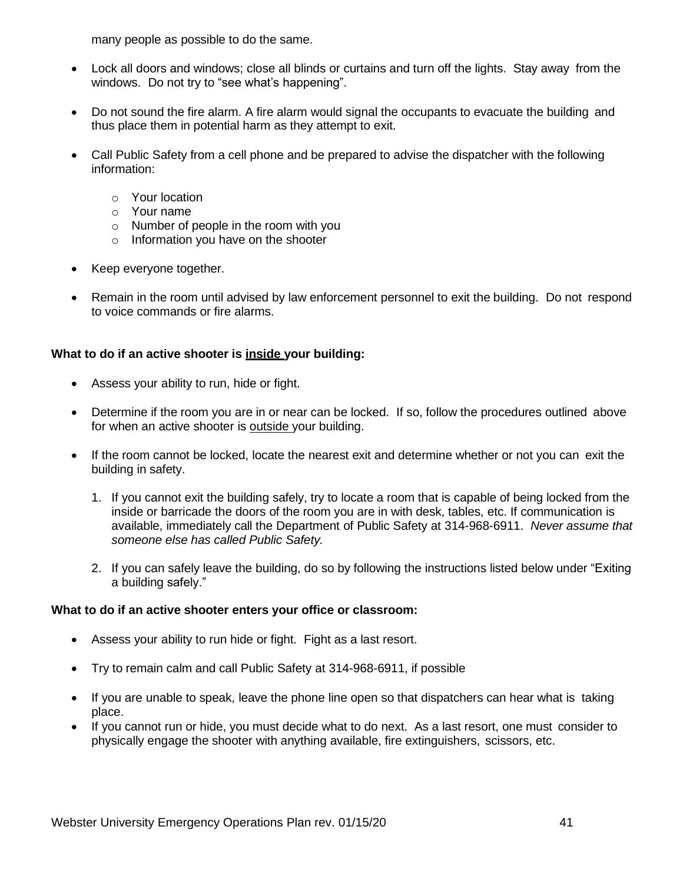many people as possible to do the same.

- Lock all doors and windows; close all blinds or curtains and turn off the lights. Stay away from the windows. Do not try to "see what's happening".
- Do not sound the fire alarm. A fire alarm would signal the occupants to evacuate the building and thus place them in potential harm as they attempt to exit.
- Call Public Safety from a cell phone and be prepared to advise the dispatcher with the following information:
  - Your location
  - Your name
  - Number of people in the room with you
  - Information you have on the shooter
- Keep everyone together.
- Remain in the room until advised by law enforcement personnel to exit the building. Do not respond to voice commands or fire alarms.

**What to do if an active shooter is <u>inside</u> your building:**

- Assess your ability to run, hide or fight.
- Determine if the room you are in or near can be locked. If so, follow the procedures outlined above for when an active shooter is <u>outside</u> your building.
- If the room cannot be locked, locate the nearest exit and determine whether or not you can exit the building in safety.
  1. If you cannot exit the building safely, try to locate a room that is capable of being locked from the inside or barricade the doors of the room you are in with desk, tables, etc. If communication is available, immediately call the Department of Public Safety at 314-968-6911. *Never assume that someone else has called Public Safety.*
  2. If you can safely leave the building, do so by following the instructions listed below under "Exiting a building safely."

**What to do if an active shooter enters your office or classroom:**

- Assess your ability to run hide or fight. Fight as a last resort.
- Try to remain calm and call Public Safety at 314-968-6911, if possible
- If you are unable to speak, leave the phone line open so that dispatchers can hear what is taking place.
- If you cannot run or hide, you must decide what to do next. As a last resort, one must consider to physically engage the shooter with anything available, fire extinguishers, scissors, etc.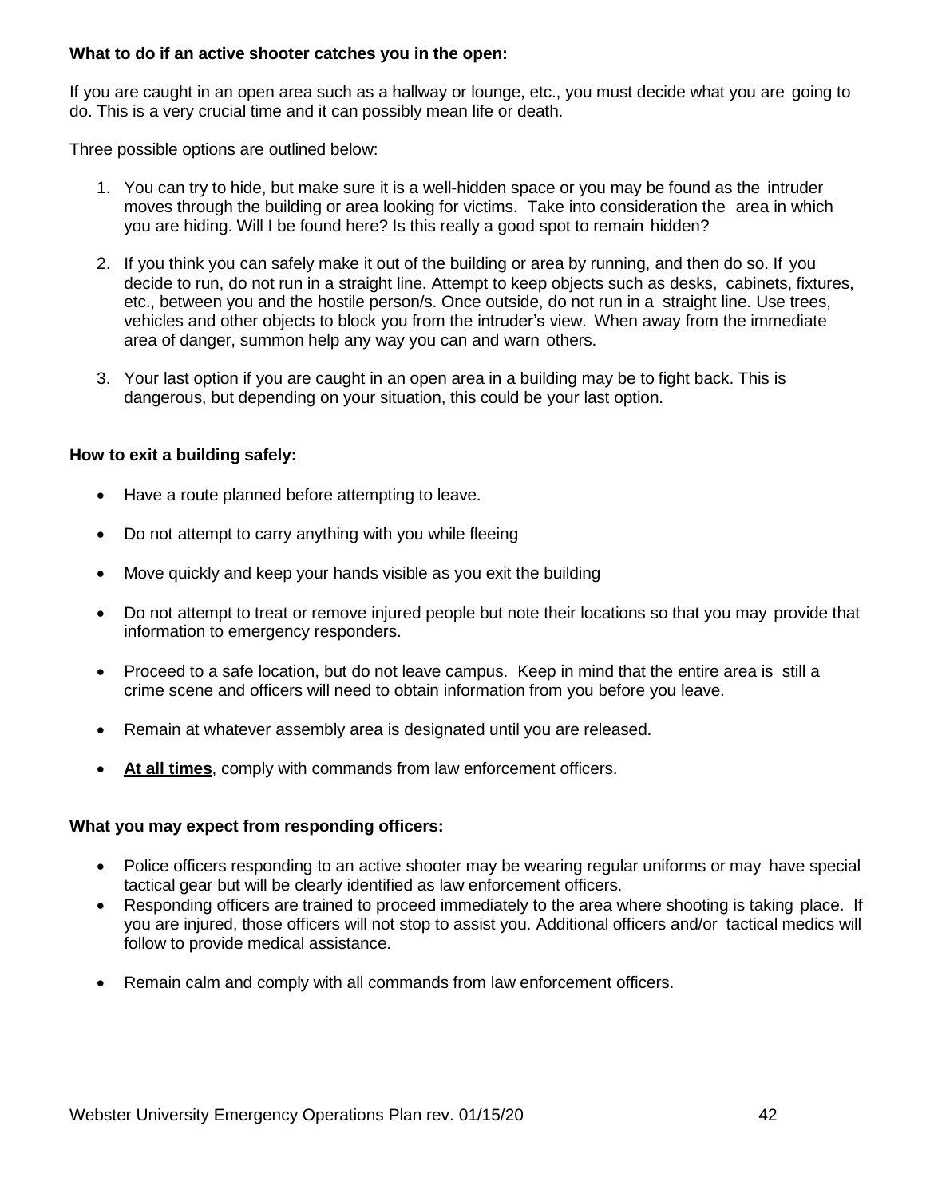**What to do if an active shooter catches you in the open:**

If you are caught in an open area such as a hallway or lounge, etc., you must decide what you are going to do. This is a very crucial time and it can possibly mean life or death.

Three possible options are outlined below:

1. You can try to hide, but make sure it is a well-hidden space or you may be found as the intruder moves through the building or area looking for victims. Take into consideration the area in which you are hiding. Will I be found here? Is this really a good spot to remain hidden?

2. If you think you can safely make it out of the building or area by running, and then do so. If you decide to run, do not run in a straight line. Attempt to keep objects such as desks, cabinets, fixtures, etc., between you and the hostile person/s. Once outside, do not run in a straight line. Use trees, vehicles and other objects to block you from the intruder's view. When away from the immediate area of danger, summon help any way you can and warn others.

3. Your last option if you are caught in an open area in a building may be to fight back. This is dangerous, but depending on your situation, this could be your last option.

**How to exit a building safely:**

- Have a route planned before attempting to leave.
- Do not attempt to carry anything with you while fleeing
- Move quickly and keep your hands visible as you exit the building
- Do not attempt to treat or remove injured people but note their locations so that you may provide that information to emergency responders.
- Proceed to a safe location, but do not leave campus. Keep in mind that the entire area is still a crime scene and officers will need to obtain information from you before you leave.
- Remain at whatever assembly area is designated until you are released.
- **<u>At all times</u>**, comply with commands from law enforcement officers.

**What you may expect from responding officers:**

- Police officers responding to an active shooter may be wearing regular uniforms or may have special tactical gear but will be clearly identified as law enforcement officers.
- Responding officers are trained to proceed immediately to the area where shooting is taking place. If you are injured, those officers will not stop to assist you. Additional officers and/or tactical medics will follow to provide medical assistance.
- Remain calm and comply with all commands from law enforcement officers.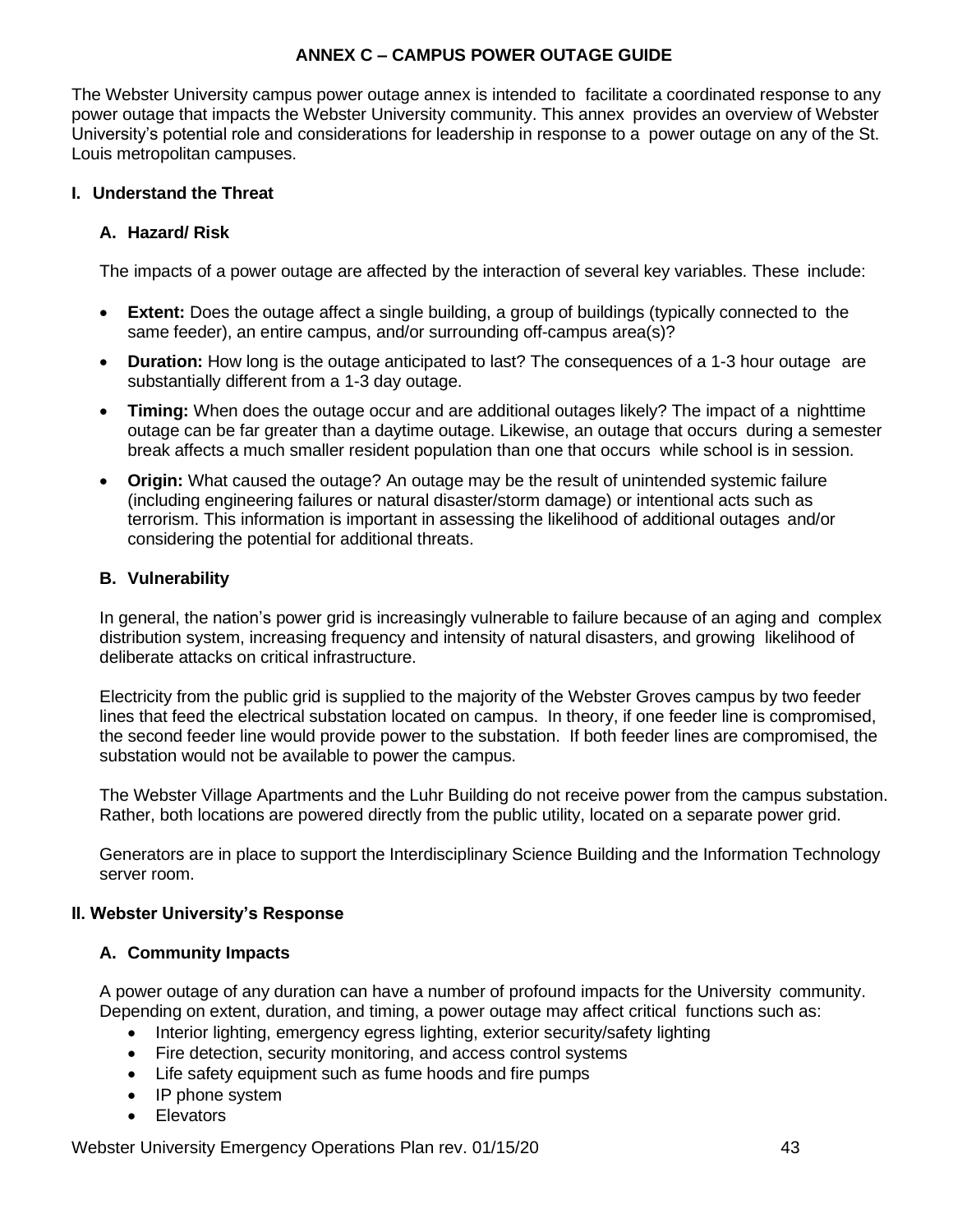# ANNEX C – CAMPUS POWER OUTAGE GUIDE

The Webster University campus power outage annex is intended to facilitate a coordinated response to any power outage that impacts the Webster University community. This annex provides an overview of Webster University's potential role and considerations for leadership in response to a power outage on any of the St. Louis metropolitan campuses.

## I. Understand the Threat

### A. Hazard/ Risk

The impacts of a power outage are affected by the interaction of several key variables. These include:

- **Extent:** Does the outage affect a single building, a group of buildings (typically connected to the same feeder), an entire campus, and/or surrounding off-campus area(s)?
- **Duration:** How long is the outage anticipated to last? The consequences of a 1-3 hour outage are substantially different from a 1-3 day outage.
- **Timing:** When does the outage occur and are additional outages likely? The impact of a nighttime outage can be far greater than a daytime outage. Likewise, an outage that occurs during a semester break affects a much smaller resident population than one that occurs while school is in session.
- **Origin:** What caused the outage? An outage may be the result of unintended systemic failure (including engineering failures or natural disaster/storm damage) or intentional acts such as terrorism. This information is important in assessing the likelihood of additional outages and/or considering the potential for additional threats.

### B. Vulnerability

In general, the nation's power grid is increasingly vulnerable to failure because of an aging and complex distribution system, increasing frequency and intensity of natural disasters, and growing likelihood of deliberate attacks on critical infrastructure.

Electricity from the public grid is supplied to the majority of the Webster Groves campus by two feeder lines that feed the electrical substation located on campus. In theory, if one feeder line is compromised, the second feeder line would provide power to the substation. If both feeder lines are compromised, the substation would not be available to power the campus.

The Webster Village Apartments and the Luhr Building do not receive power from the campus substation. Rather, both locations are powered directly from the public utility, located on a separate power grid.

Generators are in place to support the Interdisciplinary Science Building and the Information Technology server room.

## II. Webster University's Response

### A. Community Impacts

A power outage of any duration can have a number of profound impacts for the University community. Depending on extent, duration, and timing, a power outage may affect critical functions such as:

- Interior lighting, emergency egress lighting, exterior security/safety lighting
- Fire detection, security monitoring, and access control systems
- Life safety equipment such as fume hoods and fire pumps
- IP phone system
- Elevators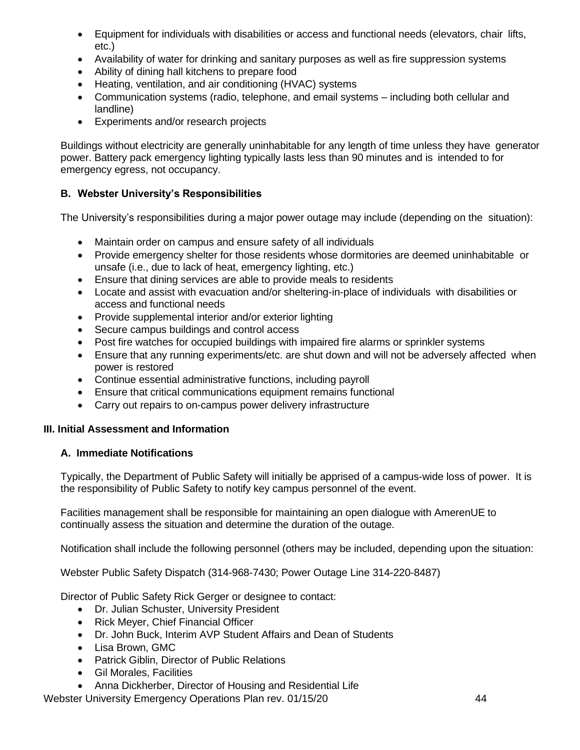- Equipment for individuals with disabilities or access and functional needs (elevators, chair lifts, etc.)
- Availability of water for drinking and sanitary purposes as well as fire suppression systems
- Ability of dining hall kitchens to prepare food
- Heating, ventilation, and air conditioning (HVAC) systems
- Communication systems (radio, telephone, and email systems – including both cellular and landline)
- Experiments and/or research projects

Buildings without electricity are generally uninhabitable for any length of time unless they have generator power. Battery pack emergency lighting typically lasts less than 90 minutes and is intended to for emergency egress, not occupancy.

### B. Webster University's Responsibilities

The University's responsibilities during a major power outage may include (depending on the situation):

- Maintain order on campus and ensure safety of all individuals
- Provide emergency shelter for those residents whose dormitories are deemed uninhabitable or unsafe (i.e., due to lack of heat, emergency lighting, etc.)
- Ensure that dining services are able to provide meals to residents
- Locate and assist with evacuation and/or sheltering-in-place of individuals with disabilities or access and functional needs
- Provide supplemental interior and/or exterior lighting
- Secure campus buildings and control access
- Post fire watches for occupied buildings with impaired fire alarms or sprinkler systems
- Ensure that any running experiments/etc. are shut down and will not be adversely affected when power is restored
- Continue essential administrative functions, including payroll
- Ensure that critical communications equipment remains functional
- Carry out repairs to on-campus power delivery infrastructure

## III. Initial Assessment and Information

### A. Immediate Notifications

Typically, the Department of Public Safety will initially be apprised of a campus-wide loss of power. It is the responsibility of Public Safety to notify key campus personnel of the event.

Facilities management shall be responsible for maintaining an open dialogue with AmerenUE to continually assess the situation and determine the duration of the outage.

Notification shall include the following personnel (others may be included, depending upon the situation:

Webster Public Safety Dispatch (314-968-7430; Power Outage Line 314-220-8487)

Director of Public Safety Rick Gerger or designee to contact:

- Dr. Julian Schuster, University President
- Rick Meyer, Chief Financial Officer
- Dr. John Buck, Interim AVP Student Affairs and Dean of Students
- Lisa Brown, GMC
- Patrick Giblin, Director of Public Relations
- Gil Morales, Facilities
- Anna Dickherber, Director of Housing and Residential Life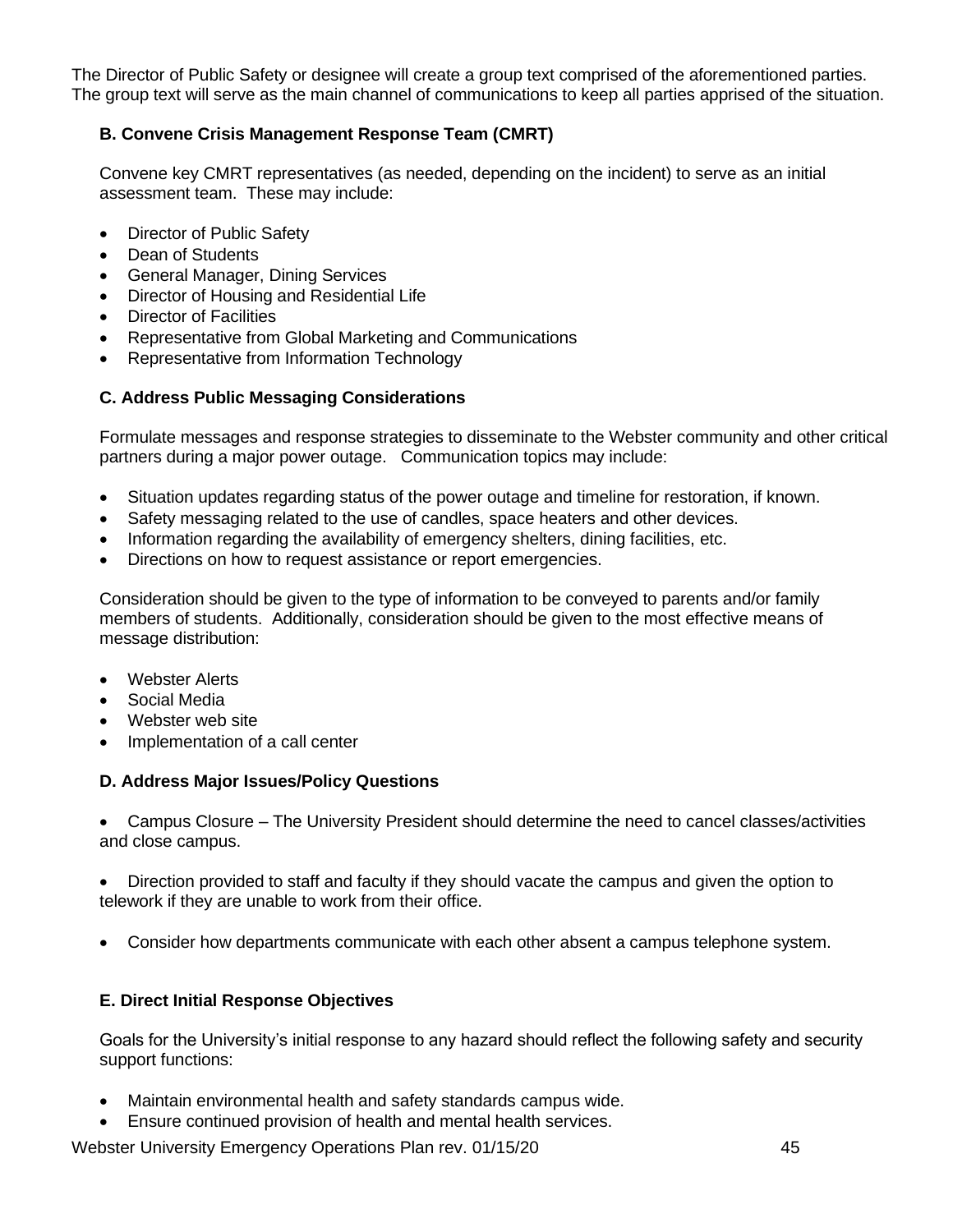The Director of Public Safety or designee will create a group text comprised of the aforementioned parties. The group text will serve as the main channel of communications to keep all parties apprised of the situation.

### B. Convene Crisis Management Response Team (CMRT)

Convene key CMRT representatives (as needed, depending on the incident) to serve as an initial assessment team. These may include:

- Director of Public Safety
- Dean of Students
- General Manager, Dining Services
- Director of Housing and Residential Life
- Director of Facilities
- Representative from Global Marketing and Communications
- Representative from Information Technology

### C. Address Public Messaging Considerations

Formulate messages and response strategies to disseminate to the Webster community and other critical partners during a major power outage. Communication topics may include:

- Situation updates regarding status of the power outage and timeline for restoration, if known.
- Safety messaging related to the use of candles, space heaters and other devices.
- Information regarding the availability of emergency shelters, dining facilities, etc.
- Directions on how to request assistance or report emergencies.

Consideration should be given to the type of information to be conveyed to parents and/or family members of students. Additionally, consideration should be given to the most effective means of message distribution:

- Webster Alerts
- Social Media
- Webster web site
- Implementation of a call center

### D. Address Major Issues/Policy Questions

- Campus Closure – The University President should determine the need to cancel classes/activities and close campus.

- Direction provided to staff and faculty if they should vacate the campus and given the option to telework if they are unable to work from their office.

- Consider how departments communicate with each other absent a campus telephone system.

### E. Direct Initial Response Objectives

Goals for the University's initial response to any hazard should reflect the following safety and security support functions:

- Maintain environmental health and safety standards campus wide.
- Ensure continued provision of health and mental health services.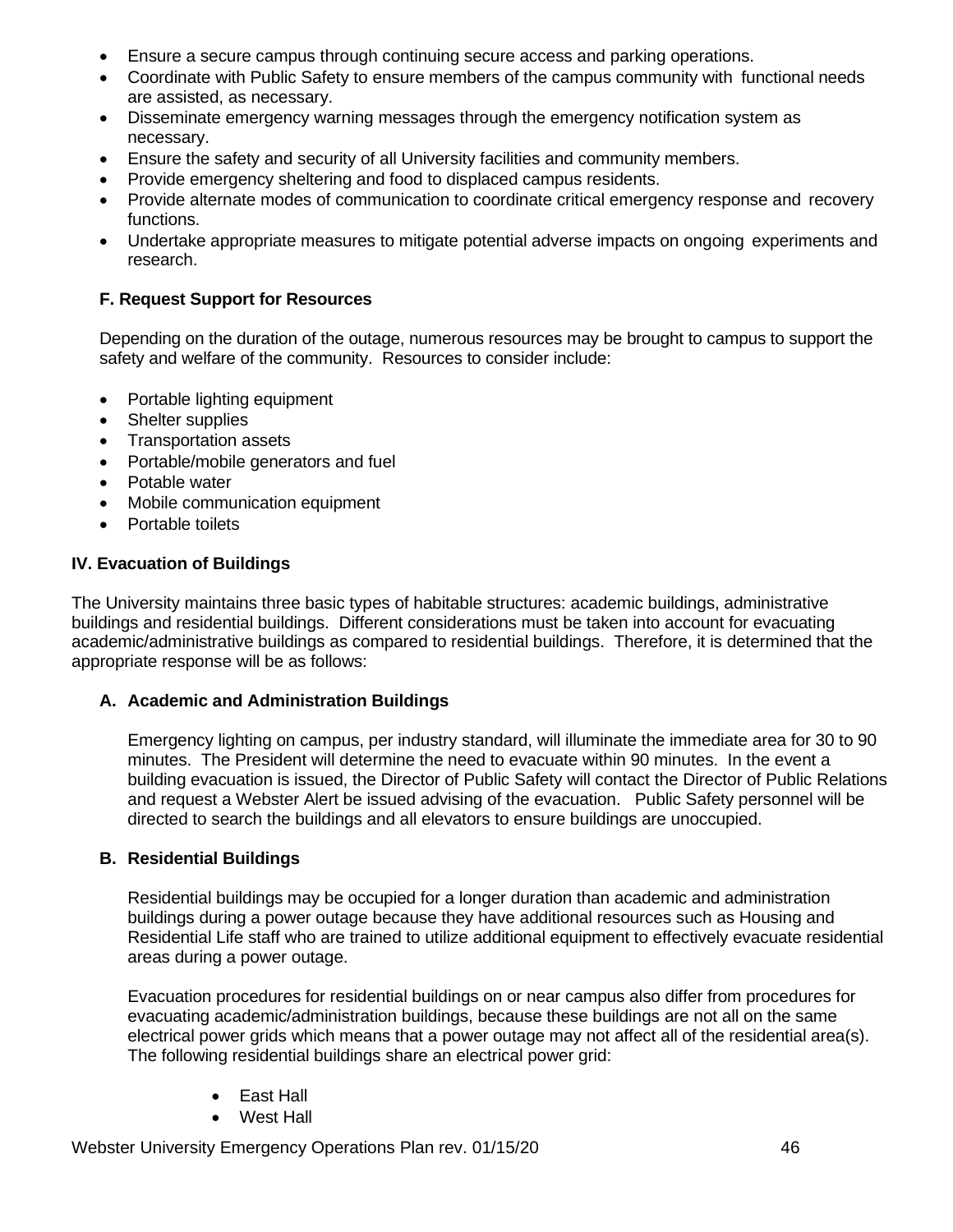- Ensure a secure campus through continuing secure access and parking operations.
- Coordinate with Public Safety to ensure members of the campus community with functional needs are assisted, as necessary.
- Disseminate emergency warning messages through the emergency notification system as necessary.
- Ensure the safety and security of all University facilities and community members.
- Provide emergency sheltering and food to displaced campus residents.
- Provide alternate modes of communication to coordinate critical emergency response and recovery functions.
- Undertake appropriate measures to mitigate potential adverse impacts on ongoing experiments and research.

### F. Request Support for Resources

Depending on the duration of the outage, numerous resources may be brought to campus to support the safety and welfare of the community. Resources to consider include:

- Portable lighting equipment
- Shelter supplies
- Transportation assets
- Portable/mobile generators and fuel
- Potable water
- Mobile communication equipment
- Portable toilets

## IV. Evacuation of Buildings

The University maintains three basic types of habitable structures: academic buildings, administrative buildings and residential buildings. Different considerations must be taken into account for evacuating academic/administrative buildings as compared to residential buildings. Therefore, it is determined that the appropriate response will be as follows:

### A. Academic and Administration Buildings

Emergency lighting on campus, per industry standard, will illuminate the immediate area for 30 to 90 minutes. The President will determine the need to evacuate within 90 minutes. In the event a building evacuation is issued, the Director of Public Safety will contact the Director of Public Relations and request a Webster Alert be issued advising of the evacuation. Public Safety personnel will be directed to search the buildings and all elevators to ensure buildings are unoccupied.

### B. Residential Buildings

Residential buildings may be occupied for a longer duration than academic and administration buildings during a power outage because they have additional resources such as Housing and Residential Life staff who are trained to utilize additional equipment to effectively evacuate residential areas during a power outage.

Evacuation procedures for residential buildings on or near campus also differ from procedures for evacuating academic/administration buildings, because these buildings are not all on the same electrical power grids which means that a power outage may not affect all of the residential area(s). The following residential buildings share an electrical power grid:

- East Hall
- West Hall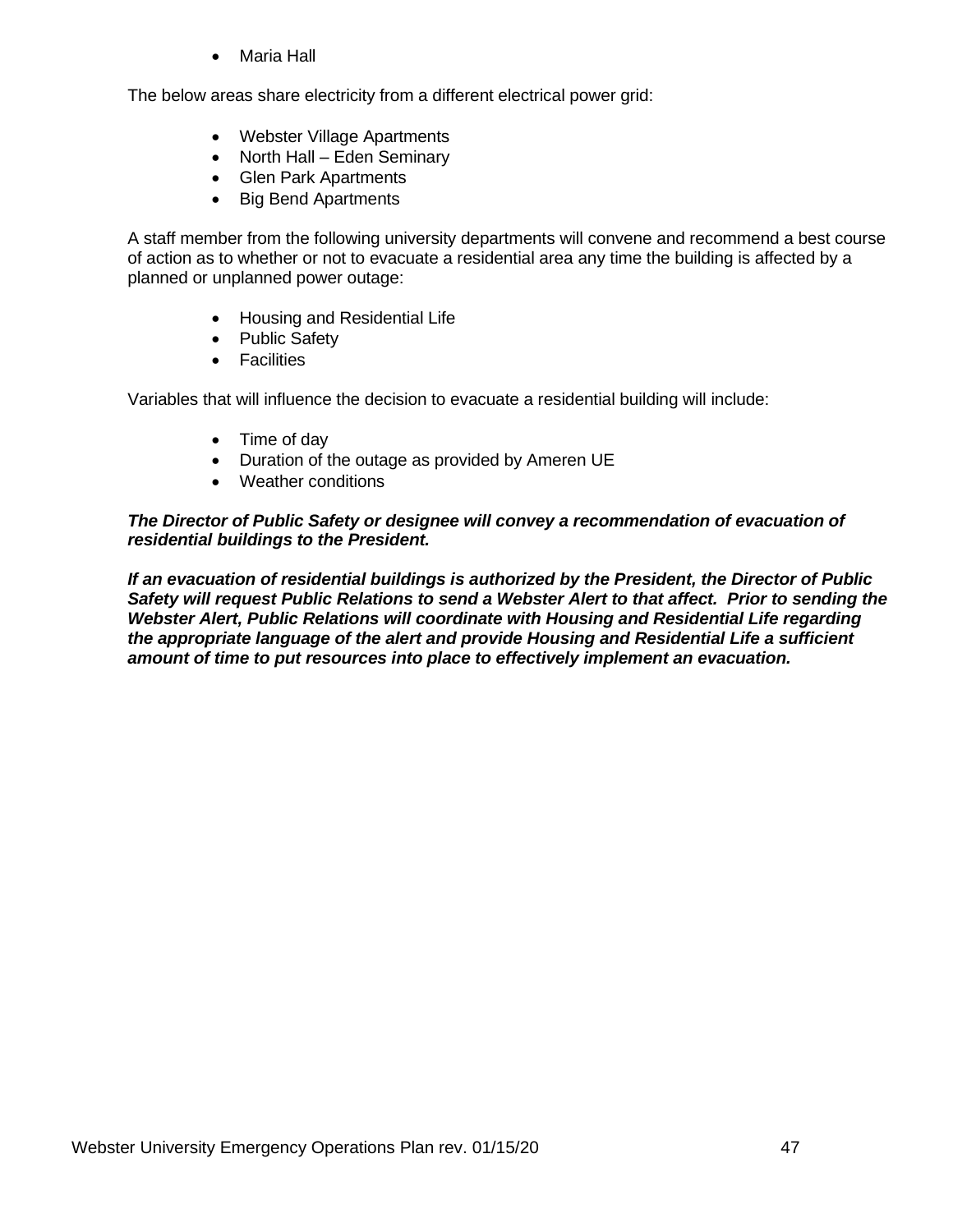- Maria Hall

The below areas share electricity from a different electrical power grid:

- Webster Village Apartments
- North Hall – Eden Seminary
- Glen Park Apartments
- Big Bend Apartments

A staff member from the following university departments will convene and recommend a best course of action as to whether or not to evacuate a residential area any time the building is affected by a planned or unplanned power outage:

- Housing and Residential Life
- Public Safety
- Facilities

Variables that will influence the decision to evacuate a residential building will include:

- Time of day
- Duration of the outage as provided by Ameren UE
- Weather conditions

***The Director of Public Safety or designee will convey a recommendation of evacuation of residential buildings to the President.***

***If an evacuation of residential buildings is authorized by the President, the Director of Public Safety will request Public Relations to send a Webster Alert to that affect. Prior to sending the Webster Alert, Public Relations will coordinate with Housing and Residential Life regarding the appropriate language of the alert and provide Housing and Residential Life a sufficient amount of time to put resources into place to effectively implement an evacuation.***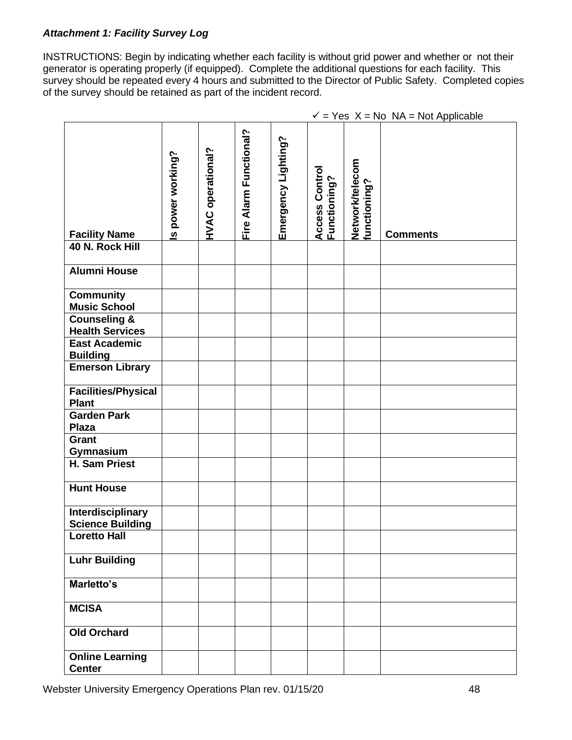***Attachment 1: Facility Survey Log***

INSTRUCTIONS: Begin by indicating whether each facility is without grid power and whether or not their generator is operating properly (if equipped). Complete the additional questions for each facility. This survey should be repeated every 4 hours and submitted to the Director of Public Safety. Completed copies of the survey should be retained as part of the incident record.

✓ = Yes X = No NA = Not Applicable

| Facility Name | Is power working? | HVAC operational? | Fire Alarm Functional? | Emergency Lighting? | Access Control Functioning? | Network/telecom functioning? | Comments |
|---|---|---|---|---|---|---|---|
| **40 N. Rock Hill** | | | | | | | |
| **Alumni House** | | | | | | | |
| **Community Music School** | | | | | | | |
| **Counseling & Health Services** | | | | | | | |
| **East Academic Building** | | | | | | | |
| **Emerson Library** | | | | | | | |
| **Facilities/Physical Plant** | | | | | | | |
| **Garden Park Plaza** | | | | | | | |
| **Grant Gymnasium** | | | | | | | |
| **H. Sam Priest** | | | | | | | |
| **Hunt House** | | | | | | | |
| **Interdisciplinary Science Building** | | | | | | | |
| **Loretto Hall** | | | | | | | |
| **Luhr Building** | | | | | | | |
| **Marletto's** | | | | | | | |
| **MCISA** | | | | | | | |
| **Old Orchard** | | | | | | | |
| **Online Learning Center** | | | | | | | |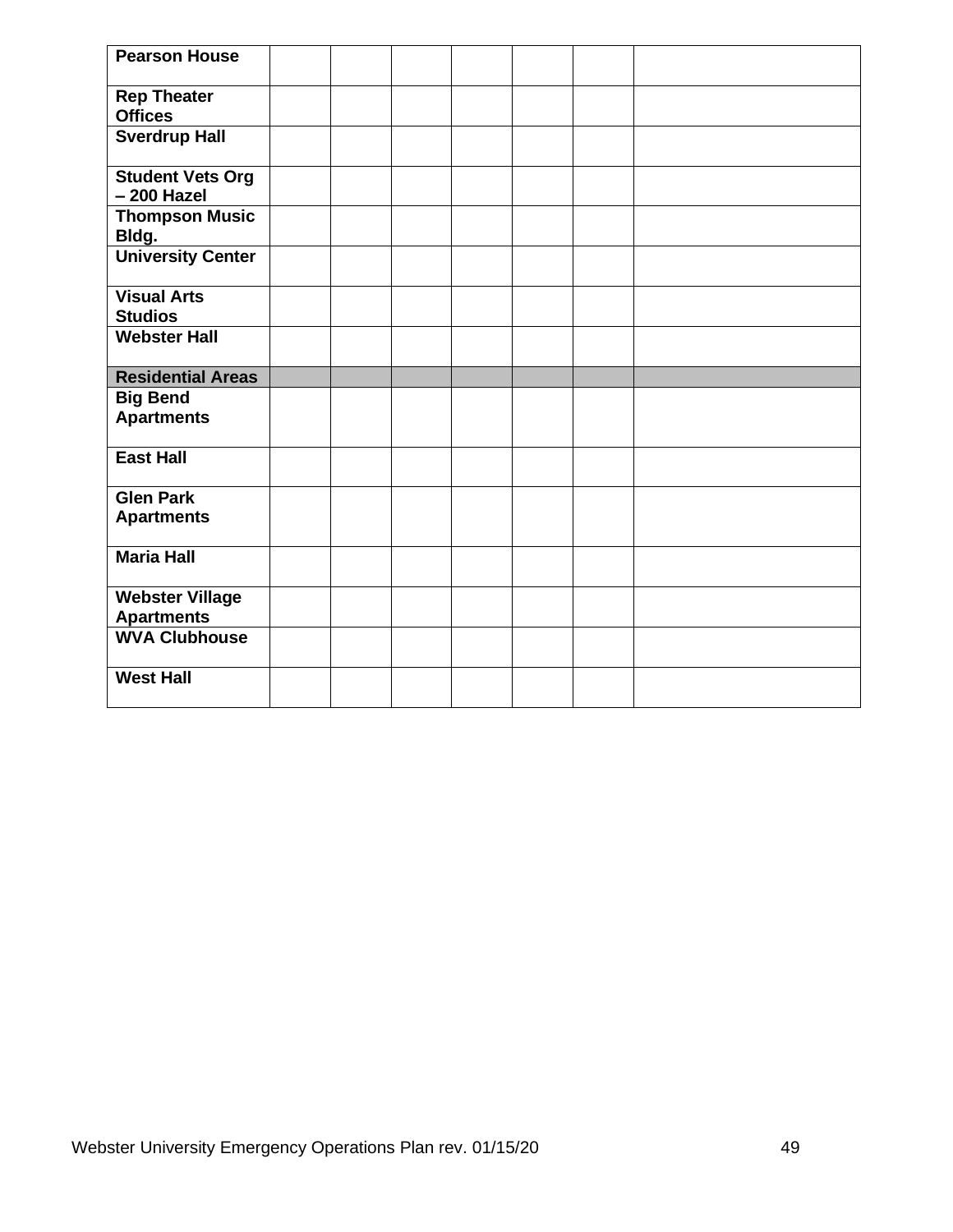| | | | | | | | |
|---|---|---|---|---|---|---|---|
| **Pearson House** | | | | | | | |
| **Rep Theater Offices** | | | | | | | |
| **Sverdrup Hall** | | | | | | | |
| **Student Vets Org – 200 Hazel** | | | | | | | |
| **Thompson Music Bldg.** | | | | | | | |
| **University Center** | | | | | | | |
| **Visual Arts Studios** | | | | | | | |
| **Webster Hall** | | | | | | | |
| **Residential Areas** | | | | | | | |
| **Big Bend Apartments** | | | | | | | |
| **East Hall** | | | | | | | |
| **Glen Park Apartments** | | | | | | | |
| **Maria Hall** | | | | | | | |
| **Webster Village Apartments** | | | | | | | |
| **WVA Clubhouse** | | | | | | | |
| **West Hall** | | | | | | | |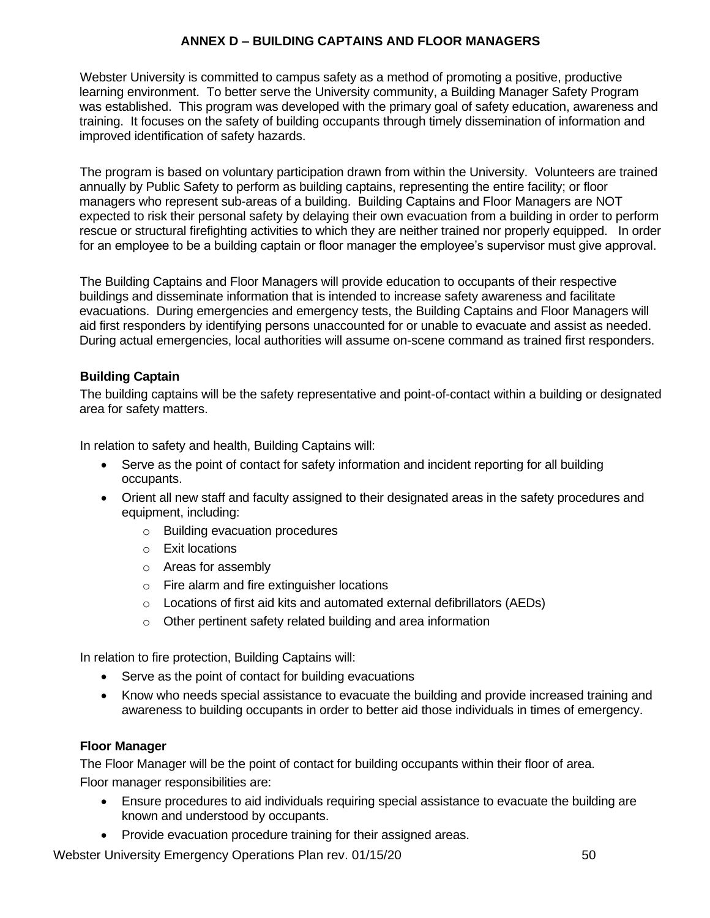# ANNEX D – BUILDING CAPTAINS AND FLOOR MANAGERS

Webster University is committed to campus safety as a method of promoting a positive, productive learning environment. To better serve the University community, a Building Manager Safety Program was established. This program was developed with the primary goal of safety education, awareness and training. It focuses on the safety of building occupants through timely dissemination of information and improved identification of safety hazards.

The program is based on voluntary participation drawn from within the University. Volunteers are trained annually by Public Safety to perform as building captains, representing the entire facility; or floor managers who represent sub-areas of a building. Building Captains and Floor Managers are NOT expected to risk their personal safety by delaying their own evacuation from a building in order to perform rescue or structural firefighting activities to which they are neither trained nor properly equipped. In order for an employee to be a building captain or floor manager the employee's supervisor must give approval.

The Building Captains and Floor Managers will provide education to occupants of their respective buildings and disseminate information that is intended to increase safety awareness and facilitate evacuations. During emergencies and emergency tests, the Building Captains and Floor Managers will aid first responders by identifying persons unaccounted for or unable to evacuate and assist as needed. During actual emergencies, local authorities will assume on-scene command as trained first responders.

### Building Captain

The building captains will be the safety representative and point-of-contact within a building or designated area for safety matters.

In relation to safety and health, Building Captains will:

- Serve as the point of contact for safety information and incident reporting for all building occupants.
- Orient all new staff and faculty assigned to their designated areas in the safety procedures and equipment, including:
  - Building evacuation procedures
  - Exit locations
  - Areas for assembly
  - Fire alarm and fire extinguisher locations
  - Locations of first aid kits and automated external defibrillators (AEDs)
  - Other pertinent safety related building and area information

In relation to fire protection, Building Captains will:

- Serve as the point of contact for building evacuations
- Know who needs special assistance to evacuate the building and provide increased training and awareness to building occupants in order to better aid those individuals in times of emergency.

### Floor Manager

The Floor Manager will be the point of contact for building occupants within their floor of area.
Floor manager responsibilities are:

- Ensure procedures to aid individuals requiring special assistance to evacuate the building are known and understood by occupants.
- Provide evacuation procedure training for their assigned areas.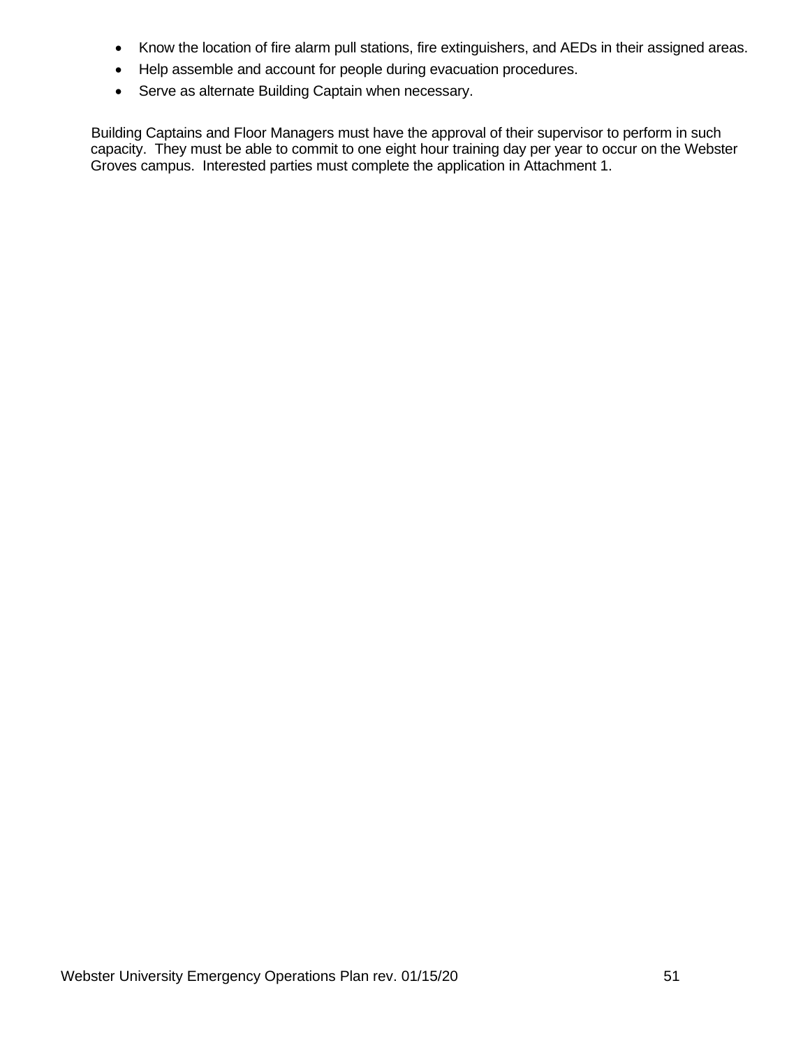- Know the location of fire alarm pull stations, fire extinguishers, and AEDs in their assigned areas.
- Help assemble and account for people during evacuation procedures.
- Serve as alternate Building Captain when necessary.

Building Captains and Floor Managers must have the approval of their supervisor to perform in such capacity. They must be able to commit to one eight hour training day per year to occur on the Webster Groves campus. Interested parties must complete the application in Attachment 1.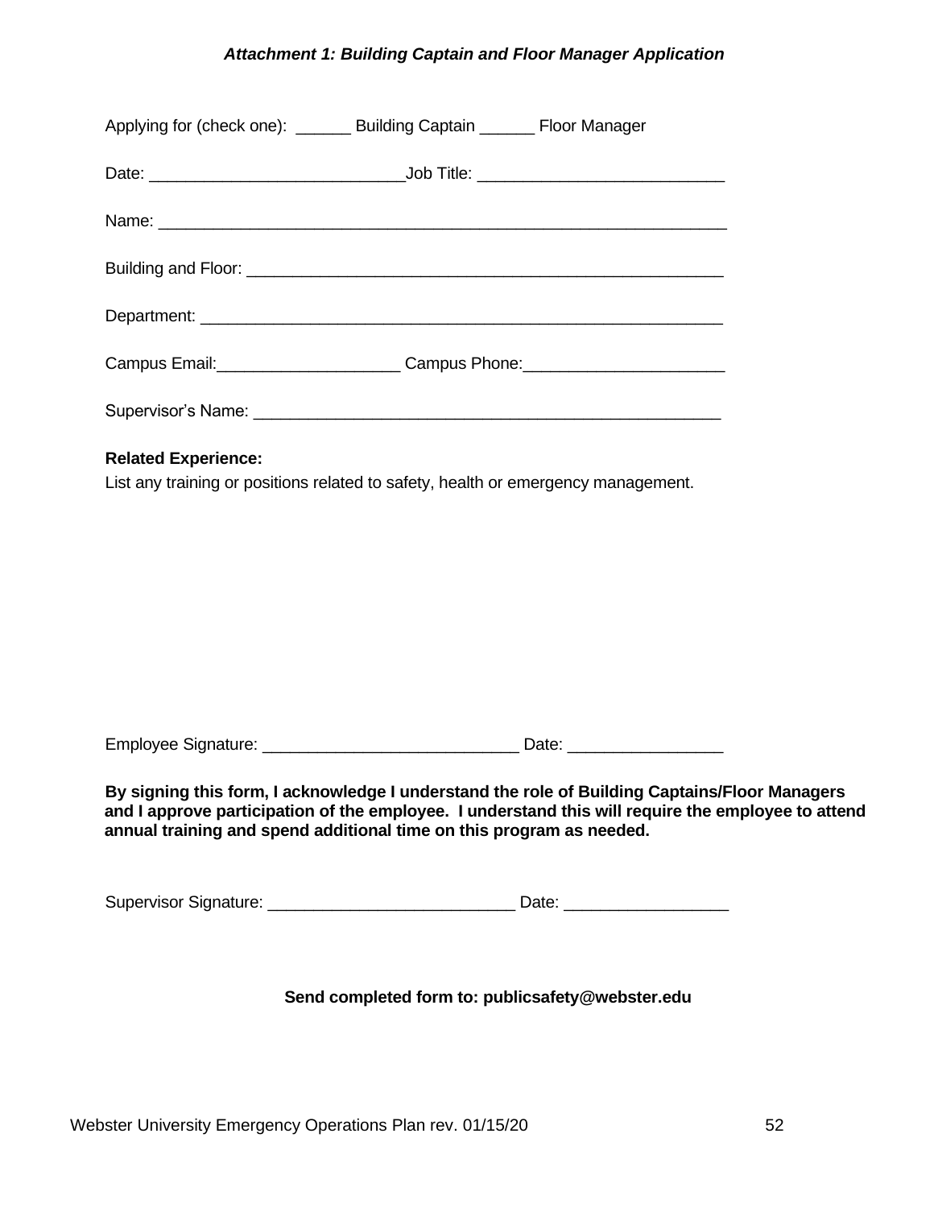### *Attachment 1: Building Captain and Floor Manager Application*

Applying for (check one): ______ Building Captain ______ Floor Manager

Date: ___________________________Job Title: __________________________

Name: _____________________________________________________________

Building and Floor: ____________________________________________________

Department: _________________________________________________________

Campus Email:____________________ Campus Phone:_____________________

Supervisor's Name: ____________________________________________________

**Related Experience:**

List any training or positions related to safety, health or emergency management.

Employee Signature: ___________________________ Date: ________________

**By signing this form, I acknowledge I understand the role of Building Captains/Floor Managers and I approve participation of the employee. I understand this will require the employee to attend annual training and spend additional time on this program as needed.**

Supervisor Signature: __________________________ Date: _________________

**Send completed form to: publicsafety@webster.edu**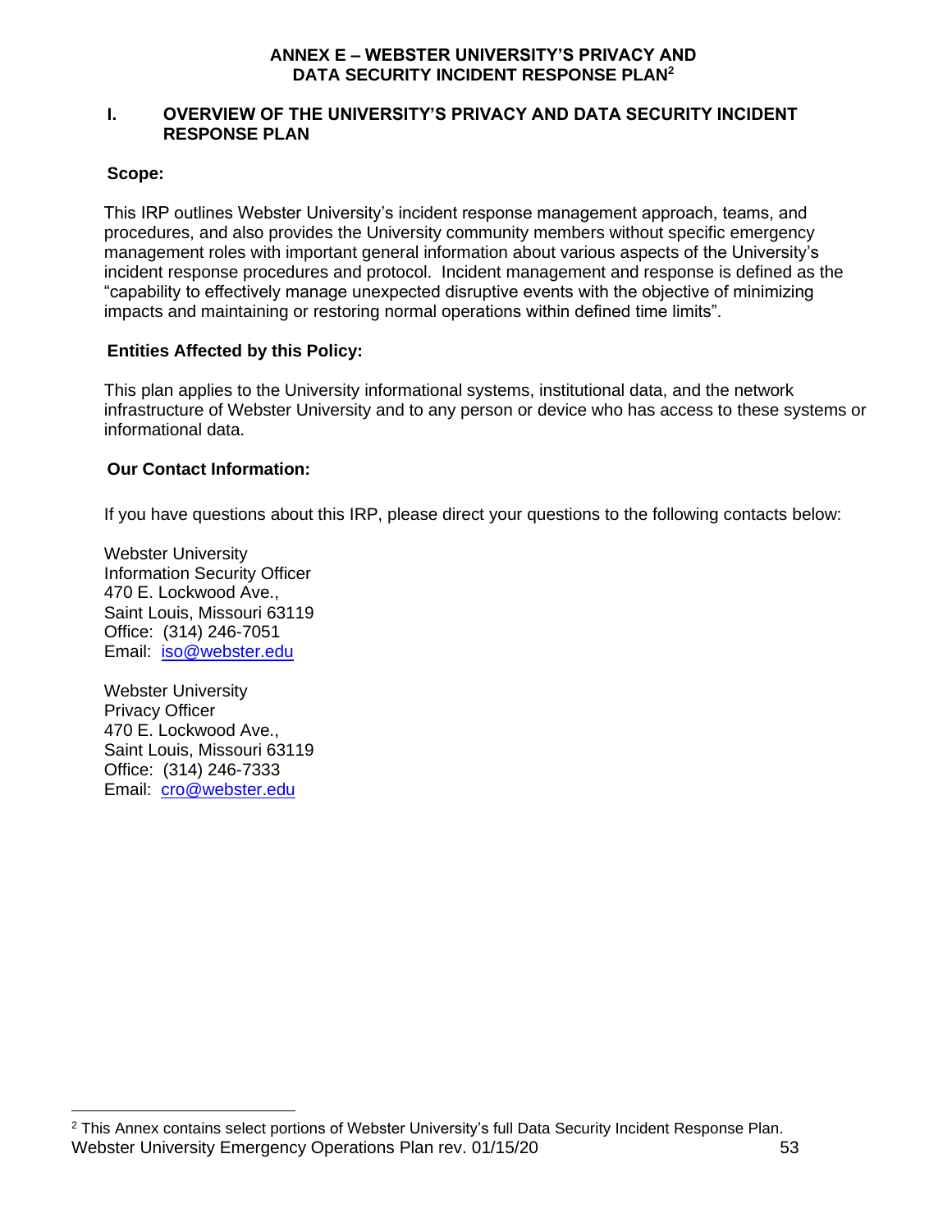# ANNEX E – WEBSTER UNIVERSITY'S PRIVACY AND DATA SECURITY INCIDENT RESPONSE PLAN[2]

## I. OVERVIEW OF THE UNIVERSITY'S PRIVACY AND DATA SECURITY INCIDENT RESPONSE PLAN

**Scope:**

This IRP outlines Webster University's incident response management approach, teams, and procedures, and also provides the University community members without specific emergency management roles with important general information about various aspects of the University's incident response procedures and protocol. Incident management and response is defined as the "capability to effectively manage unexpected disruptive events with the objective of minimizing impacts and maintaining or restoring normal operations within defined time limits".

**Entities Affected by this Policy:**

This plan applies to the University informational systems, institutional data, and the network infrastructure of Webster University and to any person or device who has access to these systems or informational data.

**Our Contact Information:**

If you have questions about this IRP, please direct your questions to the following contacts below:

Webster University
Information Security Officer
470 E. Lockwood Ave.,
Saint Louis, Missouri 63119
Office: (314) 246-7051
Email: iso@webster.edu

Webster University
Privacy Officer
470 E. Lockwood Ave.,
Saint Louis, Missouri 63119
Office: (314) 246-7333
Email: cro@webster.edu

[2] This Annex contains select portions of Webster University's full Data Security Incident Response Plan.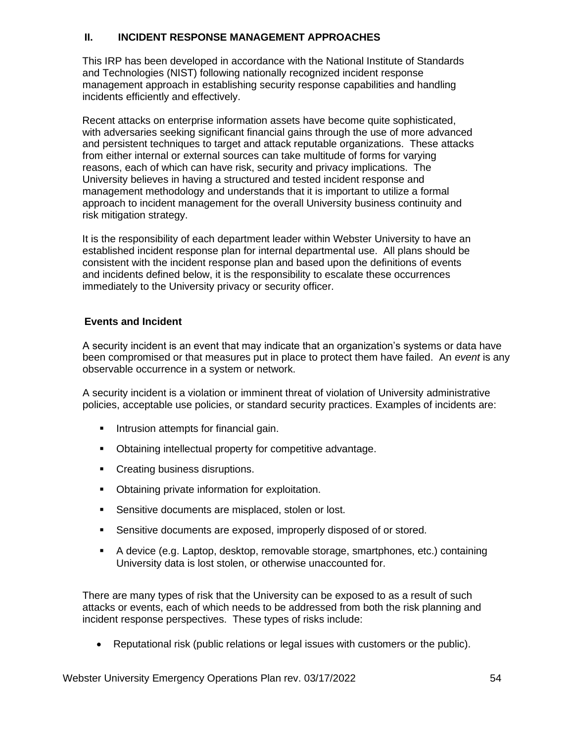## II. INCIDENT RESPONSE MANAGEMENT APPROACHES

This IRP has been developed in accordance with the National Institute of Standards and Technologies (NIST) following nationally recognized incident response management approach in establishing security response capabilities and handling incidents efficiently and effectively.

Recent attacks on enterprise information assets have become quite sophisticated, with adversaries seeking significant financial gains through the use of more advanced and persistent techniques to target and attack reputable organizations. These attacks from either internal or external sources can take multitude of forms for varying reasons, each of which can have risk, security and privacy implications. The University believes in having a structured and tested incident response and management methodology and understands that it is important to utilize a formal approach to incident management for the overall University business continuity and risk mitigation strategy.

It is the responsibility of each department leader within Webster University to have an established incident response plan for internal departmental use. All plans should be consistent with the incident response plan and based upon the definitions of events and incidents defined below, it is the responsibility to escalate these occurrences immediately to the University privacy or security officer.

### Events and Incident

A security incident is an event that may indicate that an organization's systems or data have been compromised or that measures put in place to protect them have failed. An *event* is any observable occurrence in a system or network.

A security incident is a violation or imminent threat of violation of University administrative policies, acceptable use policies, or standard security practices. Examples of incidents are:

- Intrusion attempts for financial gain.
- Obtaining intellectual property for competitive advantage.
- Creating business disruptions.
- Obtaining private information for exploitation.
- Sensitive documents are misplaced, stolen or lost.
- Sensitive documents are exposed, improperly disposed of or stored.
- A device (e.g. Laptop, desktop, removable storage, smartphones, etc.) containing University data is lost stolen, or otherwise unaccounted for.

There are many types of risk that the University can be exposed to as a result of such attacks or events, each of which needs to be addressed from both the risk planning and incident response perspectives. These types of risks include:

- Reputational risk (public relations or legal issues with customers or the public).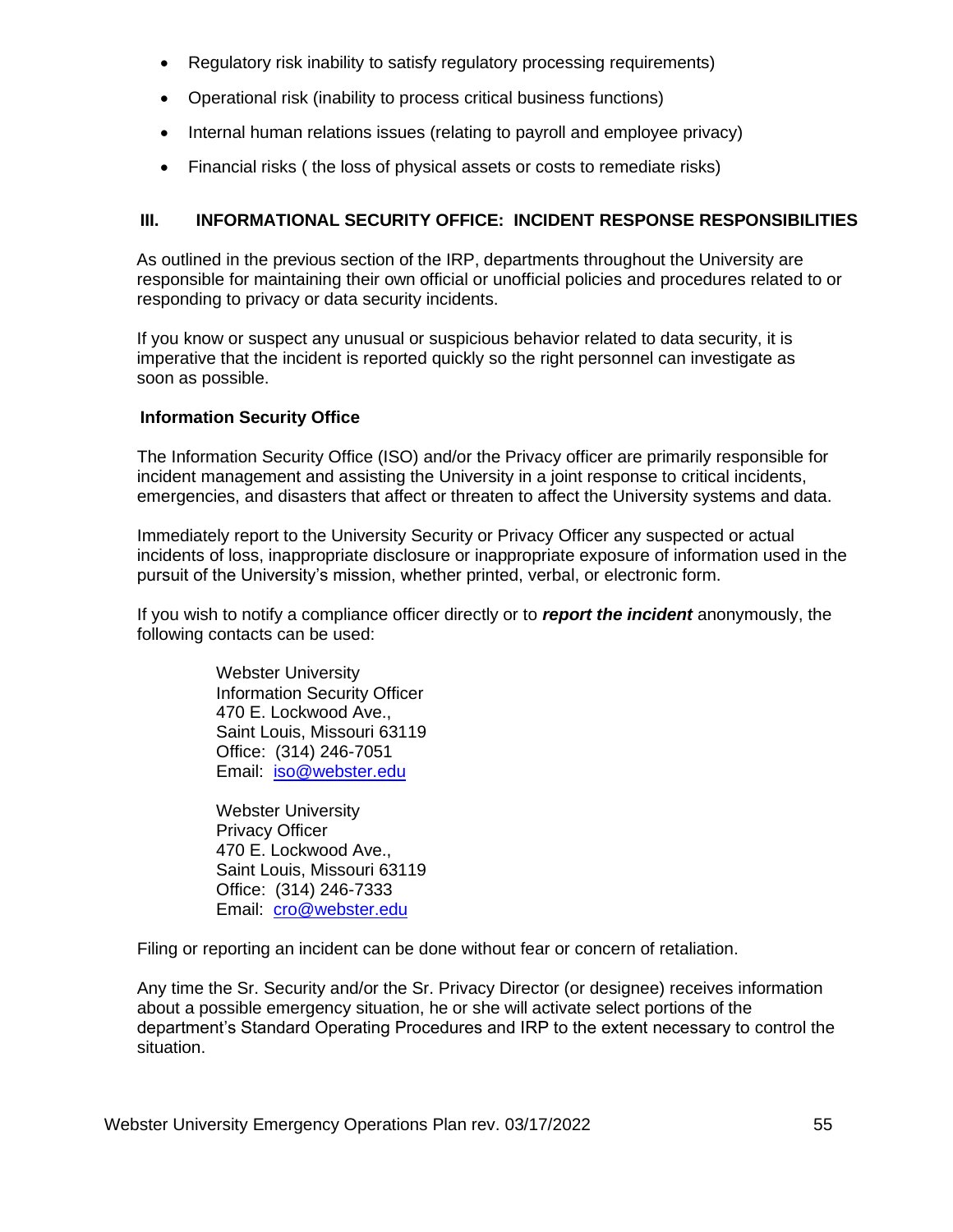- Regulatory risk inability to satisfy regulatory processing requirements)
- Operational risk (inability to process critical business functions)
- Internal human relations issues (relating to payroll and employee privacy)
- Financial risks ( the loss of physical assets or costs to remediate risks)

## III. INFORMATIONAL SECURITY OFFICE: INCIDENT RESPONSE RESPONSIBILITIES

As outlined in the previous section of the IRP, departments throughout the University are responsible for maintaining their own official or unofficial policies and procedures related to or responding to privacy or data security incidents.

If you know or suspect any unusual or suspicious behavior related to data security, it is imperative that the incident is reported quickly so the right personnel can investigate as soon as possible.

### Information Security Office

The Information Security Office (ISO) and/or the Privacy officer are primarily responsible for incident management and assisting the University in a joint response to critical incidents, emergencies, and disasters that affect or threaten to affect the University systems and data.

Immediately report to the University Security or Privacy Officer any suspected or actual incidents of loss, inappropriate disclosure or inappropriate exposure of information used in the pursuit of the University's mission, whether printed, verbal, or electronic form.

If you wish to notify a compliance officer directly or to ***report the incident*** anonymously, the following contacts can be used:

Webster University
Information Security Officer
470 E. Lockwood Ave.,
Saint Louis, Missouri 63119
Office: (314) 246-7051
Email: iso@webster.edu

Webster University
Privacy Officer
470 E. Lockwood Ave.,
Saint Louis, Missouri 63119
Office: (314) 246-7333
Email: cro@webster.edu

Filing or reporting an incident can be done without fear or concern of retaliation.

Any time the Sr. Security and/or the Sr. Privacy Director (or designee) receives information about a possible emergency situation, he or she will activate select portions of the department's Standard Operating Procedures and IRP to the extent necessary to control the situation.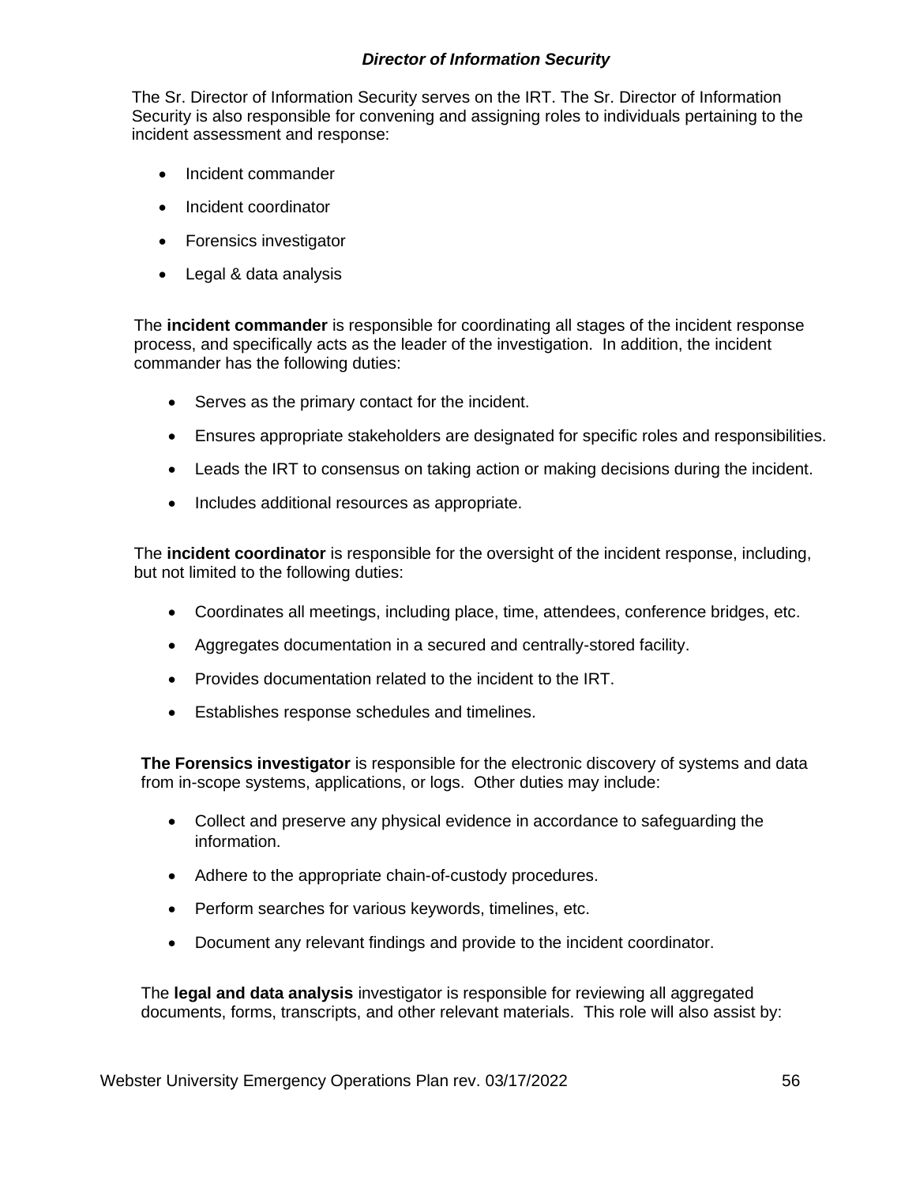### *Director of Information Security*

The Sr. Director of Information Security serves on the IRT. The Sr. Director of Information Security is also responsible for convening and assigning roles to individuals pertaining to the incident assessment and response:

- Incident commander
- Incident coordinator
- Forensics investigator
- Legal & data analysis

The **incident commander** is responsible for coordinating all stages of the incident response process, and specifically acts as the leader of the investigation. In addition, the incident commander has the following duties:

- Serves as the primary contact for the incident.
- Ensures appropriate stakeholders are designated for specific roles and responsibilities.
- Leads the IRT to consensus on taking action or making decisions during the incident.
- Includes additional resources as appropriate.

The **incident coordinator** is responsible for the oversight of the incident response, including, but not limited to the following duties:

- Coordinates all meetings, including place, time, attendees, conference bridges, etc.
- Aggregates documentation in a secured and centrally-stored facility.
- Provides documentation related to the incident to the IRT.
- Establishes response schedules and timelines.

**The Forensics investigator** is responsible for the electronic discovery of systems and data from in-scope systems, applications, or logs. Other duties may include:

- Collect and preserve any physical evidence in accordance to safeguarding the information.
- Adhere to the appropriate chain-of-custody procedures.
- Perform searches for various keywords, timelines, etc.
- Document any relevant findings and provide to the incident coordinator.

The **legal and data analysis** investigator is responsible for reviewing all aggregated documents, forms, transcripts, and other relevant materials. This role will also assist by: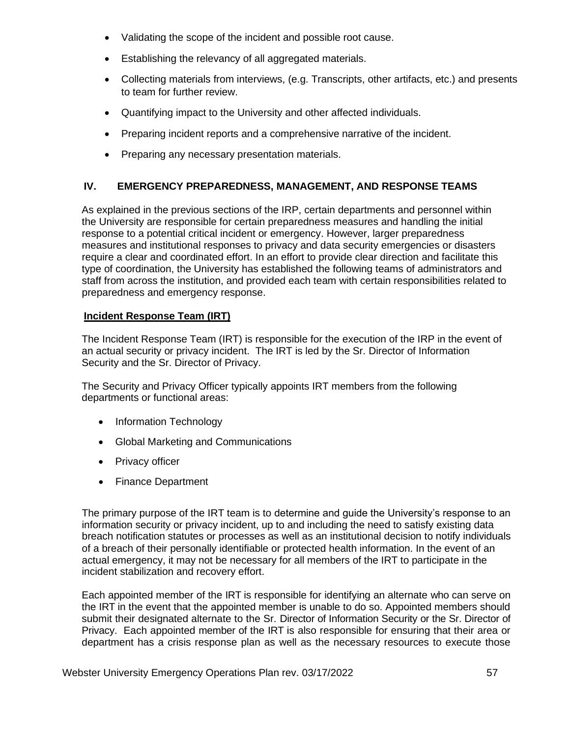- Validating the scope of the incident and possible root cause.
- Establishing the relevancy of all aggregated materials.
- Collecting materials from interviews, (e.g. Transcripts, other artifacts, etc.) and presents to team for further review.
- Quantifying impact to the University and other affected individuals.
- Preparing incident reports and a comprehensive narrative of the incident.
- Preparing any necessary presentation materials.

## IV. EMERGENCY PREPAREDNESS, MANAGEMENT, AND RESPONSE TEAMS

As explained in the previous sections of the IRP, certain departments and personnel within the University are responsible for certain preparedness measures and handling the initial response to a potential critical incident or emergency. However, larger preparedness measures and institutional responses to privacy and data security emergencies or disasters require a clear and coordinated effort. In an effort to provide clear direction and facilitate this type of coordination, the University has established the following teams of administrators and staff from across the institution, and provided each team with certain responsibilities related to preparedness and emergency response.

### Incident Response Team (IRT)

The Incident Response Team (IRT) is responsible for the execution of the IRP in the event of an actual security or privacy incident. The IRT is led by the Sr. Director of Information Security and the Sr. Director of Privacy.

The Security and Privacy Officer typically appoints IRT members from the following departments or functional areas:

- Information Technology
- Global Marketing and Communications
- Privacy officer
- Finance Department

The primary purpose of the IRT team is to determine and guide the University's response to an information security or privacy incident, up to and including the need to satisfy existing data breach notification statutes or processes as well as an institutional decision to notify individuals of a breach of their personally identifiable or protected health information. In the event of an actual emergency, it may not be necessary for all members of the IRT to participate in the incident stabilization and recovery effort.

Each appointed member of the IRT is responsible for identifying an alternate who can serve on the IRT in the event that the appointed member is unable to do so. Appointed members should submit their designated alternate to the Sr. Director of Information Security or the Sr. Director of Privacy. Each appointed member of the IRT is also responsible for ensuring that their area or department has a crisis response plan as well as the necessary resources to execute those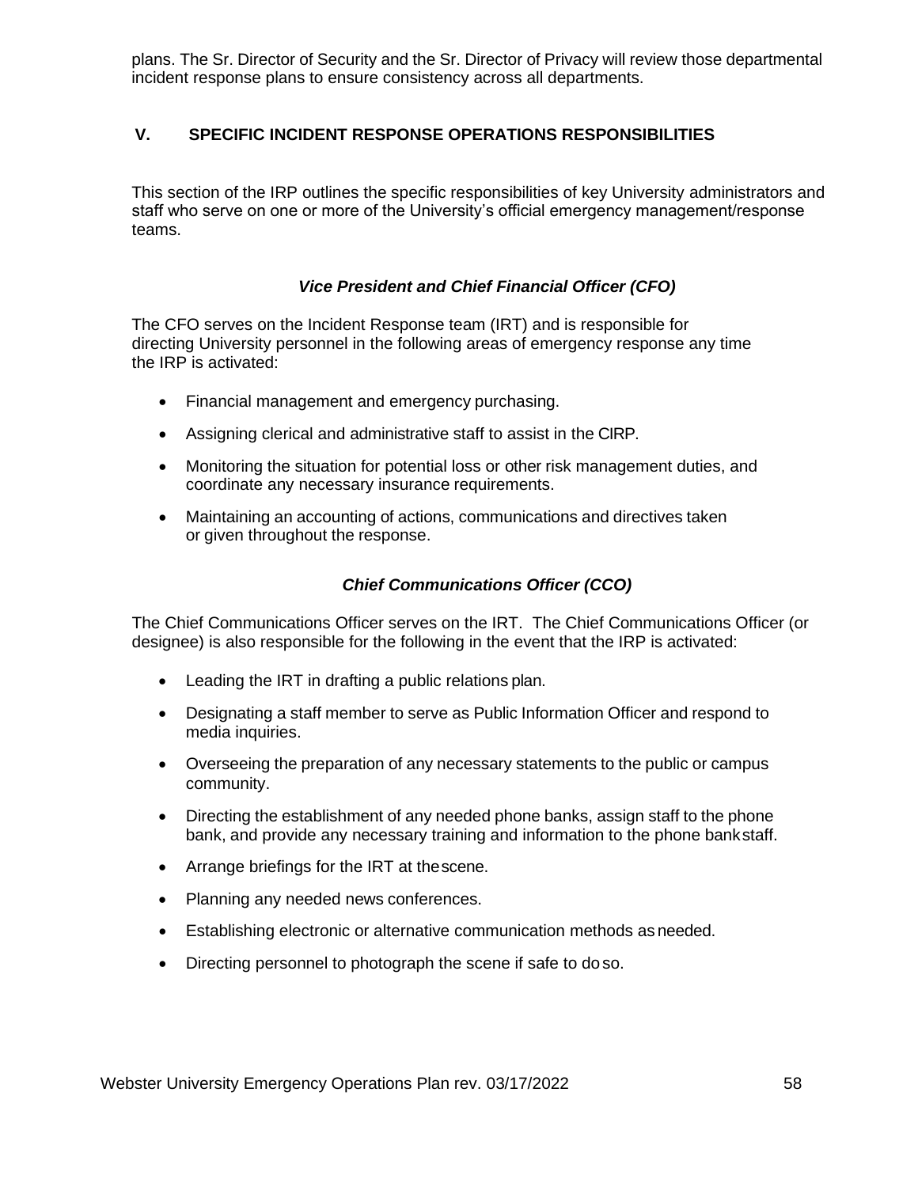plans. The Sr. Director of Security and the Sr. Director of Privacy will review those departmental incident response plans to ensure consistency across all departments.

## V. SPECIFIC INCIDENT RESPONSE OPERATIONS RESPONSIBILITIES

This section of the IRP outlines the specific responsibilities of key University administrators and staff who serve on one or more of the University's official emergency management/response teams.

### *Vice President and Chief Financial Officer (CFO)*

The CFO serves on the Incident Response team (IRT) and is responsible for directing University personnel in the following areas of emergency response any time the IRP is activated:

- Financial management and emergency purchasing.
- Assigning clerical and administrative staff to assist in the CIRP.
- Monitoring the situation for potential loss or other risk management duties, and coordinate any necessary insurance requirements.
- Maintaining an accounting of actions, communications and directives taken or given throughout the response.

### *Chief Communications Officer (CCO)*

The Chief Communications Officer serves on the IRT. The Chief Communications Officer (or designee) is also responsible for the following in the event that the IRP is activated:

- Leading the IRT in drafting a public relations plan.
- Designating a staff member to serve as Public Information Officer and respond to media inquiries.
- Overseeing the preparation of any necessary statements to the public or campus community.
- Directing the establishment of any needed phone banks, assign staff to the phone bank, and provide any necessary training and information to the phone bank staff.
- Arrange briefings for the IRT at the scene.
- Planning any needed news conferences.
- Establishing electronic or alternative communication methods as needed.
- Directing personnel to photograph the scene if safe to do so.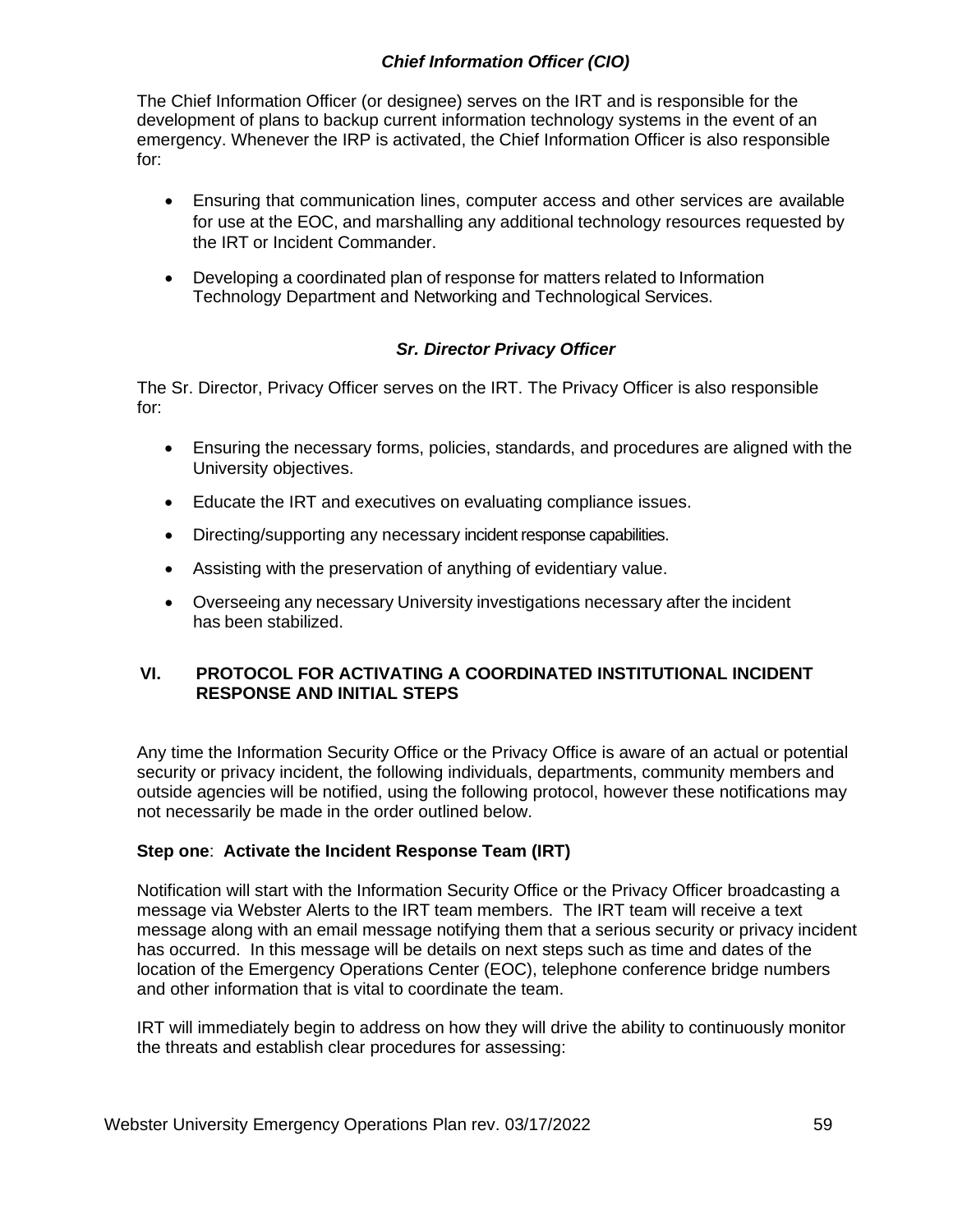### *Chief Information Officer (CIO)*

The Chief Information Officer (or designee) serves on the IRT and is responsible for the development of plans to backup current information technology systems in the event of an emergency. Whenever the IRP is activated, the Chief Information Officer is also responsible for:

- Ensuring that communication lines, computer access and other services are available for use at the EOC, and marshalling any additional technology resources requested by the IRT or Incident Commander.
- Developing a coordinated plan of response for matters related to Information Technology Department and Networking and Technological Services.

### *Sr. Director Privacy Officer*

The Sr. Director, Privacy Officer serves on the IRT. The Privacy Officer is also responsible for:

- Ensuring the necessary forms, policies, standards, and procedures are aligned with the University objectives.
- Educate the IRT and executives on evaluating compliance issues.
- Directing/supporting any necessary incident response capabilities.
- Assisting with the preservation of anything of evidentiary value.
- Overseeing any necessary University investigations necessary after the incident has been stabilized.

## VI. PROTOCOL FOR ACTIVATING A COORDINATED INSTITUTIONAL INCIDENT RESPONSE AND INITIAL STEPS

Any time the Information Security Office or the Privacy Office is aware of an actual or potential security or privacy incident, the following individuals, departments, community members and outside agencies will be notified, using the following protocol, however these notifications may not necessarily be made in the order outlined below.

**Step one**: **Activate the Incident Response Team (IRT)**

Notification will start with the Information Security Office or the Privacy Officer broadcasting a message via Webster Alerts to the IRT team members. The IRT team will receive a text message along with an email message notifying them that a serious security or privacy incident has occurred. In this message will be details on next steps such as time and dates of the location of the Emergency Operations Center (EOC), telephone conference bridge numbers and other information that is vital to coordinate the team.

IRT will immediately begin to address on how they will drive the ability to continuously monitor the threats and establish clear procedures for assessing: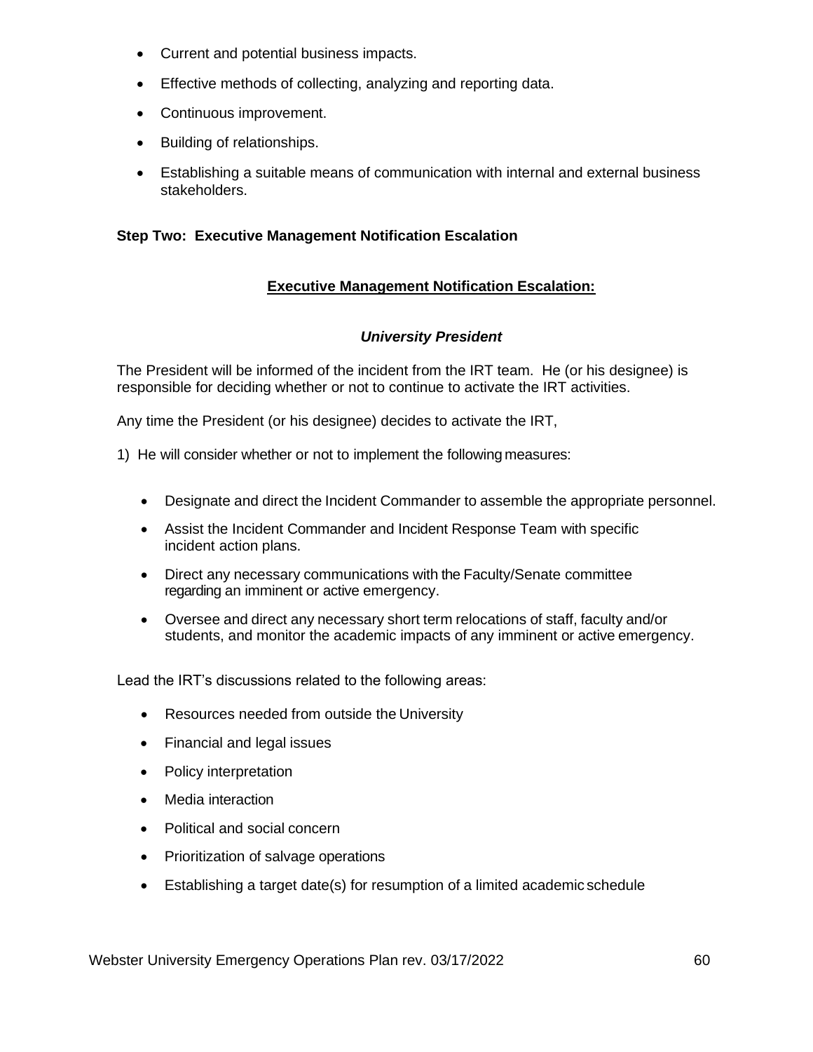- Current and potential business impacts.
- Effective methods of collecting, analyzing and reporting data.
- Continuous improvement.
- Building of relationships.
- Establishing a suitable means of communication with internal and external business stakeholders.

**Step Two: Executive Management Notification Escalation**

**Executive Management Notification Escalation:**

***University President***

The President will be informed of the incident from the IRT team. He (or his designee) is responsible for deciding whether or not to continue to activate the IRT activities.

Any time the President (or his designee) decides to activate the IRT,

1) He will consider whether or not to implement the following measures:

- Designate and direct the Incident Commander to assemble the appropriate personnel.
- Assist the Incident Commander and Incident Response Team with specific incident action plans.
- Direct any necessary communications with the Faculty/Senate committee regarding an imminent or active emergency.
- Oversee and direct any necessary short term relocations of staff, faculty and/or students, and monitor the academic impacts of any imminent or active emergency.

Lead the IRT's discussions related to the following areas:

- Resources needed from outside the University
- Financial and legal issues
- Policy interpretation
- Media interaction
- Political and social concern
- Prioritization of salvage operations
- Establishing a target date(s) for resumption of a limited academic schedule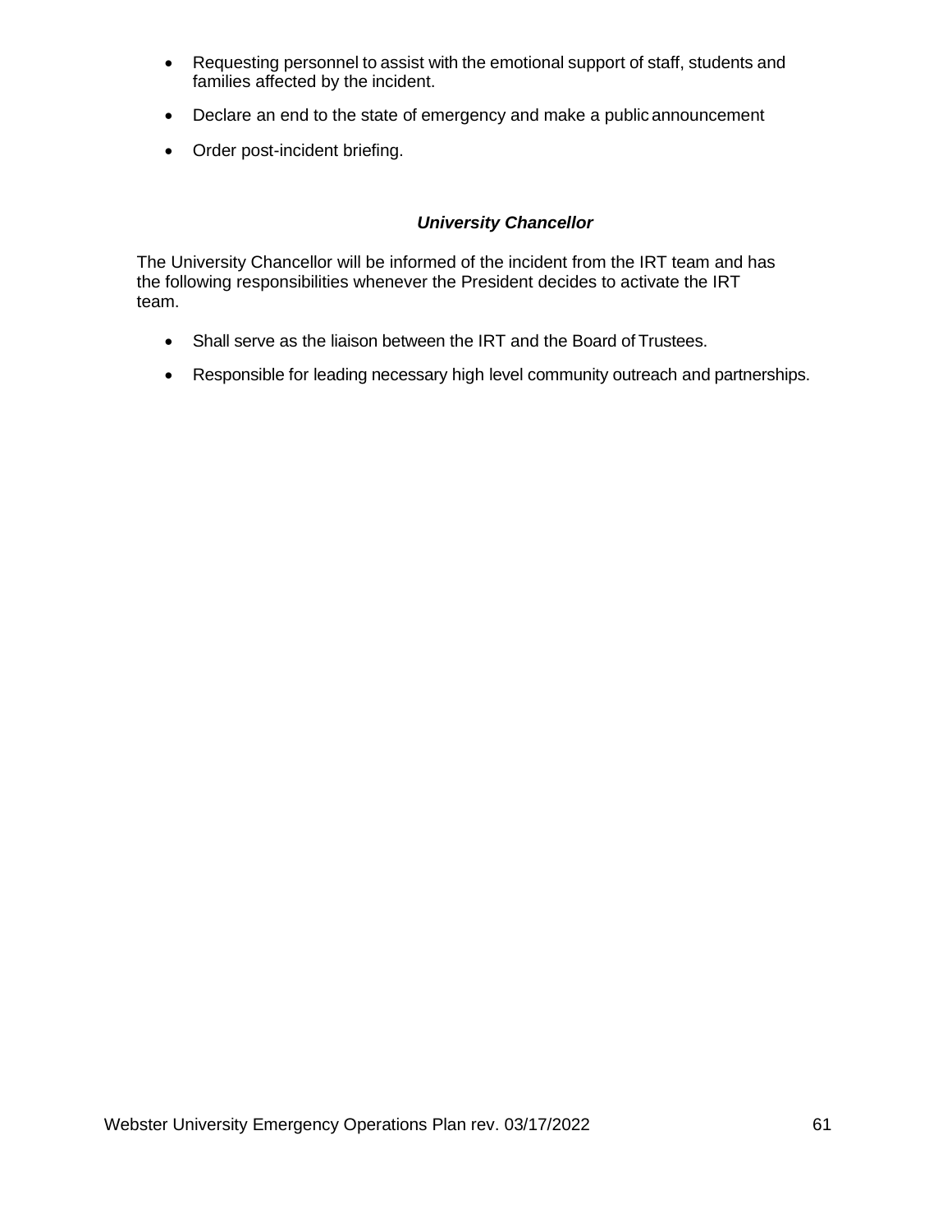- Requesting personnel to assist with the emotional support of staff, students and families affected by the incident.
- Declare an end to the state of emergency and make a public announcement
- Order post-incident briefing.

### *University Chancellor*

The University Chancellor will be informed of the incident from the IRT team and has the following responsibilities whenever the President decides to activate the IRT team.

- Shall serve as the liaison between the IRT and the Board of Trustees.
- Responsible for leading necessary high level community outreach and partnerships.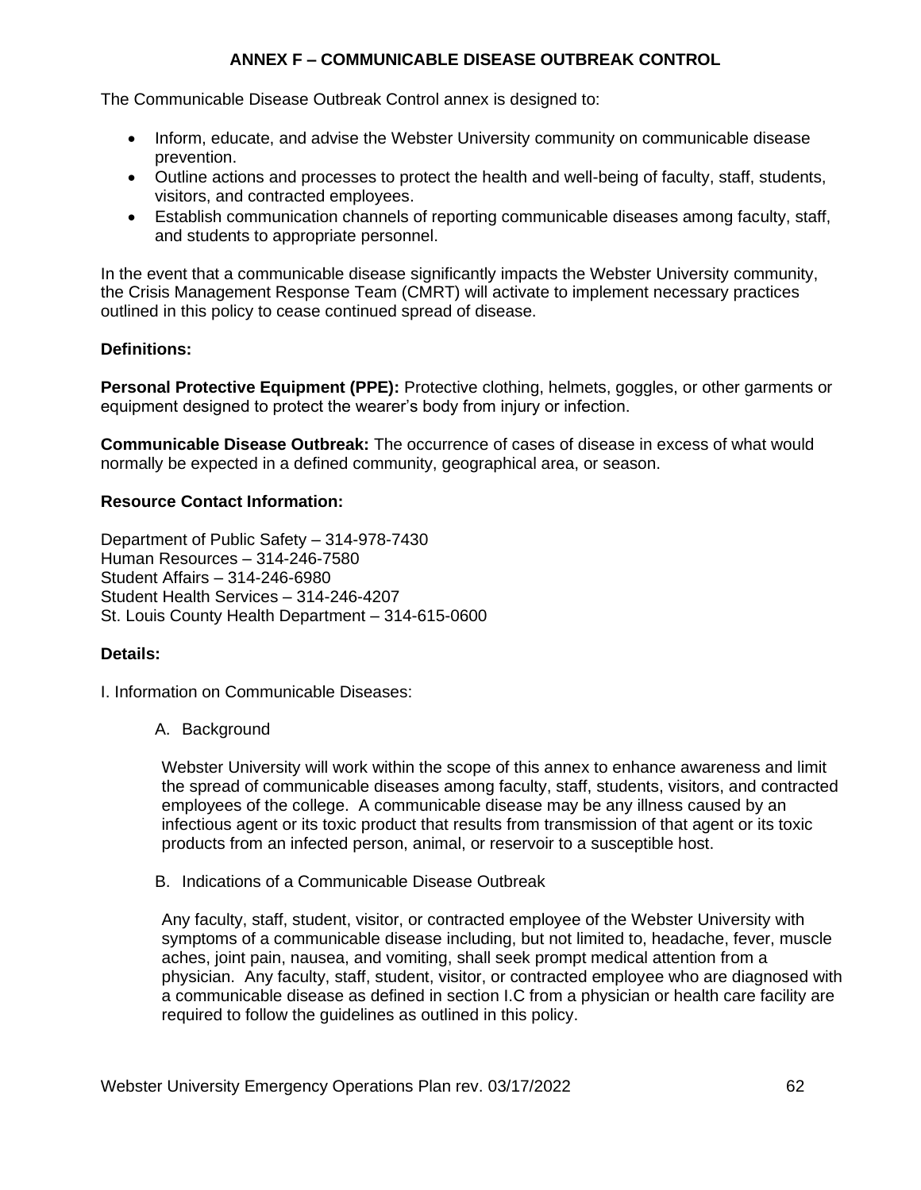# ANNEX F – COMMUNICABLE DISEASE OUTBREAK CONTROL

The Communicable Disease Outbreak Control annex is designed to:

- Inform, educate, and advise the Webster University community on communicable disease prevention.
- Outline actions and processes to protect the health and well-being of faculty, staff, students, visitors, and contracted employees.
- Establish communication channels of reporting communicable diseases among faculty, staff, and students to appropriate personnel.

In the event that a communicable disease significantly impacts the Webster University community, the Crisis Management Response Team (CMRT) will activate to implement necessary practices outlined in this policy to cease continued spread of disease.

**Definitions:**

**Personal Protective Equipment (PPE):** Protective clothing, helmets, goggles, or other garments or equipment designed to protect the wearer's body from injury or infection.

**Communicable Disease Outbreak:** The occurrence of cases of disease in excess of what would normally be expected in a defined community, geographical area, or season.

**Resource Contact Information:**

Department of Public Safety – 314-978-7430
Human Resources – 314-246-7580
Student Affairs – 314-246-6980
Student Health Services – 314-246-4207
St. Louis County Health Department – 314-615-0600

**Details:**

I. Information on Communicable Diseases:

A. Background

Webster University will work within the scope of this annex to enhance awareness and limit the spread of communicable diseases among faculty, staff, students, visitors, and contracted employees of the college. A communicable disease may be any illness caused by an infectious agent or its toxic product that results from transmission of that agent or its toxic products from an infected person, animal, or reservoir to a susceptible host.

B. Indications of a Communicable Disease Outbreak

Any faculty, staff, student, visitor, or contracted employee of the Webster University with symptoms of a communicable disease including, but not limited to, headache, fever, muscle aches, joint pain, nausea, and vomiting, shall seek prompt medical attention from a physician. Any faculty, staff, student, visitor, or contracted employee who are diagnosed with a communicable disease as defined in section I.C from a physician or health care facility are required to follow the guidelines as outlined in this policy.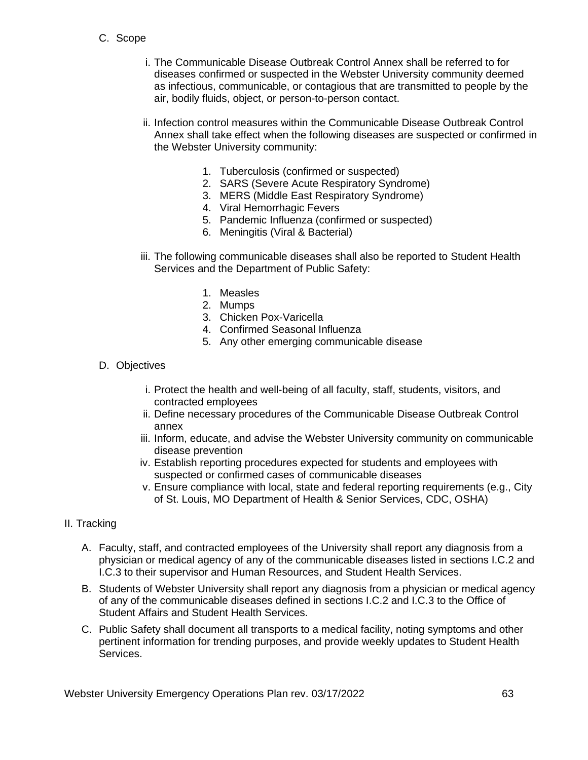C. Scope

i. The Communicable Disease Outbreak Control Annex shall be referred to for diseases confirmed or suspected in the Webster University community deemed as infectious, communicable, or contagious that are transmitted to people by the air, bodily fluids, object, or person-to-person contact.

ii. Infection control measures within the Communicable Disease Outbreak Control Annex shall take effect when the following diseases are suspected or confirmed in the Webster University community:

1. Tuberculosis (confirmed or suspected)
2. SARS (Severe Acute Respiratory Syndrome)
3. MERS (Middle East Respiratory Syndrome)
4. Viral Hemorrhagic Fevers
5. Pandemic Influenza (confirmed or suspected)
6. Meningitis (Viral & Bacterial)

iii. The following communicable diseases shall also be reported to Student Health Services and the Department of Public Safety:

1. Measles
2. Mumps
3. Chicken Pox-Varicella
4. Confirmed Seasonal Influenza
5. Any other emerging communicable disease

D. Objectives

i. Protect the health and well-being of all faculty, staff, students, visitors, and contracted employees
ii. Define necessary procedures of the Communicable Disease Outbreak Control annex
iii. Inform, educate, and advise the Webster University community on communicable disease prevention
iv. Establish reporting procedures expected for students and employees with suspected or confirmed cases of communicable diseases
v. Ensure compliance with local, state and federal reporting requirements (e.g., City of St. Louis, MO Department of Health & Senior Services, CDC, OSHA)

II. Tracking

A. Faculty, staff, and contracted employees of the University shall report any diagnosis from a physician or medical agency of any of the communicable diseases listed in sections I.C.2 and I.C.3 to their supervisor and Human Resources, and Student Health Services.

B. Students of Webster University shall report any diagnosis from a physician or medical agency of any of the communicable diseases defined in sections I.C.2 and I.C.3 to the Office of Student Affairs and Student Health Services.

C. Public Safety shall document all transports to a medical facility, noting symptoms and other pertinent information for trending purposes, and provide weekly updates to Student Health Services.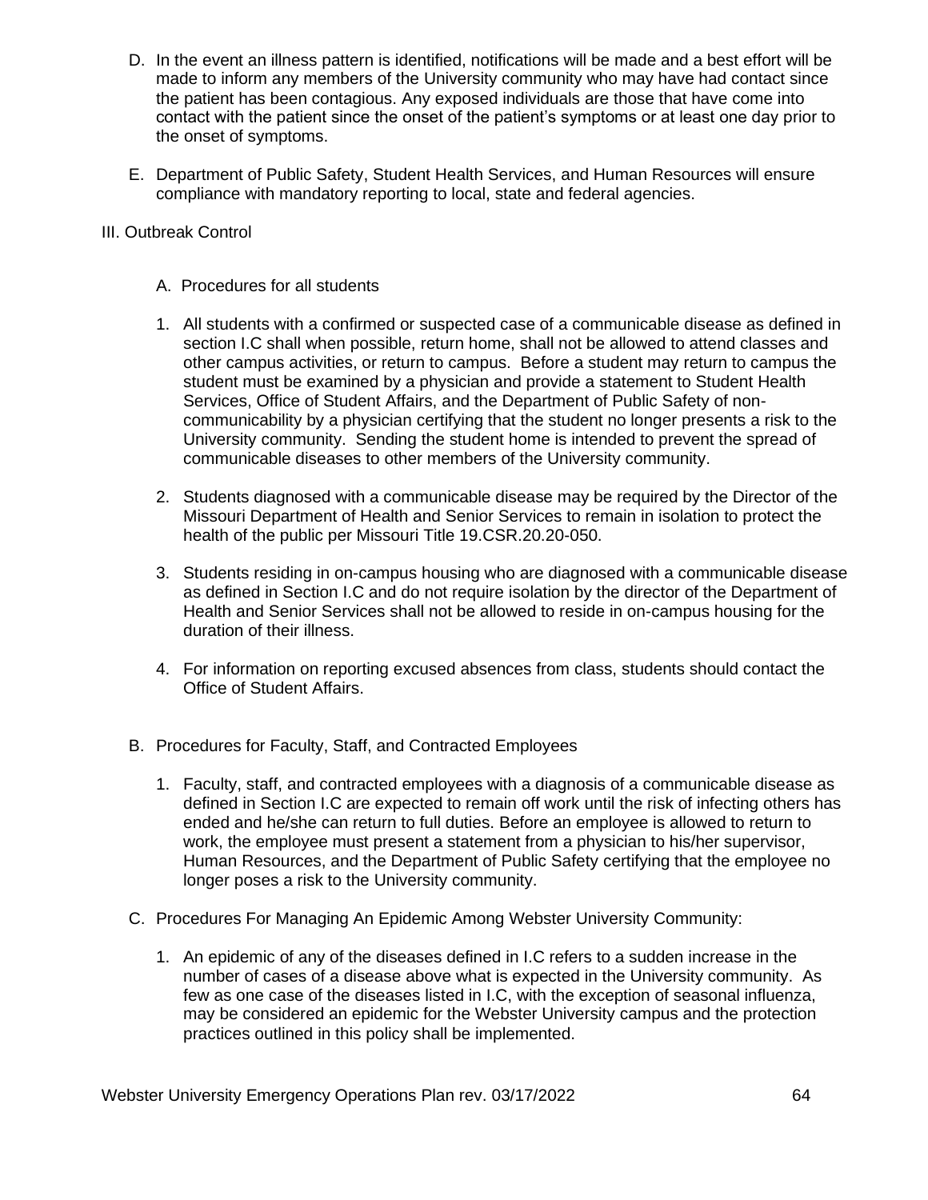D. In the event an illness pattern is identified, notifications will be made and a best effort will be made to inform any members of the University community who may have had contact since the patient has been contagious. Any exposed individuals are those that have come into contact with the patient since the onset of the patient's symptoms or at least one day prior to the onset of symptoms.

E. Department of Public Safety, Student Health Services, and Human Resources will ensure compliance with mandatory reporting to local, state and federal agencies.

III. Outbreak Control

A. Procedures for all students

1. All students with a confirmed or suspected case of a communicable disease as defined in section I.C shall when possible, return home, shall not be allowed to attend classes and other campus activities, or return to campus. Before a student may return to campus the student must be examined by a physician and provide a statement to Student Health Services, Office of Student Affairs, and the Department of Public Safety of non-communicability by a physician certifying that the student no longer presents a risk to the University community. Sending the student home is intended to prevent the spread of communicable diseases to other members of the University community.

2. Students diagnosed with a communicable disease may be required by the Director of the Missouri Department of Health and Senior Services to remain in isolation to protect the health of the public per Missouri Title 19.CSR.20.20-050.

3. Students residing in on-campus housing who are diagnosed with a communicable disease as defined in Section I.C and do not require isolation by the director of the Department of Health and Senior Services shall not be allowed to reside in on-campus housing for the duration of their illness.

4. For information on reporting excused absences from class, students should contact the Office of Student Affairs.

B. Procedures for Faculty, Staff, and Contracted Employees

1. Faculty, staff, and contracted employees with a diagnosis of a communicable disease as defined in Section I.C are expected to remain off work until the risk of infecting others has ended and he/she can return to full duties. Before an employee is allowed to return to work, the employee must present a statement from a physician to his/her supervisor, Human Resources, and the Department of Public Safety certifying that the employee no longer poses a risk to the University community.

C. Procedures For Managing An Epidemic Among Webster University Community:

1. An epidemic of any of the diseases defined in I.C refers to a sudden increase in the number of cases of a disease above what is expected in the University community. As few as one case of the diseases listed in I.C, with the exception of seasonal influenza, may be considered an epidemic for the Webster University campus and the protection practices outlined in this policy shall be implemented.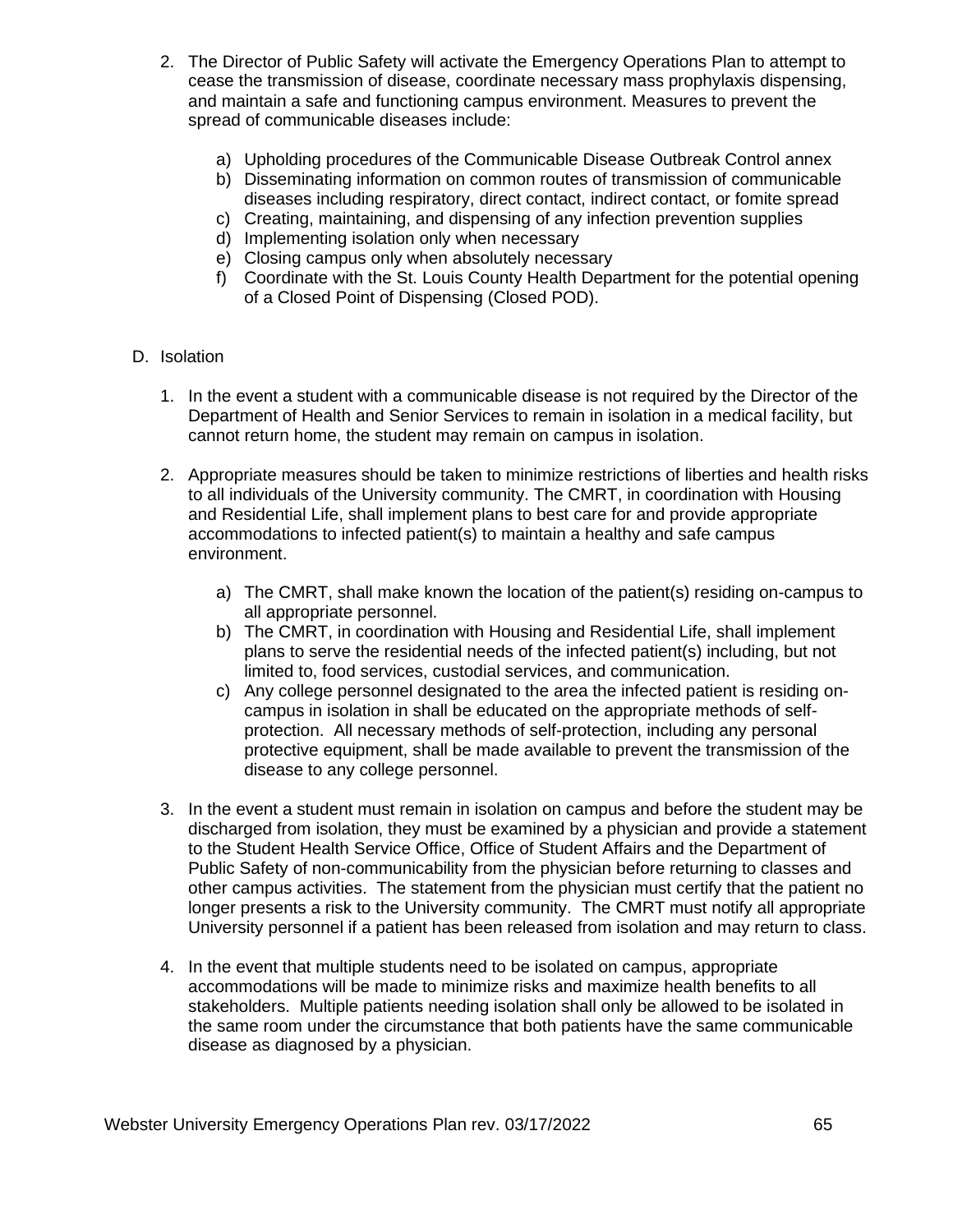2. The Director of Public Safety will activate the Emergency Operations Plan to attempt to cease the transmission of disease, coordinate necessary mass prophylaxis dispensing, and maintain a safe and functioning campus environment. Measures to prevent the spread of communicable diseases include:

    a) Upholding procedures of the Communicable Disease Outbreak Control annex
    b) Disseminating information on common routes of transmission of communicable diseases including respiratory, direct contact, indirect contact, or fomite spread
    c) Creating, maintaining, and dispensing of any infection prevention supplies
    d) Implementing isolation only when necessary
    e) Closing campus only when absolutely necessary
    f) Coordinate with the St. Louis County Health Department for the potential opening of a Closed Point of Dispensing (Closed POD).

D. Isolation

1. In the event a student with a communicable disease is not required by the Director of the Department of Health and Senior Services to remain in isolation in a medical facility, but cannot return home, the student may remain on campus in isolation.

2. Appropriate measures should be taken to minimize restrictions of liberties and health risks to all individuals of the University community. The CMRT, in coordination with Housing and Residential Life, shall implement plans to best care for and provide appropriate accommodations to infected patient(s) to maintain a healthy and safe campus environment.

    a) The CMRT, shall make known the location of the patient(s) residing on-campus to all appropriate personnel.
    b) The CMRT, in coordination with Housing and Residential Life, shall implement plans to serve the residential needs of the infected patient(s) including, but not limited to, food services, custodial services, and communication.
    c) Any college personnel designated to the area the infected patient is residing on-campus in isolation in shall be educated on the appropriate methods of self-protection. All necessary methods of self-protection, including any personal protective equipment, shall be made available to prevent the transmission of the disease to any college personnel.

3. In the event a student must remain in isolation on campus and before the student may be discharged from isolation, they must be examined by a physician and provide a statement to the Student Health Service Office, Office of Student Affairs and the Department of Public Safety of non-communicability from the physician before returning to classes and other campus activities. The statement from the physician must certify that the patient no longer presents a risk to the University community. The CMRT must notify all appropriate University personnel if a patient has been released from isolation and may return to class.

4. In the event that multiple students need to be isolated on campus, appropriate accommodations will be made to minimize risks and maximize health benefits to all stakeholders. Multiple patients needing isolation shall only be allowed to be isolated in the same room under the circumstance that both patients have the same communicable disease as diagnosed by a physician.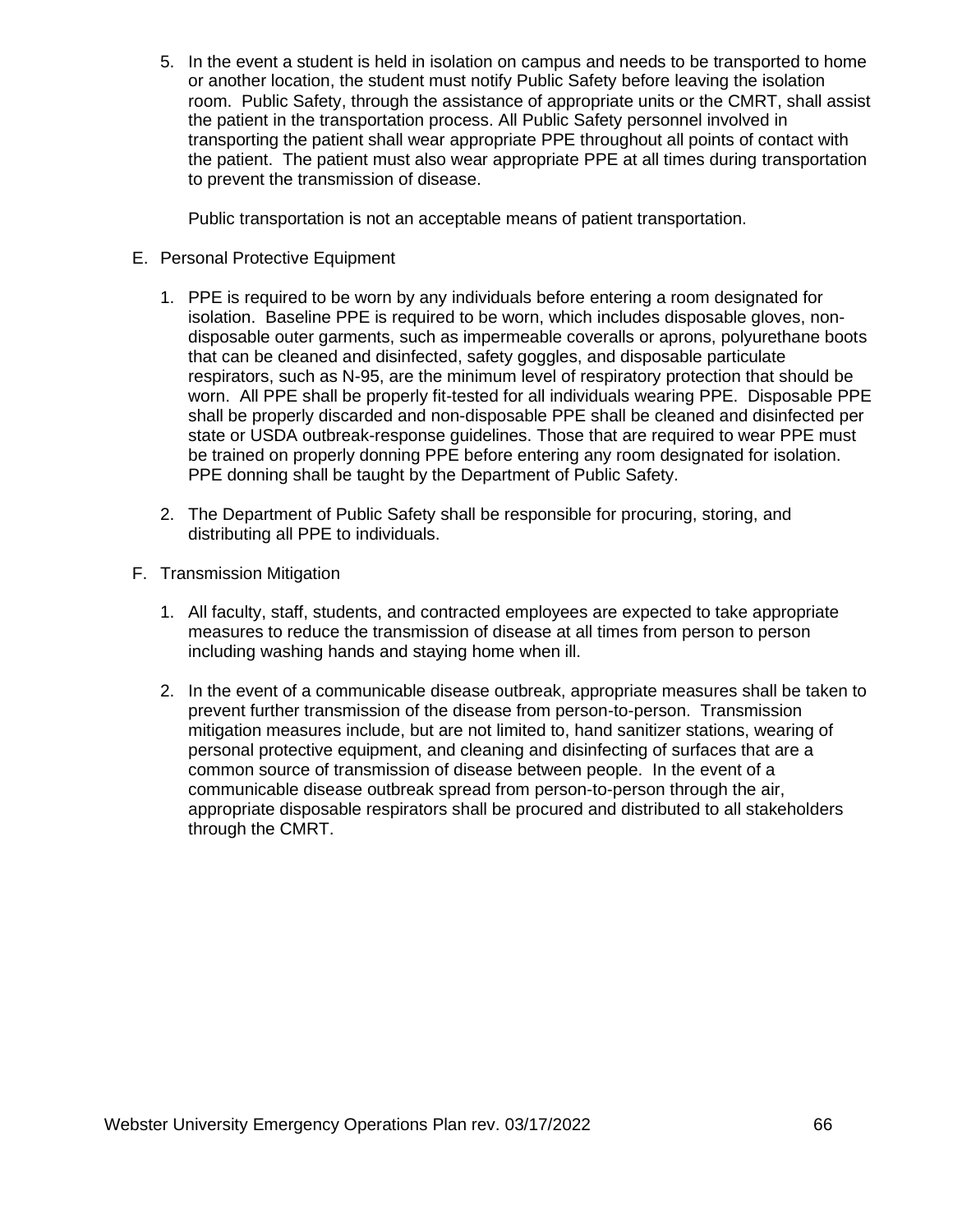5. In the event a student is held in isolation on campus and needs to be transported to home or another location, the student must notify Public Safety before leaving the isolation room. Public Safety, through the assistance of appropriate units or the CMRT, shall assist the patient in the transportation process. All Public Safety personnel involved in transporting the patient shall wear appropriate PPE throughout all points of contact with the patient. The patient must also wear appropriate PPE at all times during transportation to prevent the transmission of disease.

   Public transportation is not an acceptable means of patient transportation.

E. Personal Protective Equipment

   1. PPE is required to be worn by any individuals before entering a room designated for isolation. Baseline PPE is required to be worn, which includes disposable gloves, non-disposable outer garments, such as impermeable coveralls or aprons, polyurethane boots that can be cleaned and disinfected, safety goggles, and disposable particulate respirators, such as N-95, are the minimum level of respiratory protection that should be worn. All PPE shall be properly fit-tested for all individuals wearing PPE. Disposable PPE shall be properly discarded and non-disposable PPE shall be cleaned and disinfected per state or USDA outbreak-response guidelines. Those that are required to wear PPE must be trained on properly donning PPE before entering any room designated for isolation. PPE donning shall be taught by the Department of Public Safety.

   2. The Department of Public Safety shall be responsible for procuring, storing, and distributing all PPE to individuals.

F. Transmission Mitigation

   1. All faculty, staff, students, and contracted employees are expected to take appropriate measures to reduce the transmission of disease at all times from person to person including washing hands and staying home when ill.

   2. In the event of a communicable disease outbreak, appropriate measures shall be taken to prevent further transmission of the disease from person-to-person. Transmission mitigation measures include, but are not limited to, hand sanitizer stations, wearing of personal protective equipment, and cleaning and disinfecting of surfaces that are a common source of transmission of disease between people. In the event of a communicable disease outbreak spread from person-to-person through the air, appropriate disposable respirators shall be procured and distributed to all stakeholders through the CMRT.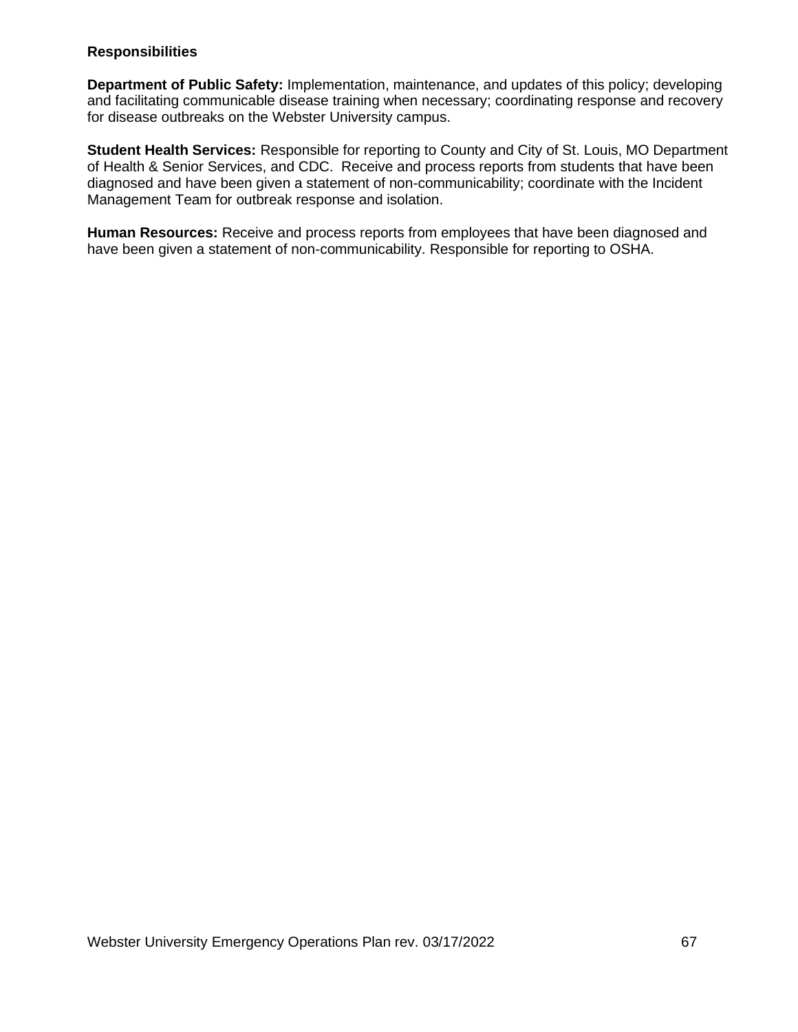**Responsibilities**

**Department of Public Safety:** Implementation, maintenance, and updates of this policy; developing and facilitating communicable disease training when necessary; coordinating response and recovery for disease outbreaks on the Webster University campus.

**Student Health Services:** Responsible for reporting to County and City of St. Louis, MO Department of Health & Senior Services, and CDC. Receive and process reports from students that have been diagnosed and have been given a statement of non-communicability; coordinate with the Incident Management Team for outbreak response and isolation.

**Human Resources:** Receive and process reports from employees that have been diagnosed and have been given a statement of non-communicability. Responsible for reporting to OSHA.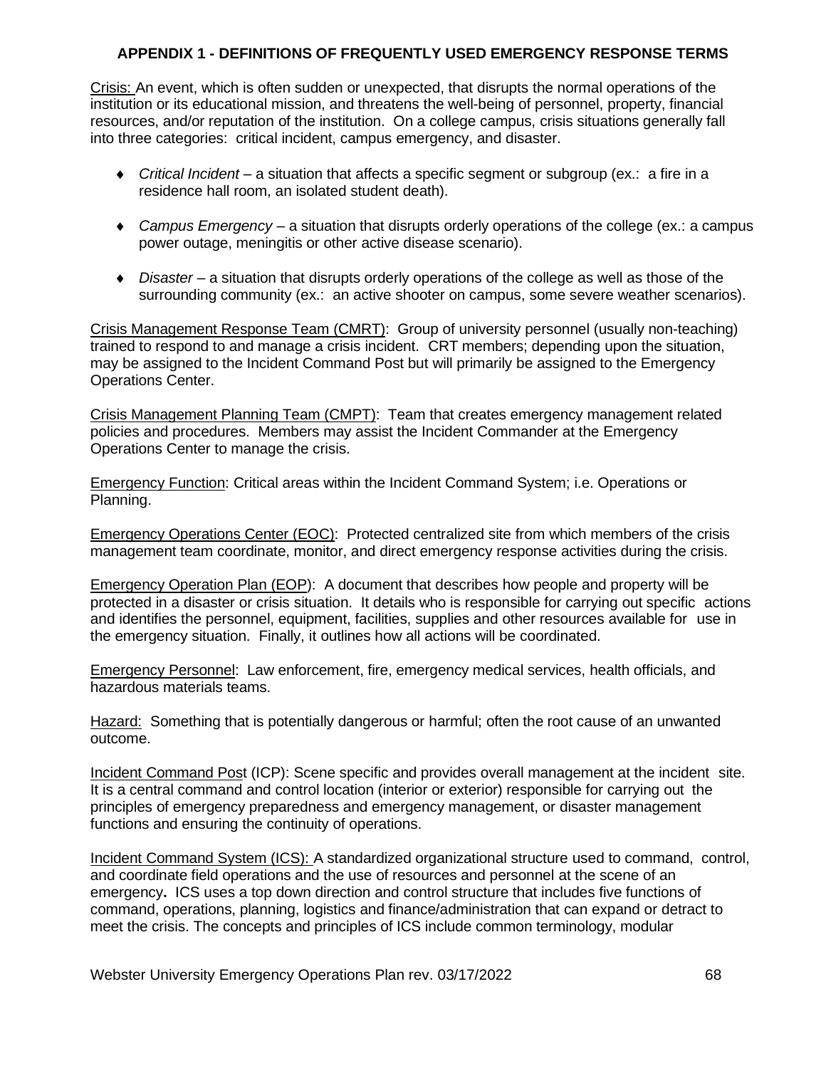## APPENDIX 1 - DEFINITIONS OF FREQUENTLY USED EMERGENCY RESPONSE TERMS

Crisis: An event, which is often sudden or unexpected, that disrupts the normal operations of the institution or its educational mission, and threatens the well-being of personnel, property, financial resources, and/or reputation of the institution. On a college campus, crisis situations generally fall into three categories: critical incident, campus emergency, and disaster.

- *Critical Incident* – a situation that affects a specific segment or subgroup (ex.: a fire in a residence hall room, an isolated student death).
- *Campus Emergency* – a situation that disrupts orderly operations of the college (ex.: a campus power outage, meningitis or other active disease scenario).
- *Disaster* – a situation that disrupts orderly operations of the college as well as those of the surrounding community (ex.: an active shooter on campus, some severe weather scenarios).

Crisis Management Response Team (CMRT): Group of university personnel (usually non-teaching) trained to respond to and manage a crisis incident. CRT members; depending upon the situation, may be assigned to the Incident Command Post but will primarily be assigned to the Emergency Operations Center.

Crisis Management Planning Team (CMPT): Team that creates emergency management related policies and procedures. Members may assist the Incident Commander at the Emergency Operations Center to manage the crisis.

Emergency Function: Critical areas within the Incident Command System; i.e. Operations or Planning.

Emergency Operations Center (EOC): Protected centralized site from which members of the crisis management team coordinate, monitor, and direct emergency response activities during the crisis.

Emergency Operation Plan (EOP): A document that describes how people and property will be protected in a disaster or crisis situation. It details who is responsible for carrying out specific actions and identifies the personnel, equipment, facilities, supplies and other resources available for use in the emergency situation. Finally, it outlines how all actions will be coordinated.

Emergency Personnel: Law enforcement, fire, emergency medical services, health officials, and hazardous materials teams.

Hazard: Something that is potentially dangerous or harmful; often the root cause of an unwanted outcome.

Incident Command Post (ICP): Scene specific and provides overall management at the incident site. It is a central command and control location (interior or exterior) responsible for carrying out the principles of emergency preparedness and emergency management, or disaster management functions and ensuring the continuity of operations.

Incident Command System (ICS): A standardized organizational structure used to command, control, and coordinate field operations and the use of resources and personnel at the scene of an emergency**.** ICS uses a top down direction and control structure that includes five functions of command, operations, planning, logistics and finance/administration that can expand or detract to meet the crisis. The concepts and principles of ICS include common terminology, modular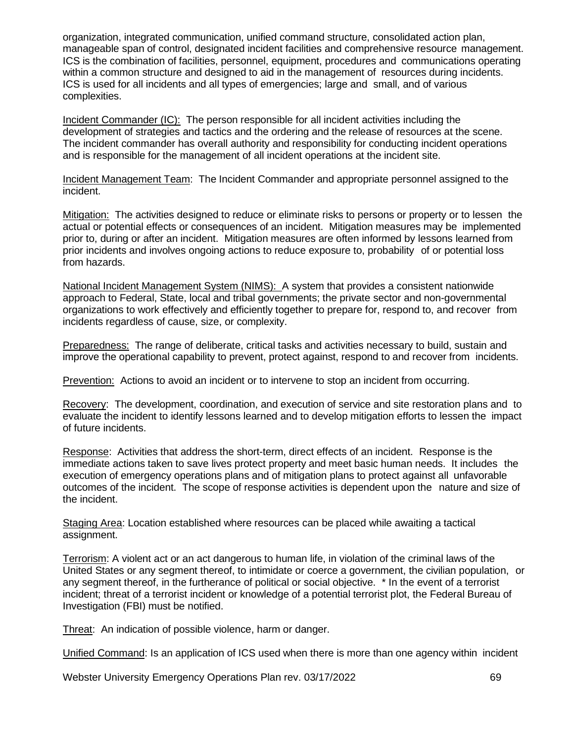organization, integrated communication, unified command structure, consolidated action plan, manageable span of control, designated incident facilities and comprehensive resource management. ICS is the combination of facilities, personnel, equipment, procedures and communications operating within a common structure and designed to aid in the management of resources during incidents. ICS is used for all incidents and all types of emergencies; large and small, and of various complexities.

Incident Commander (IC): The person responsible for all incident activities including the development of strategies and tactics and the ordering and the release of resources at the scene. The incident commander has overall authority and responsibility for conducting incident operations and is responsible for the management of all incident operations at the incident site.

Incident Management Team: The Incident Commander and appropriate personnel assigned to the incident.

Mitigation: The activities designed to reduce or eliminate risks to persons or property or to lessen the actual or potential effects or consequences of an incident. Mitigation measures may be implemented prior to, during or after an incident. Mitigation measures are often informed by lessons learned from prior incidents and involves ongoing actions to reduce exposure to, probability of or potential loss from hazards.

National Incident Management System (NIMS): A system that provides a consistent nationwide approach to Federal, State, local and tribal governments; the private sector and non-governmental organizations to work effectively and efficiently together to prepare for, respond to, and recover from incidents regardless of cause, size, or complexity.

Preparedness: The range of deliberate, critical tasks and activities necessary to build, sustain and improve the operational capability to prevent, protect against, respond to and recover from incidents.

Prevention: Actions to avoid an incident or to intervene to stop an incident from occurring.

Recovery: The development, coordination, and execution of service and site restoration plans and to evaluate the incident to identify lessons learned and to develop mitigation efforts to lessen the impact of future incidents.

Response: Activities that address the short-term, direct effects of an incident. Response is the immediate actions taken to save lives protect property and meet basic human needs. It includes the execution of emergency operations plans and of mitigation plans to protect against all unfavorable outcomes of the incident. The scope of response activities is dependent upon the nature and size of the incident.

Staging Area: Location established where resources can be placed while awaiting a tactical assignment.

Terrorism: A violent act or an act dangerous to human life, in violation of the criminal laws of the United States or any segment thereof, to intimidate or coerce a government, the civilian population, or any segment thereof, in the furtherance of political or social objective. * In the event of a terrorist incident; threat of a terrorist incident or knowledge of a potential terrorist plot, the Federal Bureau of Investigation (FBI) must be notified.

Threat: An indication of possible violence, harm or danger.

Unified Command: Is an application of ICS used when there is more than one agency within incident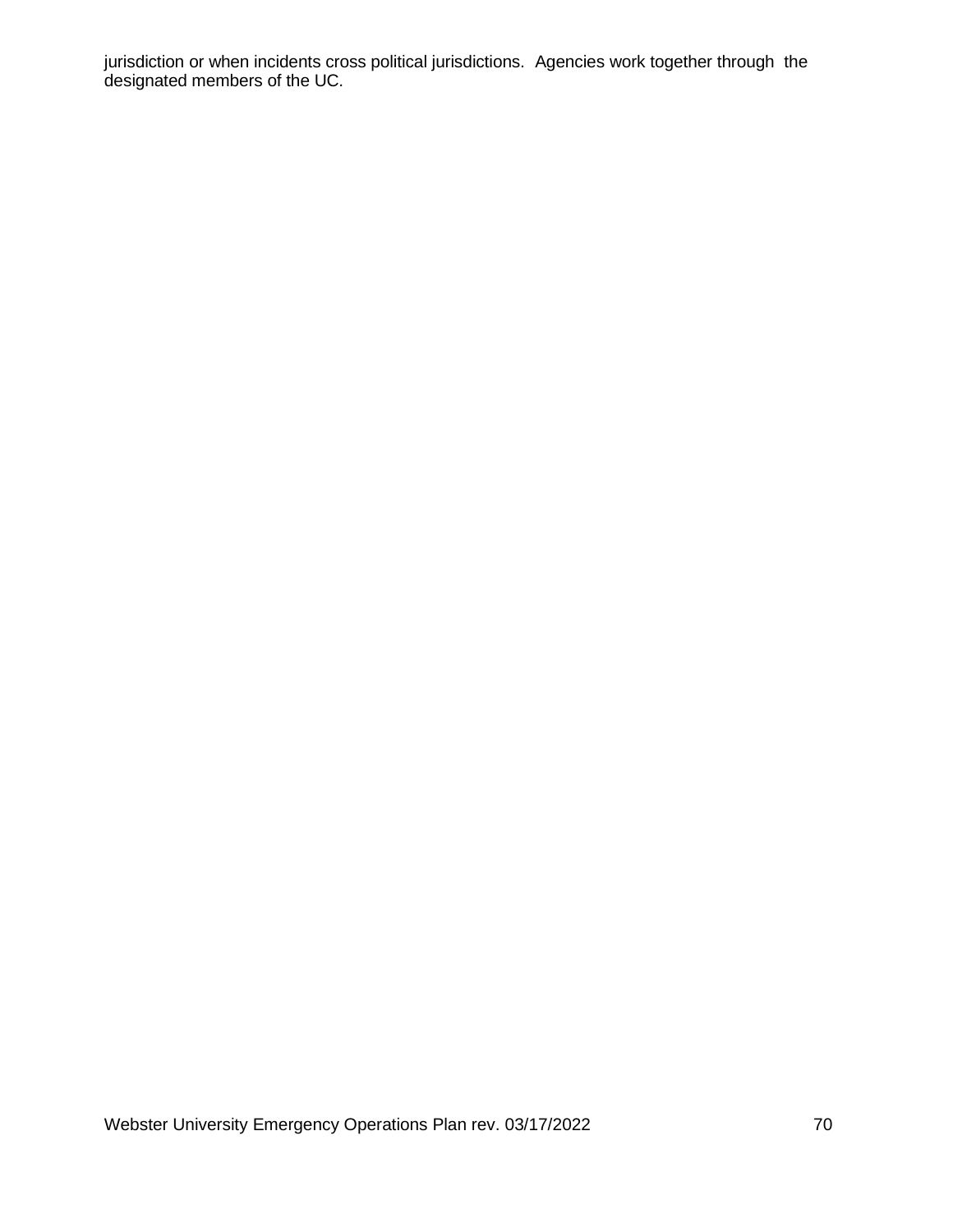jurisdiction or when incidents cross political jurisdictions. Agencies work together through the designated members of the UC.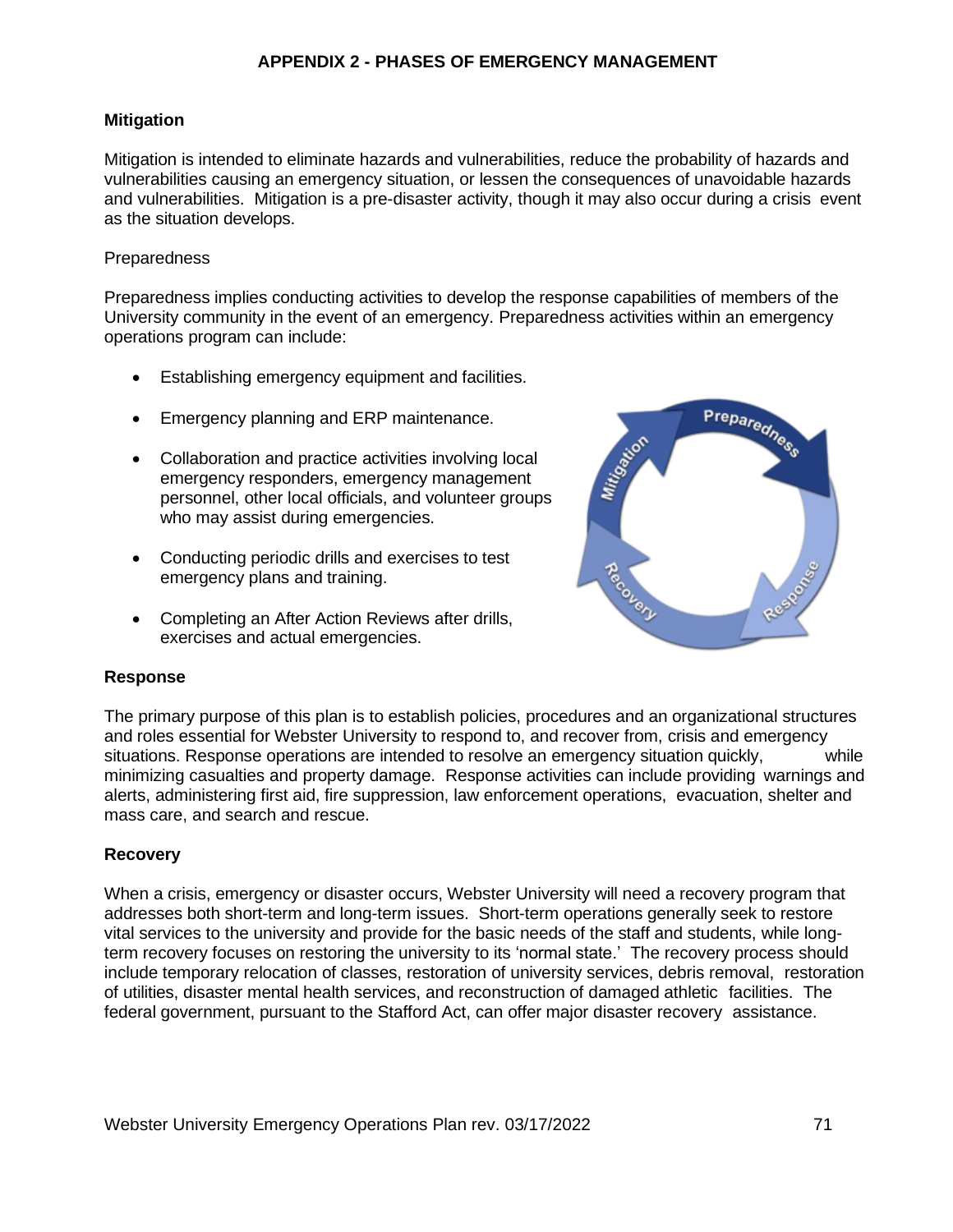## APPENDIX 2 - PHASES OF EMERGENCY MANAGEMENT

### Mitigation

Mitigation is intended to eliminate hazards and vulnerabilities, reduce the probability of hazards and vulnerabilities causing an emergency situation, or lessen the consequences of unavoidable hazards and vulnerabilities. Mitigation is a pre-disaster activity, though it may also occur during a crisis event as the situation develops.

Preparedness

Preparedness implies conducting activities to develop the response capabilities of members of the University community in the event of an emergency. Preparedness activities within an emergency operations program can include:

- Establishing emergency equipment and facilities.
- Emergency planning and ERP maintenance.
- Collaboration and practice activities involving local emergency responders, emergency management personnel, other local officials, and volunteer groups who may assist during emergencies.
- Conducting periodic drills and exercises to test emergency plans and training.
- Completing an After Action Reviews after drills, exercises and actual emergencies.

### Response

The primary purpose of this plan is to establish policies, procedures and an organizational structures and roles essential for Webster University to respond to, and recover from, crisis and emergency situations. Response operations are intended to resolve an emergency situation quickly, while minimizing casualties and property damage. Response activities can include providing warnings and alerts, administering first aid, fire suppression, law enforcement operations, evacuation, shelter and mass care, and search and rescue.

### Recovery

When a crisis, emergency or disaster occurs, Webster University will need a recovery program that addresses both short-term and long-term issues. Short-term operations generally seek to restore vital services to the university and provide for the basic needs of the staff and students, while long-term recovery focuses on restoring the university to its 'normal state.' The recovery process should include temporary relocation of classes, restoration of university services, debris removal, restoration of utilities, disaster mental health services, and reconstruction of damaged athletic facilities. The federal government, pursuant to the Stafford Act, can offer major disaster recovery assistance.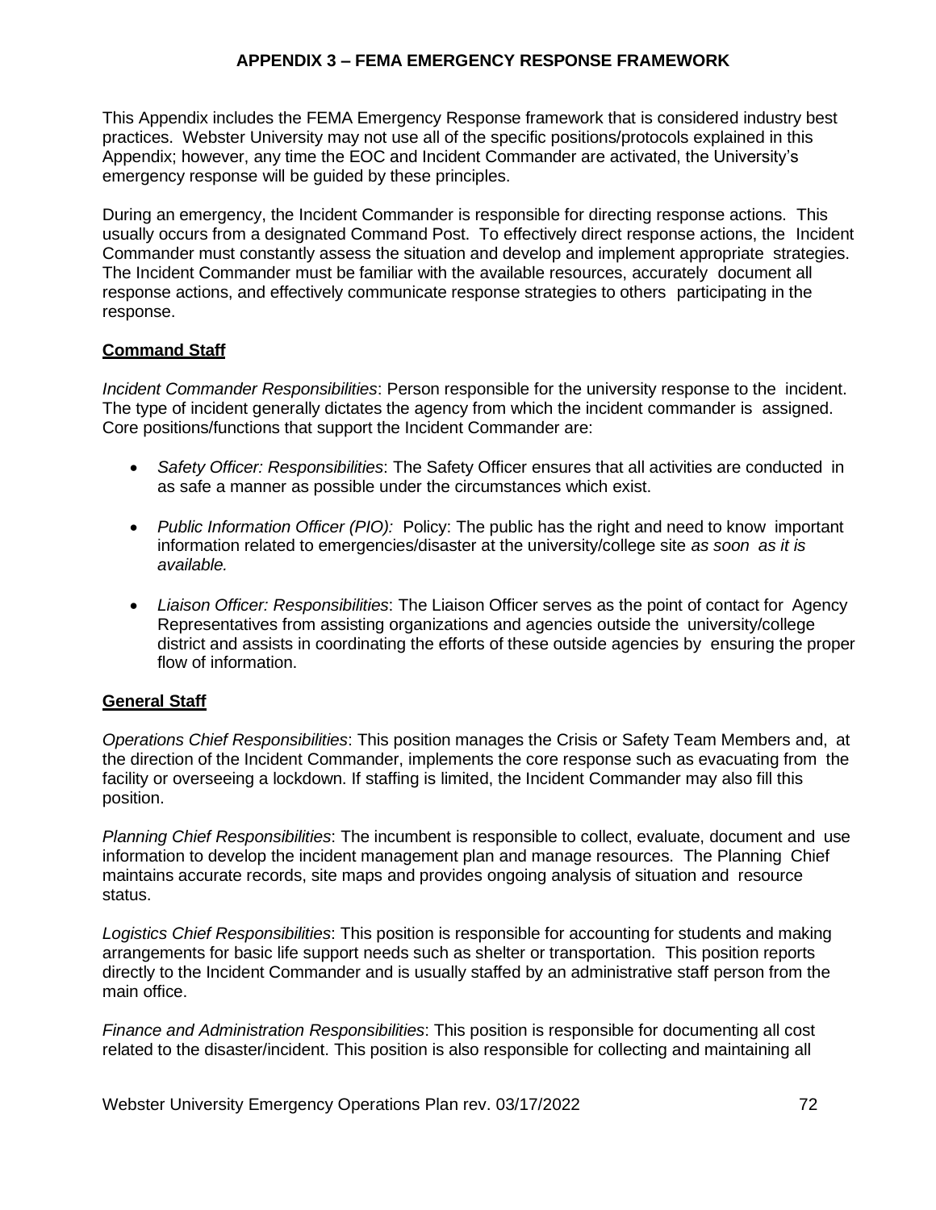## APPENDIX 3 – FEMA EMERGENCY RESPONSE FRAMEWORK

This Appendix includes the FEMA Emergency Response framework that is considered industry best practices. Webster University may not use all of the specific positions/protocols explained in this Appendix; however, any time the EOC and Incident Commander are activated, the University's emergency response will be guided by these principles.

During an emergency, the Incident Commander is responsible for directing response actions. This usually occurs from a designated Command Post. To effectively direct response actions, the Incident Commander must constantly assess the situation and develop and implement appropriate strategies. The Incident Commander must be familiar with the available resources, accurately document all response actions, and effectively communicate response strategies to others participating in the response.

### Command Staff

*Incident Commander Responsibilities*: Person responsible for the university response to the incident. The type of incident generally dictates the agency from which the incident commander is assigned. Core positions/functions that support the Incident Commander are:

- *Safety Officer: Responsibilities*: The Safety Officer ensures that all activities are conducted in as safe a manner as possible under the circumstances which exist.
- *Public Information Officer (PIO):* Policy: The public has the right and need to know important information related to emergencies/disaster at the university/college site *as soon as it is available.*
- *Liaison Officer: Responsibilities*: The Liaison Officer serves as the point of contact for Agency Representatives from assisting organizations and agencies outside the university/college district and assists in coordinating the efforts of these outside agencies by ensuring the proper flow of information.

### General Staff

*Operations Chief Responsibilities*: This position manages the Crisis or Safety Team Members and, at the direction of the Incident Commander, implements the core response such as evacuating from the facility or overseeing a lockdown. If staffing is limited, the Incident Commander may also fill this position.

*Planning Chief Responsibilities*: The incumbent is responsible to collect, evaluate, document and use information to develop the incident management plan and manage resources. The Planning Chief maintains accurate records, site maps and provides ongoing analysis of situation and resource status.

*Logistics Chief Responsibilities*: This position is responsible for accounting for students and making arrangements for basic life support needs such as shelter or transportation. This position reports directly to the Incident Commander and is usually staffed by an administrative staff person from the main office.

*Finance and Administration Responsibilities*: This position is responsible for documenting all cost related to the disaster/incident. This position is also responsible for collecting and maintaining all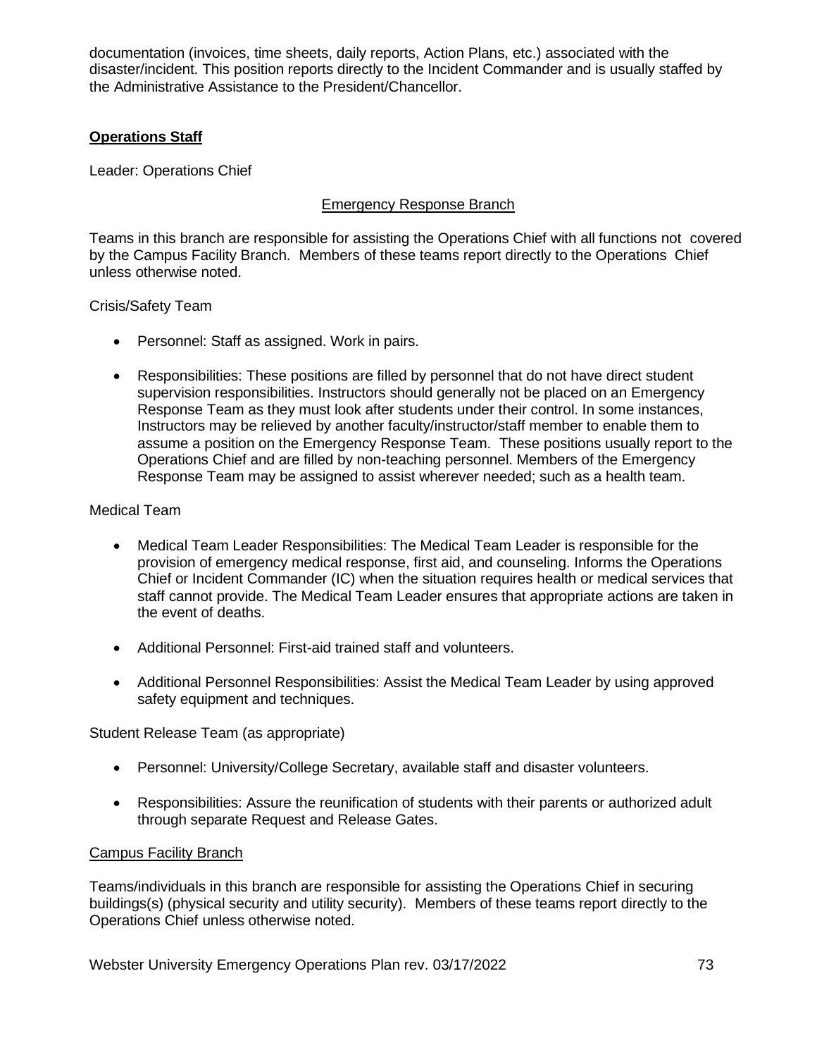documentation (invoices, time sheets, daily reports, Action Plans, etc.) associated with the disaster/incident. This position reports directly to the Incident Commander and is usually staffed by the Administrative Assistance to the President/Chancellor.

## **Operations Staff**

Leader: Operations Chief

### Emergency Response Branch

Teams in this branch are responsible for assisting the Operations Chief with all functions not covered by the Campus Facility Branch. Members of these teams report directly to the Operations Chief unless otherwise noted.

Crisis/Safety Team

- Personnel: Staff as assigned. Work in pairs.
- Responsibilities: These positions are filled by personnel that do not have direct student supervision responsibilities. Instructors should generally not be placed on an Emergency Response Team as they must look after students under their control. In some instances, Instructors may be relieved by another faculty/instructor/staff member to enable them to assume a position on the Emergency Response Team. These positions usually report to the Operations Chief and are filled by non-teaching personnel. Members of the Emergency Response Team may be assigned to assist wherever needed; such as a health team.

Medical Team

- Medical Team Leader Responsibilities: The Medical Team Leader is responsible for the provision of emergency medical response, first aid, and counseling. Informs the Operations Chief or Incident Commander (IC) when the situation requires health or medical services that staff cannot provide. The Medical Team Leader ensures that appropriate actions are taken in the event of deaths.
- Additional Personnel: First-aid trained staff and volunteers.
- Additional Personnel Responsibilities: Assist the Medical Team Leader by using approved safety equipment and techniques.

Student Release Team (as appropriate)

- Personnel: University/College Secretary, available staff and disaster volunteers.
- Responsibilities: Assure the reunification of students with their parents or authorized adult through separate Request and Release Gates.

### Campus Facility Branch

Teams/individuals in this branch are responsible for assisting the Operations Chief in securing buildings(s) (physical security and utility security). Members of these teams report directly to the Operations Chief unless otherwise noted.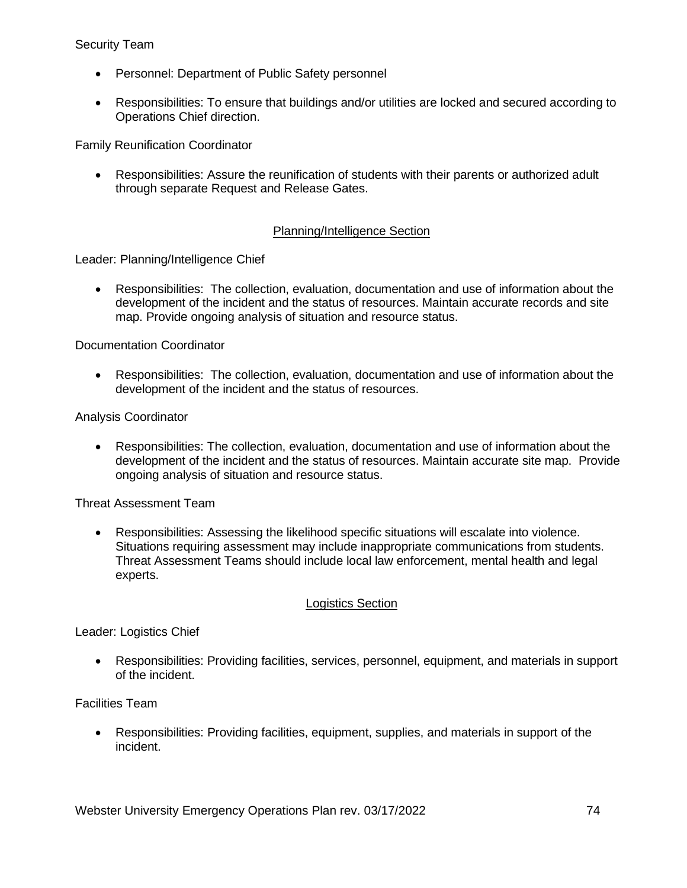Security Team

- Personnel: Department of Public Safety personnel

- Responsibilities: To ensure that buildings and/or utilities are locked and secured according to Operations Chief direction.

Family Reunification Coordinator

- Responsibilities: Assure the reunification of students with their parents or authorized adult through separate Request and Release Gates.

## Planning/Intelligence Section

Leader: Planning/Intelligence Chief

- Responsibilities: The collection, evaluation, documentation and use of information about the development of the incident and the status of resources. Maintain accurate records and site map. Provide ongoing analysis of situation and resource status.

Documentation Coordinator

- Responsibilities: The collection, evaluation, documentation and use of information about the development of the incident and the status of resources.

Analysis Coordinator

- Responsibilities: The collection, evaluation, documentation and use of information about the development of the incident and the status of resources. Maintain accurate site map. Provide ongoing analysis of situation and resource status.

Threat Assessment Team

- Responsibilities: Assessing the likelihood specific situations will escalate into violence. Situations requiring assessment may include inappropriate communications from students. Threat Assessment Teams should include local law enforcement, mental health and legal experts.

## Logistics Section

Leader: Logistics Chief

- Responsibilities: Providing facilities, services, personnel, equipment, and materials in support of the incident.

Facilities Team

- Responsibilities: Providing facilities, equipment, supplies, and materials in support of the incident.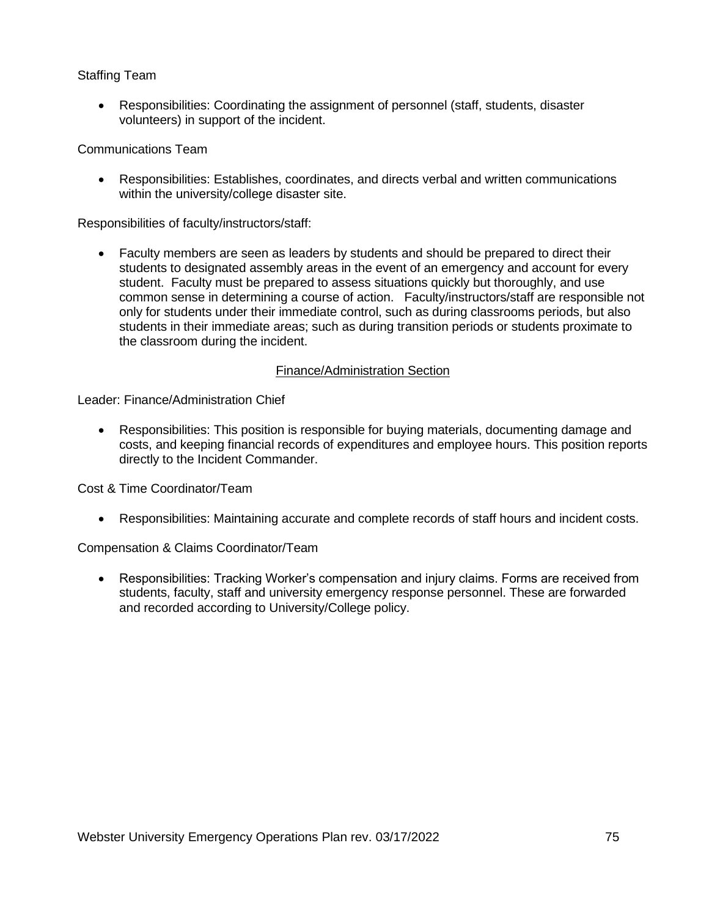Staffing Team

- Responsibilities: Coordinating the assignment of personnel (staff, students, disaster volunteers) in support of the incident.

Communications Team

- Responsibilities: Establishes, coordinates, and directs verbal and written communications within the university/college disaster site.

Responsibilities of faculty/instructors/staff:

- Faculty members are seen as leaders by students and should be prepared to direct their students to designated assembly areas in the event of an emergency and account for every student. Faculty must be prepared to assess situations quickly but thoroughly, and use common sense in determining a course of action. Faculty/instructors/staff are responsible not only for students under their immediate control, such as during classrooms periods, but also students in their immediate areas; such as during transition periods or students proximate to the classroom during the incident.

## Finance/Administration Section

Leader: Finance/Administration Chief

- Responsibilities: This position is responsible for buying materials, documenting damage and costs, and keeping financial records of expenditures and employee hours. This position reports directly to the Incident Commander.

Cost & Time Coordinator/Team

- Responsibilities: Maintaining accurate and complete records of staff hours and incident costs.

Compensation & Claims Coordinator/Team

- Responsibilities: Tracking Worker's compensation and injury claims. Forms are received from students, faculty, staff and university emergency response personnel. These are forwarded and recorded according to University/College policy.